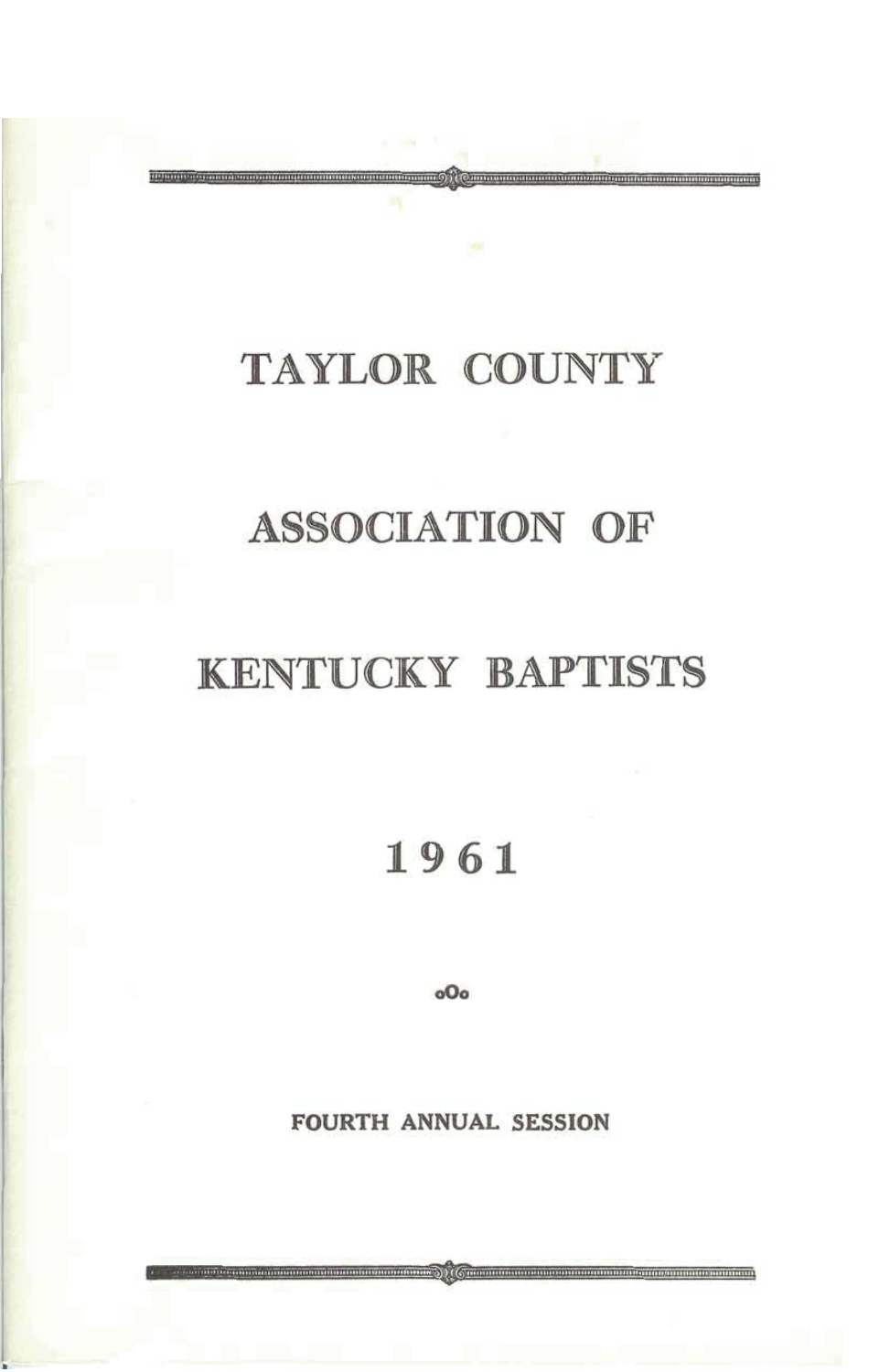# TAYLOR COUNTY

# ASSOCIATION OF

# KENTUCKY BAPTISTS

# 1961

oOo

**FOURTH ANNUAL SESSION**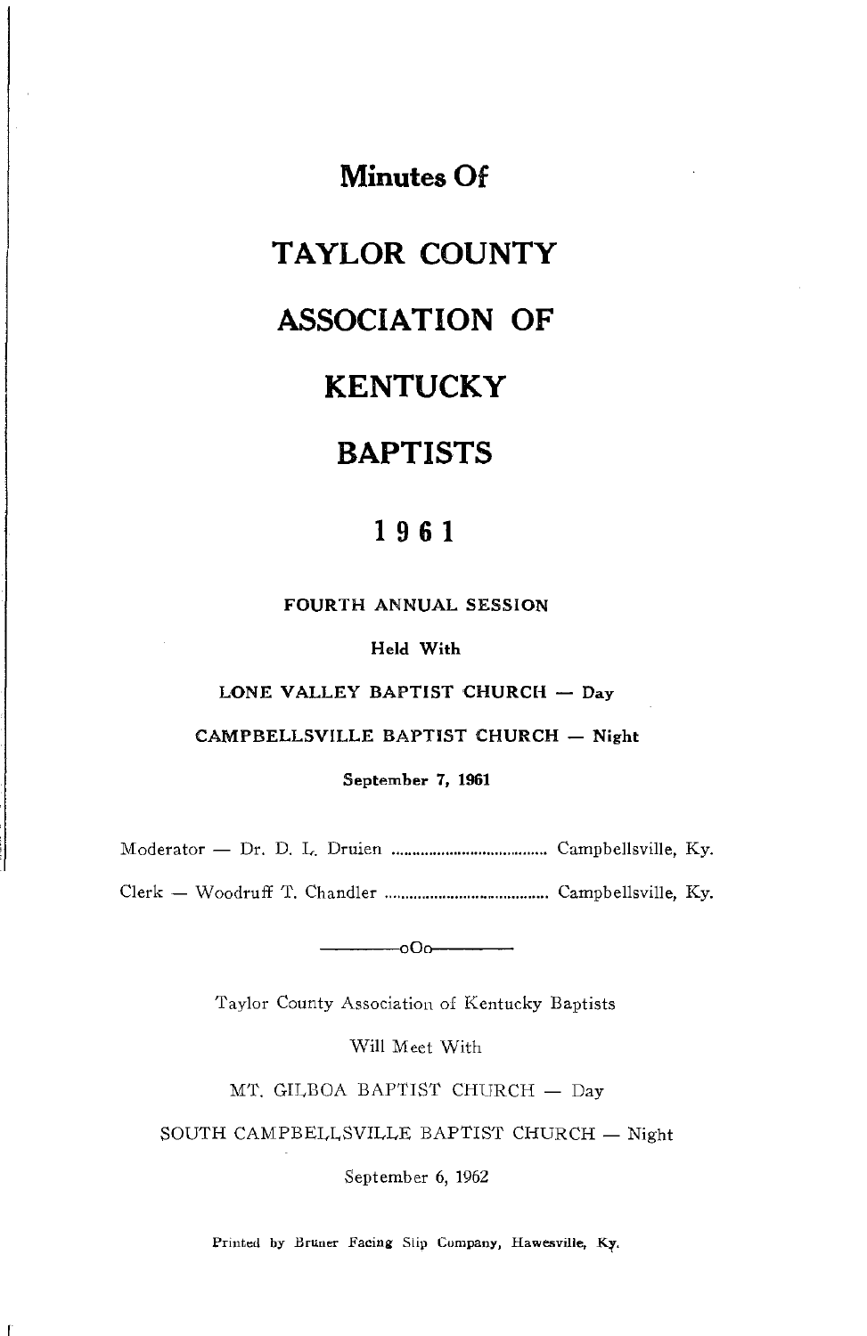# Minutes Of

# TAYLOR COUNTY

# ASSOCIATION OF

# KENTUCKY

# BAPTISTS

## 1961

**FOURTH ANNUAL SESSION**

**Held With**

**LONE VALLEY BAPTIST CHURCH — Day**

**CAMPBELLSVILLE BAPTIST CHURCH — Night**

**September 7, 1961**

Moderator — Dr. D. L. Druien .................................. Campbellsville, Ky.

Clerk — Woodruff T. Chandler .................................. Campbellsville, Ky.

———oOo———

Taylor County Association of Kentucky Baptists

Will Meet With

MT. GILBOA BAPTIST CHURCH — Day

SOUTH CAMPBELLSVILLE BAPTIST CHURCH — Night

September 6, 1962

Printed by Bruner Facing Slip Company, Hawesville, Ky.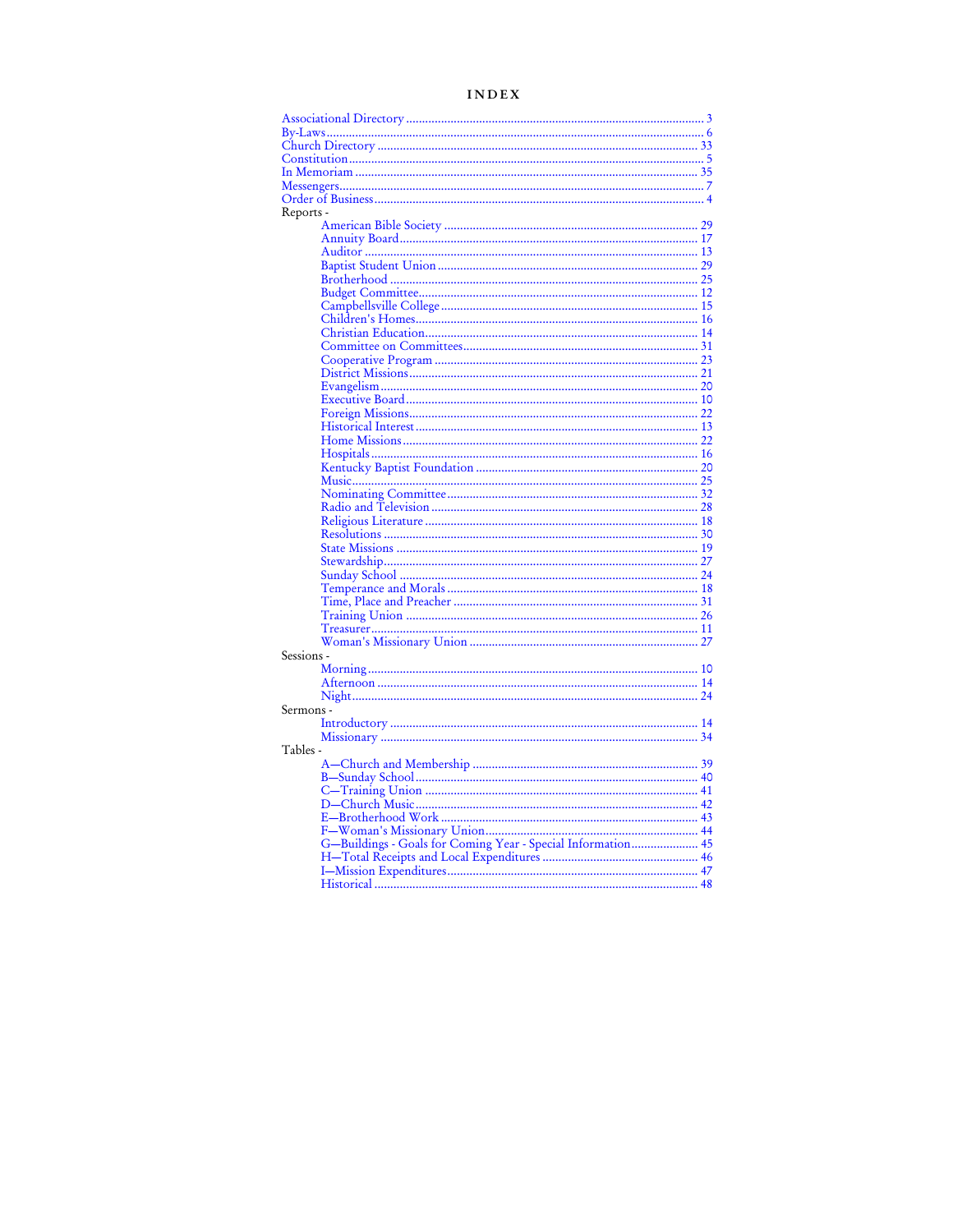# INDEX

Associational Directory ............................................................ 3
By-Laws ............................................................ 6
Church Directory ............................................................ 33
Constitution ............................................................ 5
In Memoriam ............................................................ 35
Messengers ............................................................ 7
Order of Business ............................................................ 4

Reports -

- American Bible Society ............................................................ 29
- Annuity Board ............................................................ 17
- Auditor ............................................................ 13
- Baptist Student Union ............................................................ 29
- Brotherhood ............................................................ 25
- Budget Committee ............................................................ 12
- Campbellsville College ............................................................ 15
- Children's Homes ............................................................ 16
- Christian Education ............................................................ 14
- Committee on Committees ............................................................ 31
- Cooperative Program ............................................................ 23
- District Missions ............................................................ 21
- Evangelism ............................................................ 20
- Executive Board ............................................................ 10
- Foreign Missions ............................................................ 22
- Historical Interest ............................................................ 13
- Home Missions ............................................................ 22
- Hospitals ............................................................ 16
- Kentucky Baptist Foundation ............................................................ 20
- Music ............................................................ 25
- Nominating Committee ............................................................ 32
- Radio and Television ............................................................ 28
- Religious Literature ............................................................ 18
- Resolutions ............................................................ 30
- State Missions ............................................................ 19
- Stewardship ............................................................ 27
- Sunday School ............................................................ 24
- Temperance and Morals ............................................................ 18
- Time, Place and Preacher ............................................................ 31
- Training Union ............................................................ 26
- Treasurer ............................................................ 11
- Woman's Missionary Union ............................................................ 27

Sessions -

- Morning ............................................................ 10
- Afternoon ............................................................ 14
- Night ............................................................ 24

Sermons -

- Introductory ............................................................ 14
- Missionary ............................................................ 34

Tables -

- A—Church and Membership ............................................................ 39
- B—Sunday School ............................................................ 40
- C—Training Union ............................................................ 41
- D—Church Music ............................................................ 42
- E—Brotherhood Work ............................................................ 43
- F—Woman's Missionary Union ............................................................ 44
- G—Buildings - Goals for Coming Year - Special Information ............................................................ 45
- H—Total Receipts and Local Expenditures ............................................................ 46
- I—Mission Expenditures ............................................................ 47
- Historical ............................................................ 48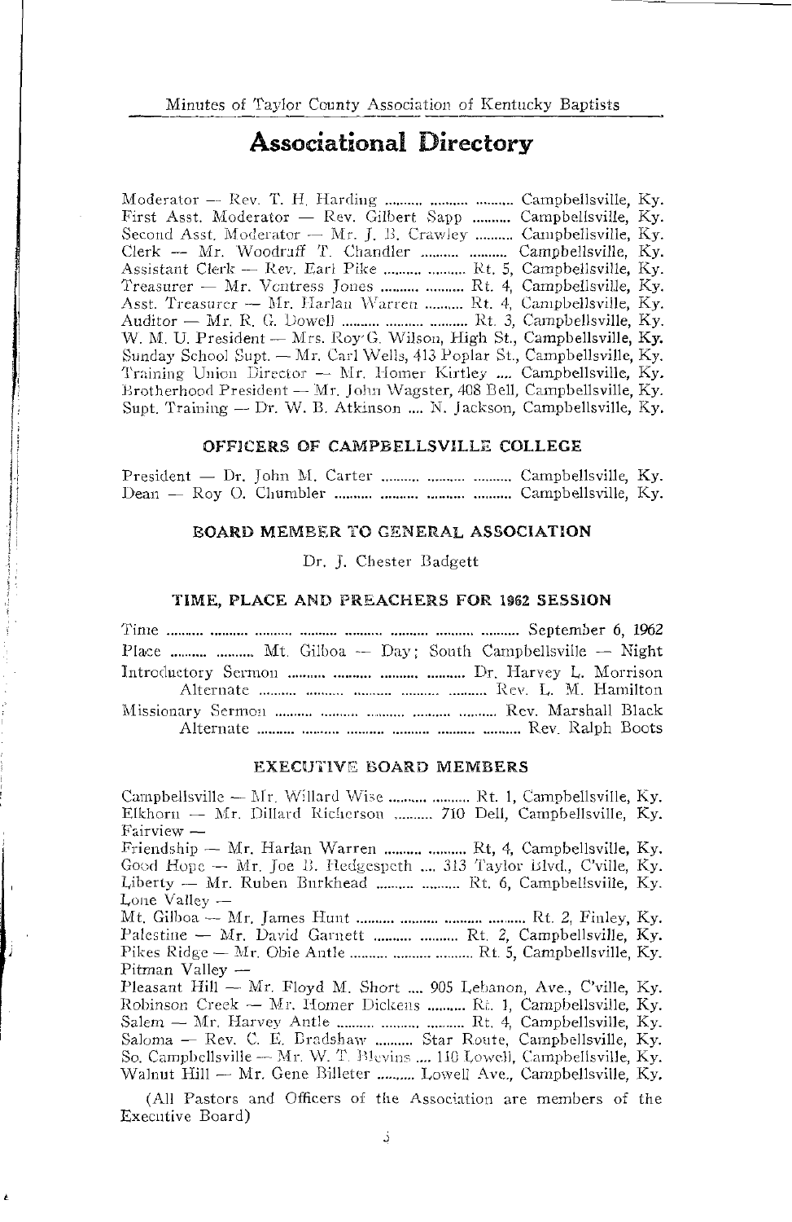# Associational Directory

Moderator — Rev. T. H. Harding .......... .......... .......... Campbellsville, Ky.
First Asst. Moderator — Rev. Gilbert Sapp .......... Campbellsville, Ky.
Second Asst. Moderator — Mr. J. B. Crawley .......... Campbellsville, Ky.
Clerk — Mr. Woodruff T. Chandler .......... .......... Campbellsville, Ky.
Assistant Clerk — Rev. Earl Pike .......... .......... Rt. 5, Campbellsville, Ky.
Treasurer — Mr. Ventress Jones .......... .......... Rt. 4, Campbellsville, Ky.
Asst. Treasurer — Mr. Harlan Warren .......... Rt. 4, Campbellsville, Ky.
Auditor — Mr. R. G. Dowell .......... .......... .......... Rt. 3, Campbellsville, Ky.
W. M. U. President — Mrs. Roy G. Wilson, High St., Campbellsville, Ky.
Sunday School Supt. — Mr. Carl Wells, 413 Poplar St., Campbellsville, Ky.
Training Union Director — Mr. Homer Kirtley .... Campbellsville, Ky.
Brotherhood President — Mr. John Wagster, 408 Bell, Campbellsville, Ky.
Supt. Training — Dr. W. B. Atkinson .... N. Jackson, Campbellsville, Ky.

### OFFICERS OF CAMPBELLSVILLE COLLEGE

President — Dr. John M. Carter .......... .......... .......... Campbellsville, Ky.
Dean — Roy O. Chumbler .......... .......... .......... .......... Campbellsville, Ky.

### BOARD MEMBER TO GENERAL ASSOCIATION

Dr. J. Chester Badgett

### TIME, PLACE AND PREACHERS FOR 1962 SESSION

Time .......... .......... .......... .......... .......... .......... .......... .......... September 6, 1962
Place .......... .......... Mt. Gilboa — Day; South Campbellsville — Night
Introductory Sermon .......... .......... .......... .......... Dr. Harvey L. Morrison
Alternate .......... .......... .......... .......... .......... Rev. L. M. Hamilton
Missionary Sermon .......... .......... .......... .......... .......... Rev. Marshall Black
Alternate .......... .......... .......... .......... .......... .......... Rev. Ralph Boots

### EXECUTIVE BOARD MEMBERS

Campbellsville — Mr. Willard Wise .......... .......... Rt. 1, Campbellsville, Ky.
Elkhorn — Mr. Dillard Richerson .......... 710 Dell, Campbellsville, Ky.
Fairview —
Friendship — Mr. Harlan Warren .......... .......... Rt, 4, Campbellsville, Ky.
Good Hope — Mr. Joe B. Hedgespeth .... 313 Taylor Blvd., C'ville, Ky.
Liberty — Mr. Ruben Burkhead .......... .......... Rt. 6, Campbellsville, Ky.
Lone Valley —
Mt. Gilboa — Mr. James Hunt .......... .......... .......... .......... Rt. 2, Finley, Ky.
Palestine — Mr. David Garnett .......... .......... Rt. 2, Campbellsville, Ky.
Pikes Ridge — Mr. Obie Antle .......... .......... .......... Rt. 5, Campbellsville, Ky.
Pitman Valley —
Pleasant Hill — Mr. Floyd M. Short .... 905 Lebanon, Ave., C'ville, Ky.
Robinson Creek — Mr. Homer Dickens .......... Rt. 1, Campbellsville, Ky.
Salem — Mr. Harvey Antle .......... .......... .......... Rt. 4, Campbellsville, Ky.
Saloma — Rev. C. E. Bradshaw .......... Star Route, Campbellsville, Ky.
So. Campbellsville — Mr. W. T. Blevins .... 110 Lowell, Campbellsville, Ky.
Walnut Hill — Mr. Gene Billeter .......... Lowell Ave., Campbellsville, Ky.

(All Pastors and Officers of the Association are members of the Executive Board)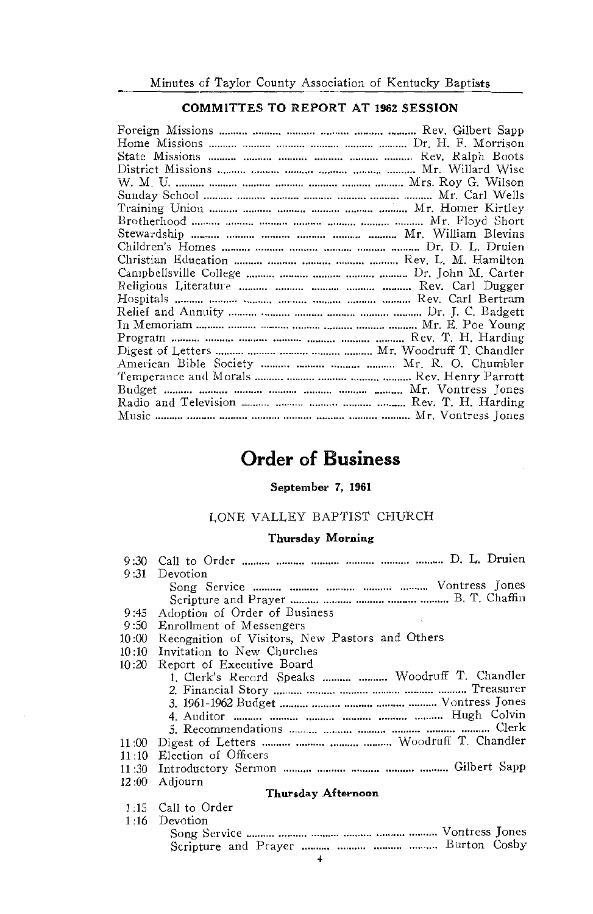### COMMITTES TO REPORT AT 1962 SESSION

| Committee | Chairman |
|---|---|
| Foreign Missions | Rev. Gilbert Sapp |
| Home Missions | Dr. H. F. Morrison |
| State Missions | Rev. Ralph Boots |
| District Missions | Mr. Willard Wise |
| W. M. U. | Mrs. Roy G. Wilson |
| Sunday School | Mr. Carl Wells |
| Training Union | Mr. Homer Kirtley |
| Brotherhood | Mr. Floyd Short |
| Stewardship | Mr. William Blevins |
| Children's Homes | Dr. D. L. Druien |
| Christian Education | Rev. L. M. Hamilton |
| Campbellsville College | Dr. John M. Carter |
| Religious Literature | Rev. Carl Dugger |
| Hospitals | Rev. Carl Bertram |
| Relief and Annuity | Dr. J. C. Badgett |
| In Memoriam | Mr. E. Poe Young |
| Program | Rev. T. H. Harding |
| Digest of Letters | Mr. Woodruff T. Chandler |
| American Bible Society | Mr. R. O. Chumbler |
| Temperance and Morals | Rev. Henry Parrott |
| Budget | Mr. Vontress Jones |
| Radio and Television | Rev. T. H. Harding |
| Music | Mr. Vontress Jones |

# Order of Business

**September 7, 1961**

LONE VALLEY BAPTIST CHURCH

**Thursday Morning**

9:30 Call to Order .......... D. L. Druien

9:31 Devotion
- Song Service .......... Vontress Jones
- Scripture and Prayer .......... B. T. Chaffin

9:45 Adoption of Order of Business

9:50 Enrollment of Messengers

10:00 Recognition of Visitors, New Pastors and Others

10:10 Invitation to New Churches

10:20 Report of Executive Board
1. Clerk's Record Speaks .......... Woodruff T. Chandler
2. Financial Story .......... Treasurer
3. 1961-1962 Budget .......... Vontress Jones
4. Auditor .......... Hugh Colvin
5. Recommendations .......... Clerk

11:00 Digest of Letters .......... Woodruff T. Chandler

11:10 Election of Officers

11:30 Introductory Sermon .......... Gilbert Sapp

12:00 Adjourn

**Thursday Afternoon**

1:15 Call to Order

1:16 Devotion
- Song Service .......... Vontress Jones
- Scripture and Prayer .......... Burton Cosby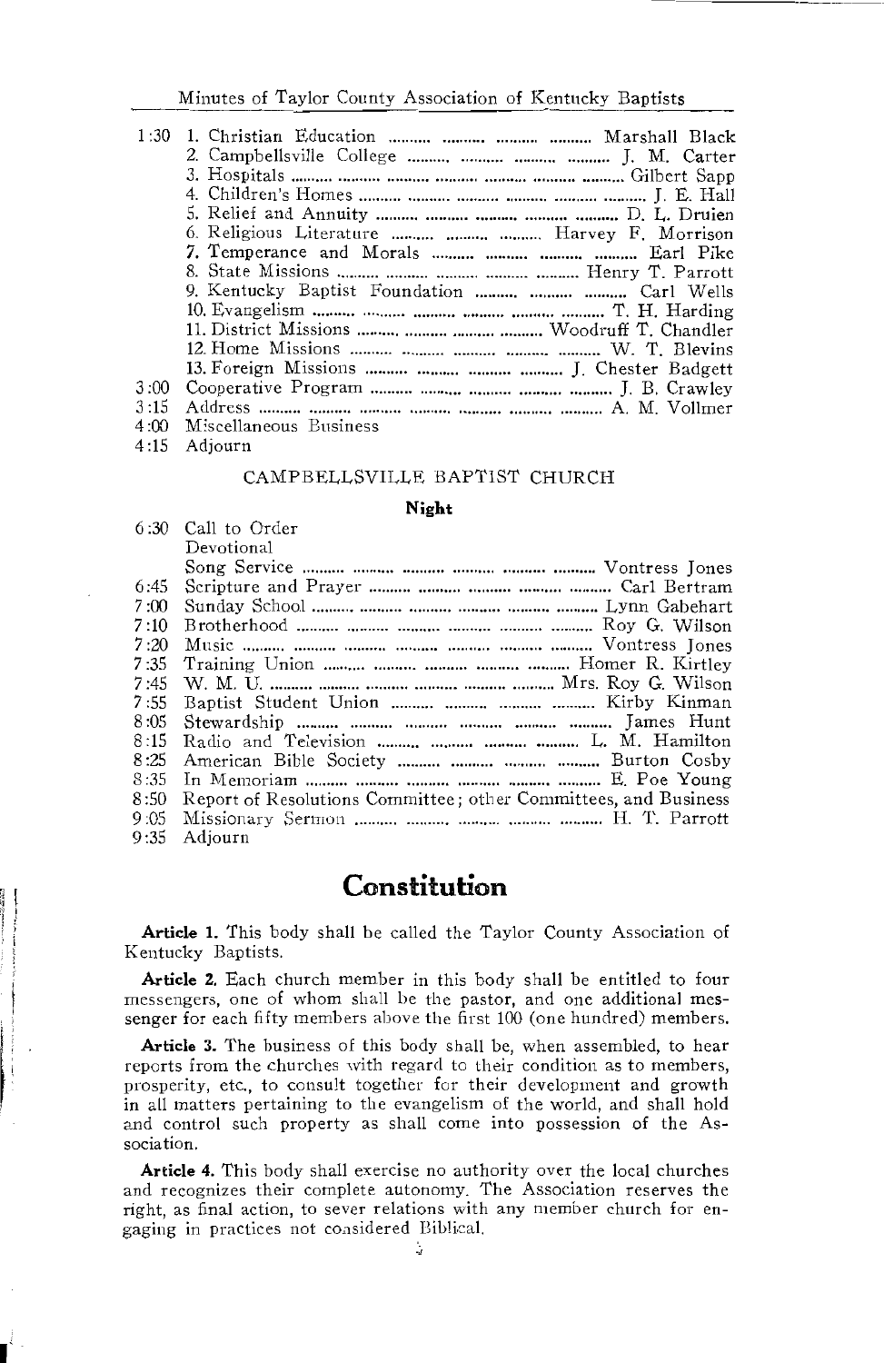1:30 1. Christian Education .......... .......... .......... .......... Marshall Black
2. Campbellsville College .......... .......... .......... .......... J. M. Carter
3. Hospitals .......... .......... .......... .......... .......... .......... Gilbert Sapp
4. Children's Homes .......... .......... .......... .......... .......... .......... J. E. Hall
5. Relief and Annuity .......... .......... .......... .......... .......... D. L. Druien
6. Religious Literature .......... .......... .......... Harvey F. Morrison
7. Temperance and Morals .......... .......... .......... .......... Earl Pike
8. State Missions .......... .......... .......... .......... .......... Henry T. Parrott
9. Kentucky Baptist Foundation .......... .......... .......... Carl Wells
10. Evangelism .......... .......... .......... .......... .......... .......... T. H. Harding
11. District Missions .......... .......... .......... .......... Woodruff T. Chandler
12. Home Missions .......... .......... .......... .......... .......... W. T. Blevins
13. Foreign Missions .......... .......... .......... .......... J. Chester Badgett

3:00 Cooperative Program .......... .......... .......... .......... .......... J. B. Crawley

3:15 Address .......... .......... .......... .......... .......... .......... .......... A. M. Vollmer

4:00 Miscellaneous Business

4:15 Adjourn

CAMPBELLSVILLE BAPTIST CHURCH

**Night**

6:30 Call to Order
Devotional
Song Service .......... .......... .......... .......... .......... .......... Vontress Jones

6:45 Scripture and Prayer .......... .......... .......... .......... .......... Carl Bertram

7:00 Sunday School .......... .......... .......... .......... .......... .......... Lynn Gabehart

7:10 Brotherhood .......... .......... .......... .......... .......... .......... Roy G. Wilson

7:20 Music .......... .......... .......... .......... .......... .......... .......... Vontress Jones

7:35 Training Union .......... .......... .......... .......... .......... Homer R. Kirtley

7:45 W. M. U. .......... .......... .......... .......... .......... .......... Mrs. Roy G. Wilson

7:55 Baptist Student Union .......... .......... .......... .......... Kirby Kinman

8:05 Stewardship .......... .......... .......... .......... .......... .......... James Hunt

8:15 Radio and Television .......... .......... .......... .......... L. M. Hamilton

8:25 American Bible Society .......... .......... .......... .......... Burton Cosby

8:35 In Memoriam .......... .......... .......... .......... .......... .......... E. Poe Young

8:50 Report of Resolutions Committee; other Committees, and Business

9:05 Missionary Sermon .......... .......... .......... .......... .......... H. T. Parrott

9:35 Adjourn

# Constitution

**Article 1.** This body shall be called the Taylor County Association of Kentucky Baptists.

**Article 2.** Each church member in this body shall be entitled to four messengers, one of whom shall be the pastor, and one additional messenger for each fifty members above the first 100 (one hundred) members.

**Article 3.** The business of this body shall be, when assembled, to hear reports from the churches with regard to their condition as to members, prosperity, etc., to consult together for their development and growth in all matters pertaining to the evangelism of the world, and shall hold and control such property as shall come into possession of the Association.

**Article 4.** This body shall exercise no authority over the local churches and recognizes their complete autonomy. The Association reserves the right, as final action, to sever relations with any member church for engaging in practices not considered Biblical.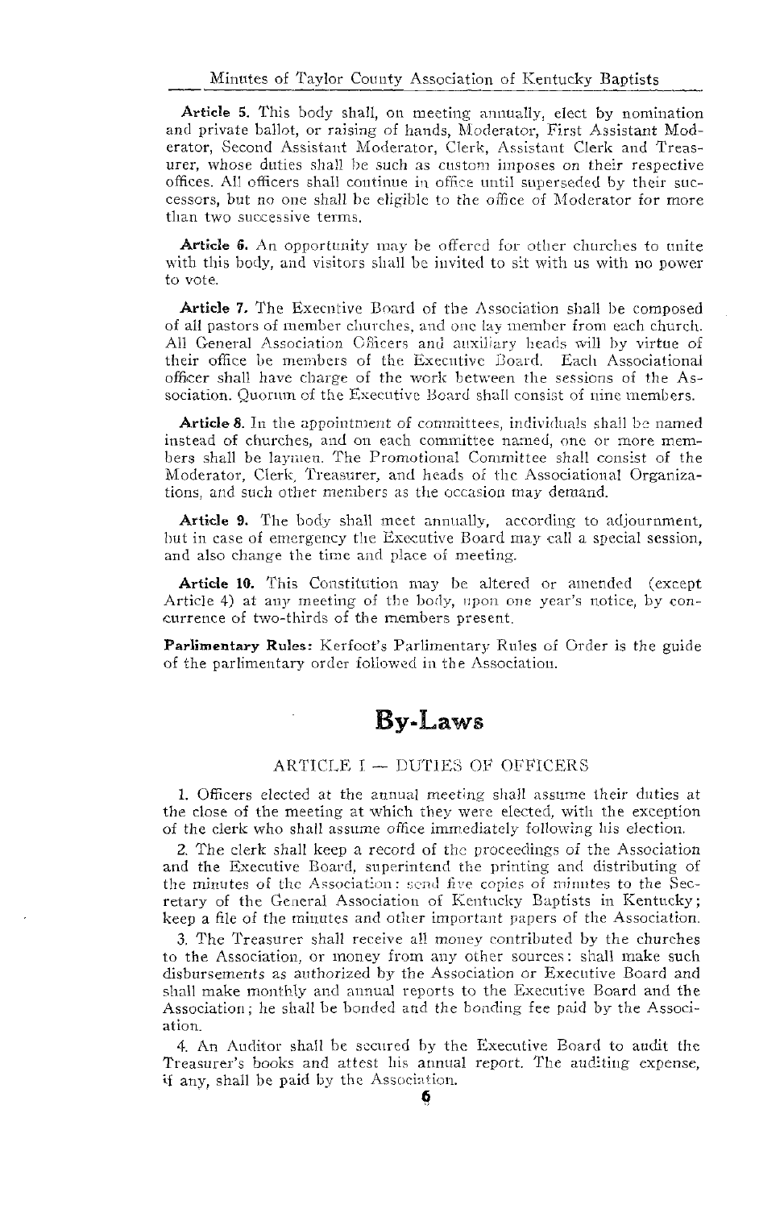**Article 5.** This body shall, on meeting annually, elect by nomination and private ballot, or raising of hands, Moderator, First Assistant Moderator, Second Assistant Moderator, Clerk, Assistant Clerk and Treasurer, whose duties shall be such as custom imposes on their respective offices. All officers shall continue in office until superseded by their successors, but no one shall be eligible to the office of Moderator for more than two successive terms.

**Article 6.** An opportunity may be offered for other churches to unite with this body, and visitors shall be invited to sit with us with no power to vote.

**Article 7.** The Executive Board of the Association shall be composed of all pastors of member churches, and one lay member from each church. All General Association Officers and auxiliary heads will by virtue of their office be members of the Executive Board. Each Associational officer shall have charge of the work between the sessions of the Association. Quorum of the Executive Board shall consist of nine members.

**Article 8.** In the appointment of committees, individuals shall be named instead of churches, and on each committee named, one or more members shall be laymen. The Promotional Committee shall consist of the Moderator, Clerk, Treasurer, and heads of the Associational Organizations, and such other members as the occasion may demand.

**Article 9.** The body shall meet annually, according to adjournment, but in case of emergency the Executive Board may call a special session, and also change the time and place of meeting.

**Article 10.** This Constitution may be altered or amended (except Article 4) at any meeting of the body, upon one year's notice, by concurrence of two-thirds of the members present.

**Parlimentary Rules:** Kerfoot's Parlimentary Rules of Order is the guide of the parlimentary order followed in the Association.

# By-Laws

## ARTICLE I — DUTIES OF OFFICERS

1. Officers elected at the annual meeting shall assume their duties at the close of the meeting at which they were elected, with the exception of the clerk who shall assume office immediately following his election.

2. The clerk shall keep a record of the proceedings of the Association and the Executive Board, superintend the printing and distributing of the minutes of the Association: send five copies of minutes to the Secretary of the General Association of Kentucky Baptists in Kentucky; keep a file of the minutes and other important papers of the Association.

3. The Treasurer shall receive all money contributed by the churches to the Association, or money from any other sources: shall make such disbursements as authorized by the Association or Executive Board and shall make monthly and annual reports to the Executive Board and the Association; he shall be bonded and the bonding fee paid by the Association.

4. An Auditor shall be secured by the Executive Board to audit the Treasurer's books and attest his annual report. The auditing expense, if any, shall be paid by the Association.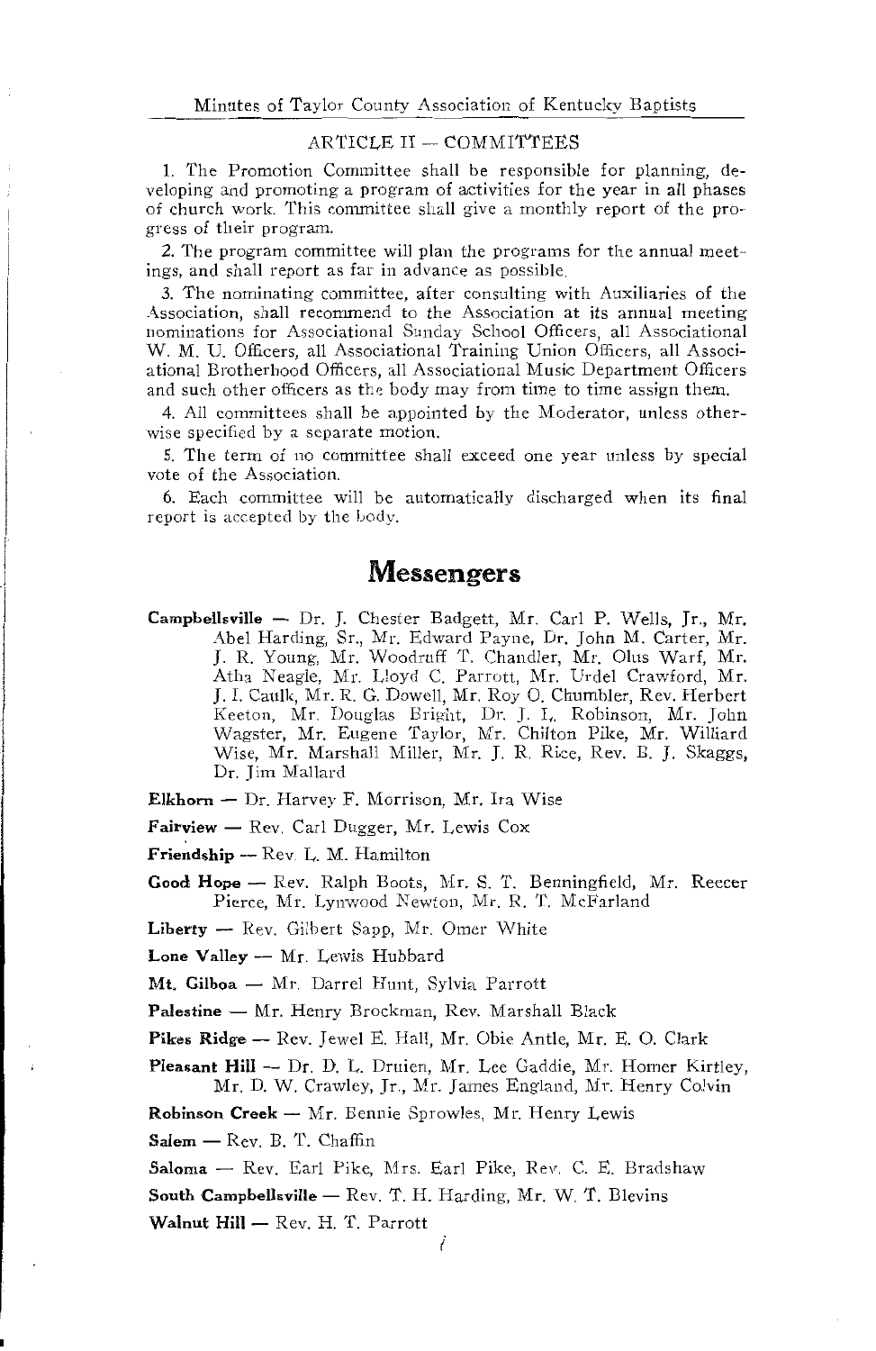## ARTICLE II — COMMITTEES

1. The Promotion Committee shall be responsible for planning, developing and promoting a program of activities for the year in all phases of church work. This committee shall give a monthly report of the progress of their program.

2. The program committee will plan the programs for the annual meetings, and shall report as far in advance as possible.

3. The nominating committee, after consulting with Auxiliaries of the Association, shall recommend to the Association at its annual meeting nominations for Associational Sunday School Officers, all Associational W. M. U. Officers, all Associational Training Union Officers, all Associational Brotherhood Officers, all Associational Music Department Officers and such other officers as the body may from time to time assign them.

4. All committees shall be appointed by the Moderator, unless otherwise specified by a separate motion.

5. The term of no committee shall exceed one year unless by special vote of the Association.

6. Each committee will be automatically discharged when its final report is accepted by the body.

# Messengers

**Campbellsville** — Dr. J. Chester Badgett, Mr. Carl P. Wells, Jr., Mr. Abel Harding, Sr., Mr. Edward Payne, Dr. John M. Carter, Mr. J. R. Young, Mr. Woodruff T. Chandler, Mr. Olus Warf, Mr. Atha Neagle, Mr. Lloyd C. Parrott, Mr. Urdel Crawford, Mr. J. I. Caulk, Mr. R. G. Dowell, Mr. Roy O. Chumbler, Rev. Herbert Keeton, Mr. Douglas Bright, Dr. J. L. Robinson, Mr. John Wagster, Mr. Eugene Taylor, Mr. Chilton Pike, Mr. Williard Wise, Mr. Marshall Miller, Mr. J. R. Rice, Rev. B. J. Skaggs, Dr. Jim Mallard

**Elkhorn** — Dr. Harvey F. Morrison, Mr. Ira Wise

**Fairview** — Rev. Carl Dugger, Mr. Lewis Cox

**Friendship** — Rev. L. M. Hamilton

**Good Hope** — Rev. Ralph Boots, Mr. S. T. Benningfield, Mr. Reecer Pierce, Mr. Lynwood Newton, Mr. R. T. McFarland

**Liberty** — Rev. Gilbert Sapp, Mr. Omer White

**Lone Valley** — Mr. Lewis Hubbard

**Mt. Gilboa** — Mr. Darrel Hunt, Sylvia Parrott

**Palestine** — Mr. Henry Brockman, Rev. Marshall Black

**Pikes Ridge** — Rev. Jewel E. Hall, Mr. Obie Antle, Mr. E. O. Clark

**Pleasant Hill** — Dr. D. L. Druien, Mr. Lee Gaddie, Mr. Homer Kirtley, Mr. D. W. Crawley, Jr., Mr. James England, Mr. Henry Colvin

**Robinson Creek** — Mr. Bennie Sprowles, Mr. Henry Lewis

**Salem** — Rev. B. T. Chaffin

**Saloma** — Rev. Earl Pike, Mrs. Earl Pike, Rev. C. E. Bradshaw

**South Campbellsville** — Rev. T. H. Harding, Mr. W. T. Blevins

**Walnut Hill** — Rev. H. T. Parrott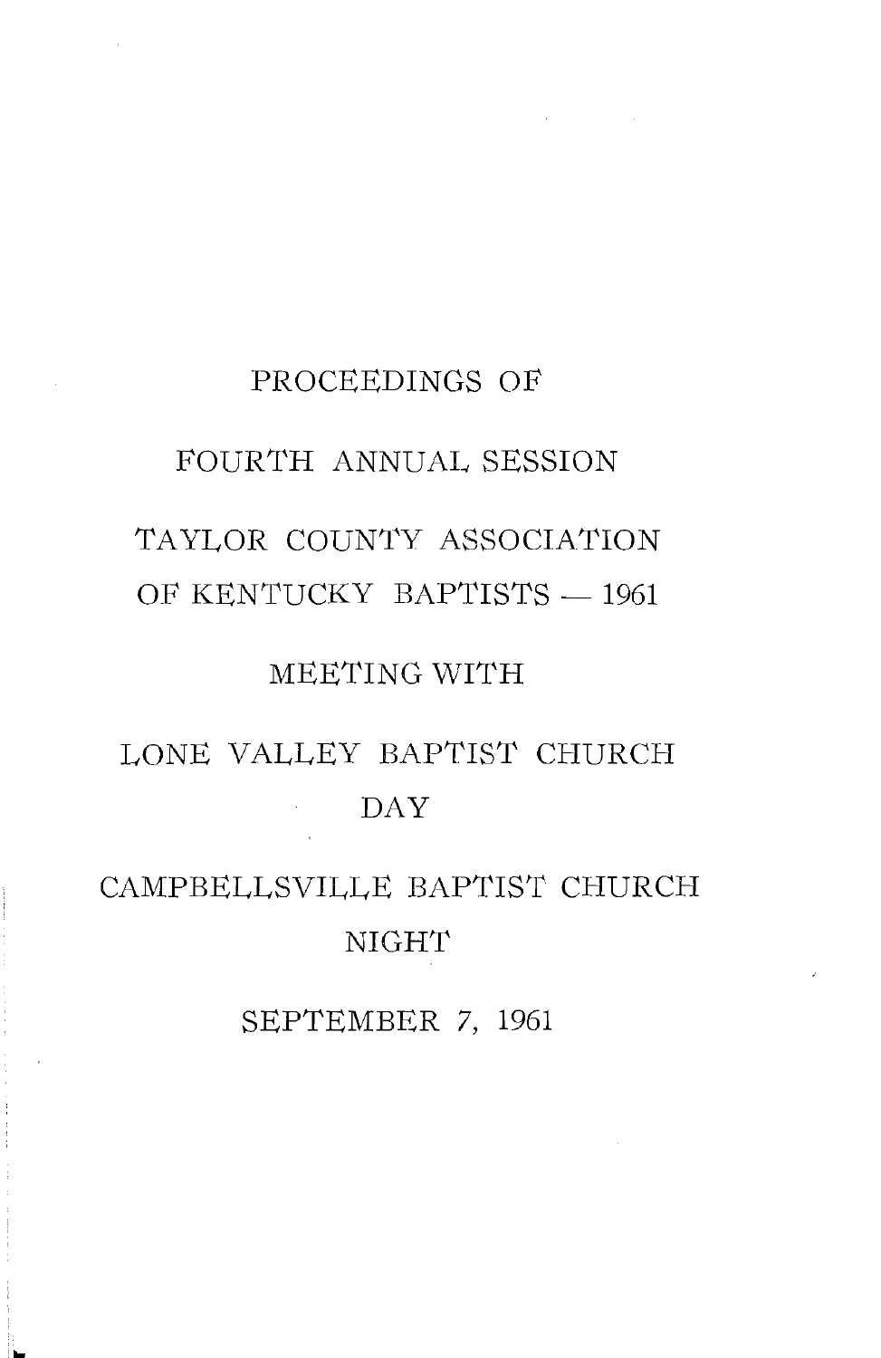# PROCEEDINGS OF

# FOURTH ANNUAL SESSION

# TAYLOR COUNTY ASSOCIATION OF KENTUCKY BAPTISTS — 1961

## MEETING WITH

## LONE VALLEY BAPTIST CHURCH

DAY

## CAMPBELLSVILLE BAPTIST CHURCH

NIGHT

SEPTEMBER 7, 1961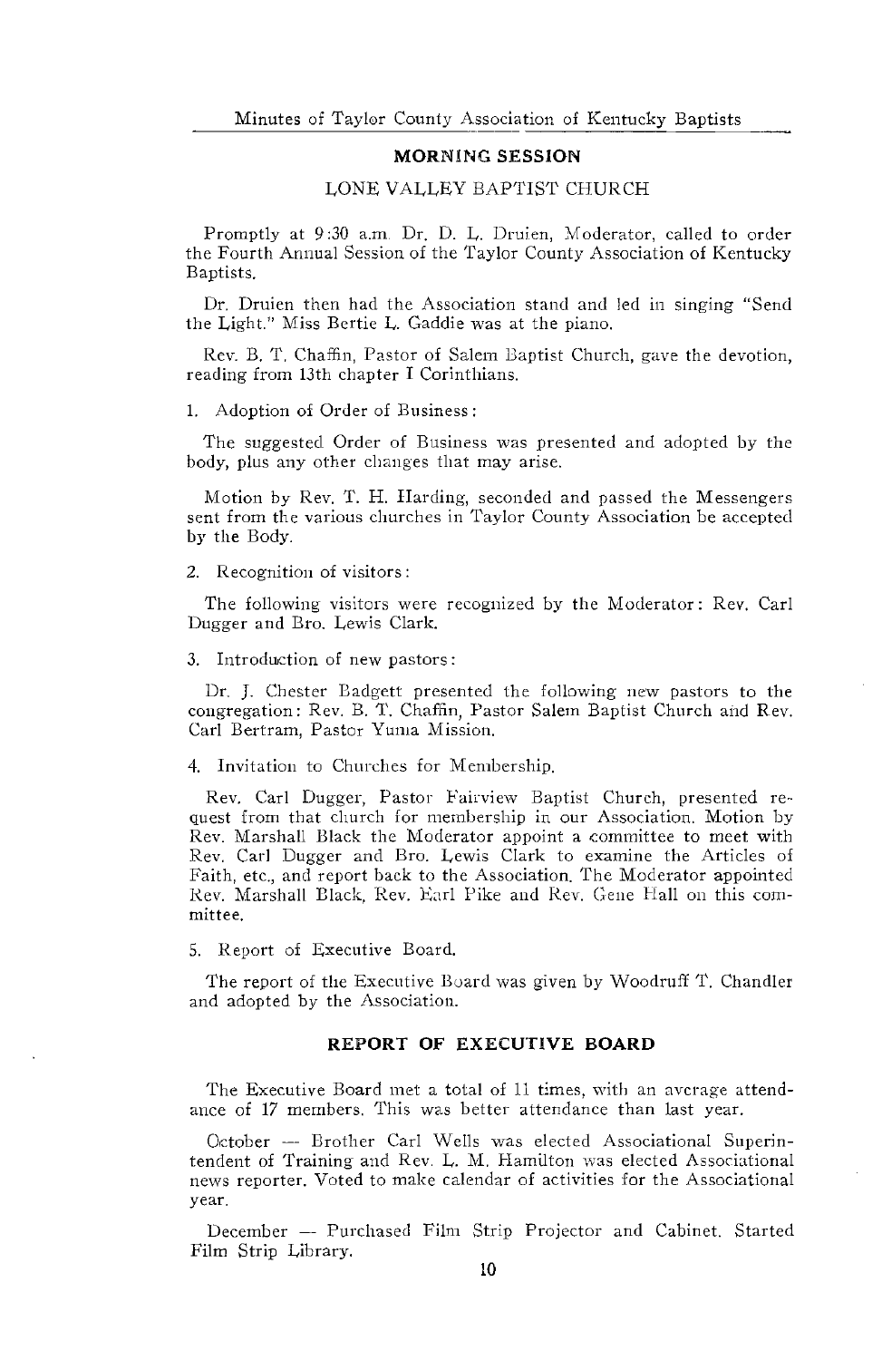## MORNING SESSION

### LONE VALLEY BAPTIST CHURCH

Promptly at 9:30 a.m. Dr. D. L. Druien, Moderator, called to order the Fourth Annual Session of the Taylor County Association of Kentucky Baptists.

Dr. Druien then had the Association stand and led in singing "Send the Light." Miss Bertie L. Gaddie was at the piano.

Rev. B. T. Chaffin, Pastor of Salem Baptist Church, gave the devotion, reading from 13th chapter I Corinthians.

1. Adoption of Order of Business:

The suggested Order of Business was presented and adopted by the body, plus any other changes that may arise.

Motion by Rev. T. H. Harding, seconded and passed the Messengers sent from the various churches in Taylor County Association be accepted by the Body.

2. Recognition of visitors:

The following visitors were recognized by the Moderator: Rev. Carl Dugger and Bro. Lewis Clark.

3. Introduction of new pastors:

Dr. J. Chester Badgett presented the following new pastors to the congregation: Rev. B. T. Chaffin, Pastor Salem Baptist Church and Rev. Carl Bertram, Pastor Yuma Mission.

4. Invitation to Churches for Membership.

Rev. Carl Dugger, Pastor Fairview Baptist Church, presented request from that church for membership in our Association. Motion by Rev. Marshall Black the Moderator appoint a committee to meet with Rev. Carl Dugger and Bro. Lewis Clark to examine the Articles of Faith, etc., and report back to the Association. The Moderator appointed Rev. Marshall Black, Rev. Earl Pike and Rev. Gene Hall on this committee.

5. Report of Executive Board.

The report of the Executive Board was given by Woodruff T. Chandler and adopted by the Association.

## REPORT OF EXECUTIVE BOARD

The Executive Board met a total of 11 times, with an average attendance of 17 members. This was better attendance than last year.

October — Brother Carl Wells was elected Associational Superintendent of Training and Rev. L. M. Hamilton was elected Associational news reporter. Voted to make calendar of activities for the Associational year.

December — Purchased Film Strip Projector and Cabinet. Started Film Strip Library.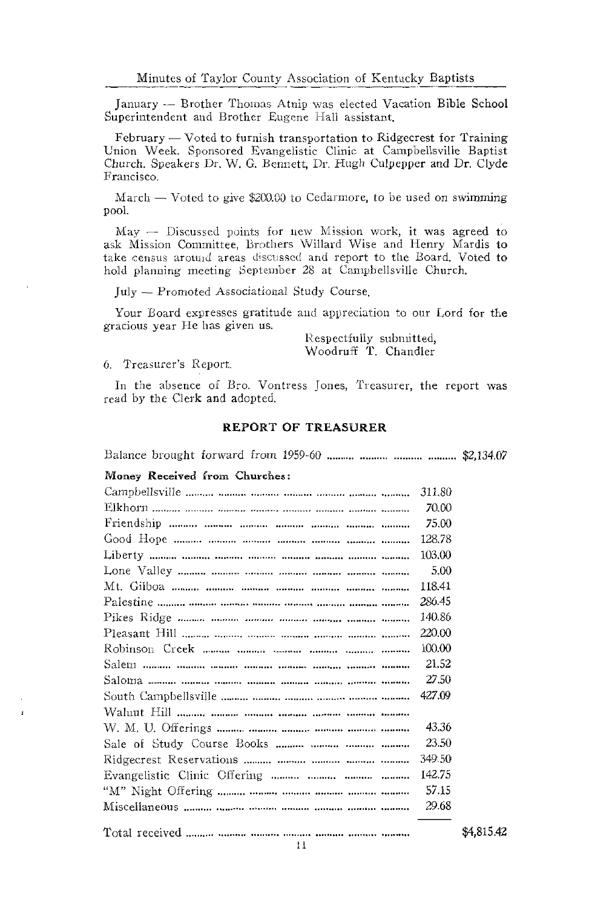January — Brother Thomas Atnip was elected Vacation Bible School Superintendent and Brother Eugene Hall assistant.

February — Voted to furnish transportation to Ridgecrest for Training Union Week. Sponsored Evangelistic Clinic at Campbellsville Baptist Church. Speakers Dr. W. G. Bennett, Dr. Hugh Culpepper and Dr. Clyde Francisco.

March — Voted to give $200.00 to Cedarmore, to be used on swimming pool.

May — Discussed points for new Mission work, it was agreed to ask Mission Committee, Brothers Willard Wise and Henry Mardis to take census around areas discussed and report to the Board. Voted to hold planning meeting September 28 at Campbellsville Church.

July — Promoted Associational Study Course.

Your Board expresses gratitude and appreciation to our Lord for the gracious year He has given us.

Respectfully submitted,
Woodruff T. Chandler

6. Treasurer's Report.

In the absence of Bro. Vontress Jones, Treasurer, the report was read by the Clerk and adopted.

## REPORT OF TREASURER

| | | |
|---|---|---|
| Balance brought forward from 1959-60 | | $2,134.07 |
| **Money Received from Churches:** | | |
| Campbellsville | 311.80 | |
| Elkhorn | 70.00 | |
| Friendship | 75.00 | |
| Good Hope | 128.78 | |
| Liberty | 103.00 | |
| Lone Valley | 5.00 | |
| Mt. Gilboa | 118.41 | |
| Palestine | 286.45 | |
| Pikes Ridge | 140.86 | |
| Pleasant Hill | 220.00 | |
| Robinson Creek | 100.00 | |
| Salem | 21.52 | |
| Saloma | 27.50 | |
| South Campbellsville | 427.09 | |
| Walnut Hill | | |
| W. M. U. Offerings | 43.36 | |
| Sale of Study Course Books | 23.50 | |
| Ridgecrest Reservations | 349.50 | |
| Evangelistic Clinic Offering | 142.75 | |
| "M" Night Offering | 57.15 | |
| Miscellaneous | 29.68 | |
| Total received | | $4,815.42 |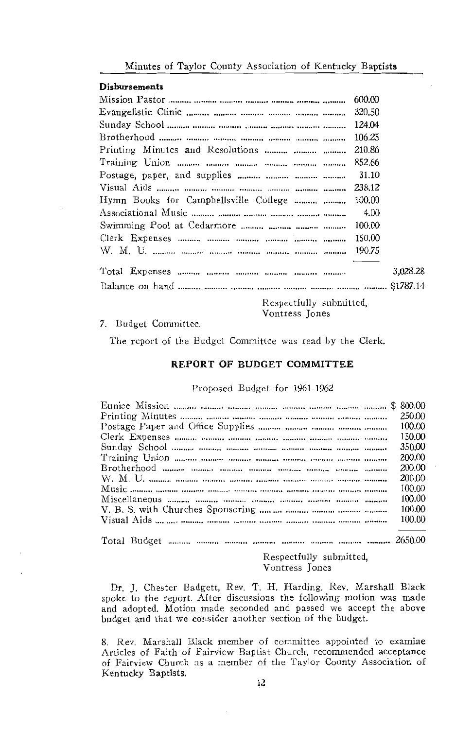**Disbursements**

| | | |
|---|---|---|
| Mission Pastor | 600.00 | |
| Evangelistic Clinic | 320.50 | |
| Sunday School | 124.04 | |
| Brotherhood | 106.25 | |
| Printing Minutes and Resolutions | 210.86 | |
| Training Union | 852.66 | |
| Postage, paper, and supplies | 31.10 | |
| Visual Aids | 238.12 | |
| Hymn Books for Campbellsville College | 100.00 | |
| Associational Music | 4.00 | |
| Swimming Pool at Cedarmore | 100.00 | |
| Clerk Expenses | 150.00 | |
| W. M. U. | 190.75 | |
| Total Expenses | | 3,028.28 |
| Balance on hand | | $1787.14 |

Respectfully submitted,
Vontress Jones

7. Budget Committee.

The report of the Budget Committee was read by the Clerk.

### REPORT OF BUDGET COMMITTEE

Proposed Budget for 1961-1962

| | |
|---|---|
| Eunice Mission | $ 800.00 |
| Printing Minutes | 250.00 |
| Postage Paper and Office Supplies | 100.00 |
| Clerk Expenses | 150.00 |
| Sunday School | 350.00 |
| Training Union | 200.00 |
| Brotherhood | 200.00 |
| W. M. U. | 200.00 |
| Music | 100.00 |
| Miscellaneous | 100.00 |
| V. B. S. with Churches Sponsoring | 100.00 |
| Visual Aids | 100.00 |
| Total Budget | 2650.00 |

Respectfully submitted,
Vontress Jones

Dr. J. Chester Badgett, Rev. T. H. Harding, Rev. Marshall Black spoke to the report. After discussions the following motion was made and adopted. Motion made seconded and passed we accept the above budget and that we consider another section of the budget.

8. Rev. Marshall Black member of committee appointed to examine Articles of Faith of Fairview Baptist Church, recommended acceptance of Fairview Church as a member of the Taylor County Association of Kentucky Baptists.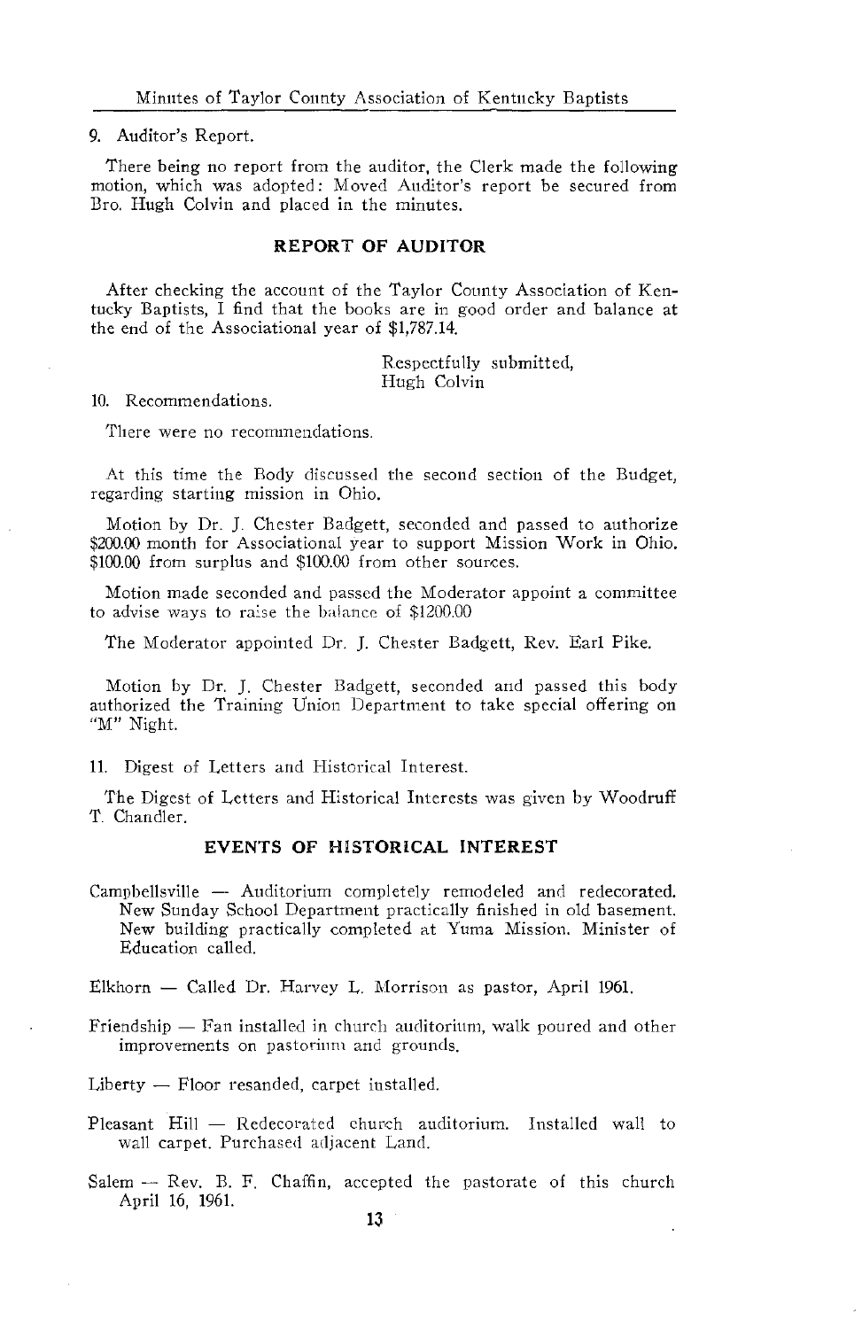9. Auditor's Report.

There being no report from the auditor, the Clerk made the following motion, which was adopted: Moved Auditor's report be secured from Bro. Hugh Colvin and placed in the minutes.

## REPORT OF AUDITOR

After checking the account of the Taylor County Association of Kentucky Baptists, I find that the books are in good order and balance at the end of the Associational year of $1,787.14.

Respectfully submitted,
Hugh Colvin

10. Recommendations.

There were no recommendations.

At this time the Body discussed the second section of the Budget, regarding starting mission in Ohio.

Motion by Dr. J. Chester Badgett, seconded and passed to authorize $200.00 month for Associational year to support Mission Work in Ohio. $100.00 from surplus and $100.00 from other sources.

Motion made seconded and passed the Moderator appoint a committee to advise ways to raise the balance of $1200.00

The Moderator appointed Dr. J. Chester Badgett, Rev. Earl Pike.

Motion by Dr. J. Chester Badgett, seconded and passed this body authorized the Training Union Department to take special offering on "M" Night.

11. Digest of Letters and Historical Interest.

The Digest of Letters and Historical Interests was given by Woodruff T. Chandler.

## EVENTS OF HISTORICAL INTEREST

Campbellsville — Auditorium completely remodeled and redecorated. New Sunday School Department practically finished in old basement. New building practically completed at Yuma Mission. Minister of Education called.

Elkhorn — Called Dr. Harvey L. Morrison as pastor, April 1961.

Friendship — Fan installed in church auditorium, walk poured and other improvements on pastorium and grounds.

Liberty — Floor resanded, carpet installed.

Pleasant Hill — Redecorated church auditorium. Installed wall to wall carpet. Purchased adjacent Land.

Salem — Rev. B. F. Chaffin, accepted the pastorate of this church April 16, 1961.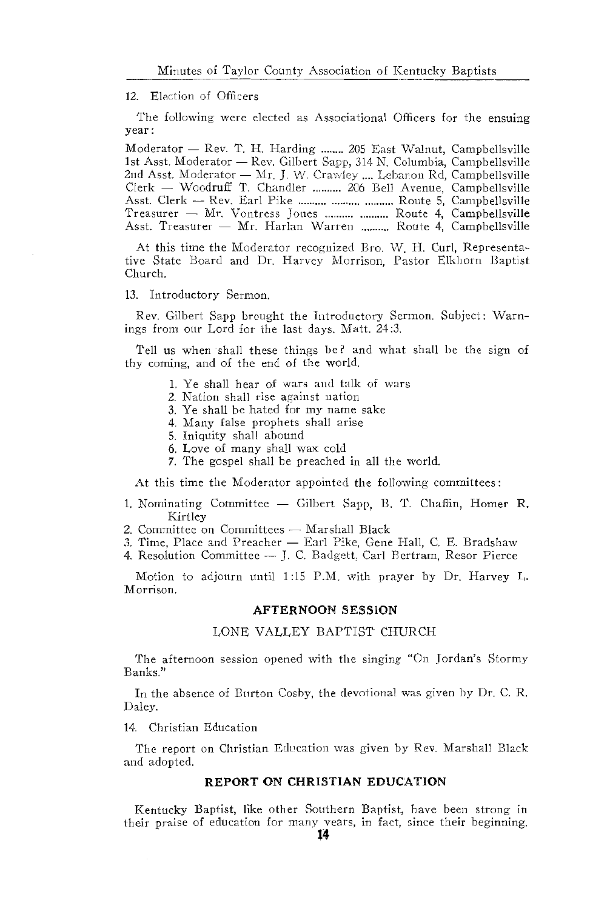12. Election of Officers

The following were elected as Associational Officers for the ensuing year:

Moderator — Rev. T. H. Harding ........ 205 East Walnut, Campbellsville
1st Asst. Moderator — Rev. Gilbert Sapp, 314 N. Columbia, Campbellsville
2nd Asst. Moderator — Mr. J. W. Crawley .... Lebanon Rd, Campbellsville
Clerk — Woodruff T. Chandler .......... 206 Bell Avenue, Campbellsville
Asst. Clerk — Rev. Earl Pike .......... .......... .......... Route 5, Campbellsville
Treasurer — Mr. Vontress Jones .......... .......... Route 4, Campbellsville
Asst. Treasurer — Mr. Harlan Warren .......... Route 4, Campbellsville

At this time the Moderator recognized Bro. W. H. Curl, Representative State Board and Dr. Harvey Morrison, Pastor Elkhorn Baptist Church.

13. Introductory Sermon.

Rev. Gilbert Sapp brought the Introductory Sermon. Subject: Warnings from our Lord for the last days. Matt. 24:3.

Tell us when shall these things be? and what shall be the sign of thy coming, and of the end of the world.

1. Ye shall hear of wars and talk of wars
2. Nation shall rise against nation
3. Ye shall be hated for my name sake
4. Many false prophets shall arise
5. Iniquity shall abound
6. Love of many shall wax cold
7. The gospel shall be preached in all the world.

At this time the Moderator appointed the following committees:

1. Nominating Committee — Gilbert Sapp, B. T. Chaffin, Homer R. Kirtley
2. Committee on Committees — Marshall Black
3. Time, Place and Preacher — Earl Pike, Gene Hall, C. E. Bradshaw
4. Resolution Committee — J. C. Badgett, Carl Bertram, Resor Pierce

Motion to adjourn until 1:15 P.M. with prayer by Dr. Harvey L. Morrison.

## AFTERNOON SESSION

### LONE VALLEY BAPTIST CHURCH

The afternoon session opened with the singing "On Jordan's Stormy Banks."

In the absence of Burton Cosby, the devotional was given by Dr. C. R. Daley.

14. Christian Education

The report on Christian Education was given by Rev. Marshall Black and adopted.

## REPORT ON CHRISTIAN EDUCATION

Kentucky Baptist, like other Southern Baptist, have been strong in their praise of education for many years, in fact, since their beginning.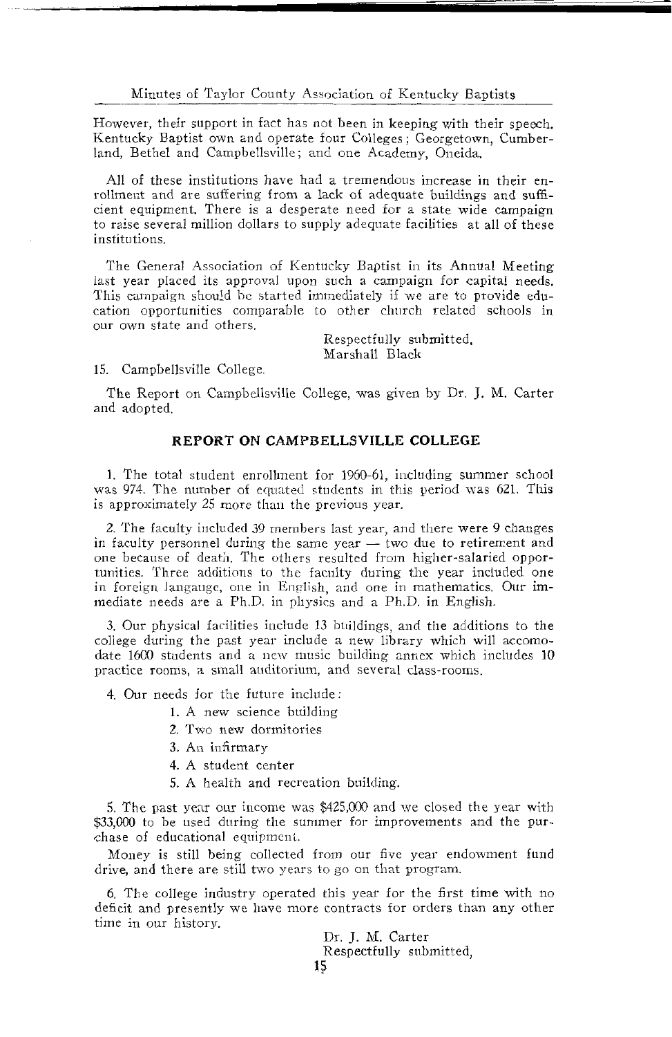However, their support in fact has not been in keeping with their speech. Kentucky Baptist own and operate four Colleges; Georgetown, Cumberland, Bethel and Campbellsville; and one Academy, Oneida.

All of these institutions have had a tremendous increase in their enrollment and are suffering from a lack of adequate buildings and sufficient equipment. There is a desperate need for a state wide campaign to raise several million dollars to supply adequate facilities at all of these institutions.

The General Association of Kentucky Baptist in its Annual Meeting last year placed its approval upon such a campaign for capital needs. This campaign should be started immediately if we are to provide education opportunities comparable to other church related schools in our own state and others.

Respectfully submitted,
Marshall Black

15. Campbellsville College.

The Report on Campbellsville College, was given by Dr. J. M. Carter and adopted.

## REPORT ON CAMPBELLSVILLE COLLEGE

1. The total student enrollment for 1960-61, including summer school was 974. The number of equated students in this period was 621. This is approximately 25 more than the previous year.

2. The faculty included 39 members last year, and there were 9 changes in faculty personnel during the same year — two due to retirement and one because of death. The others resulted from higher-salaried opportunities. Three additions to the faculty during the year included one in foreign langauge, one in English, and one in mathematics. Our immediate needs are a Ph.D. in physics and a Ph.D. in English.

3. Our physical facilities include 13 buildings, and the additions to the college during the past year include a new library which will accomodate 1600 students and a new music building annex which includes 10 practice rooms, a small auditorium, and several class-rooms.

4. Our needs for the future include:

   1. A new science building
   2. Two new dormitories
   3. An infirmary
   4. A student center
   5. A health and recreation building.

5. The past year our income was $425,000 and we closed the year with $33,000 to be used during the summer for improvements and the purchase of educational equipment.

Money is still being collected from our five year endowment fund drive, and there are still two years to go on that program.

6. The college industry operated this year for the first time with no deficit and presently we have more contracts for orders than any other time in our history.

Dr. J. M. Carter
Respectfully submitted,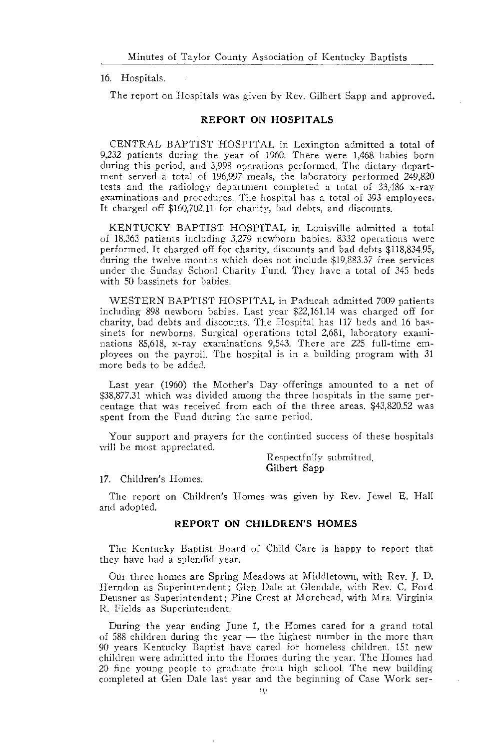16. Hospitals.

The report on Hospitals was given by Rev. Gilbert Sapp and approved.

## REPORT ON HOSPITALS

CENTRAL BAPTIST HOSPITAL in Lexington admitted a total of 9,232 patients during the year of 1960. There were 1,468 babies born during this period, and 3,998 operations performed. The dietary department served a total of 196,997 meals, the laboratory performed 249,820 tests and the radiology department completed a total of 33,486 x-ray examinations and procedures. The hospital has a total of 393 employees. It charged off $160,702.11 for charity, bad debts, and discounts.

KENTUCKY BAPTIST HOSPITAL in Louisville admitted a total of 18,363 patients including 3,279 newborn babies. 8332 operations were performed. It charged off for charity, discounts and bad debts $118,834.95, during the twelve months which does not include $19,883.37 free services under the Sunday School Charity Fund. They have a total of 345 beds with 50 bassinets for babies.

WESTERN BAPTIST HOSPITAL in Paducah admitted 7009 patients including 898 newborn babies. Last year $22,161.14 was charged off for charity, bad debts and discounts. The Hospital has 117 beds and 16 bassinets for newborns. Surgical operations total 2,681, laboratory examinations 85,618, x-ray examinations 9,543. There are 225 full-time employees on the payroll. The hospital is in a building program with 31 more beds to be added.

Last year (1960) the Mother's Day offerings amounted to a net of $38,877.31 which was divided among the three hospitals in the same percentage that was received from each of the three areas. $43,820.52 was spent from the Fund during the same period.

Your support and prayers for the continued success of these hospitals will be most appreciated.

Respectfully submitted,
**Gilbert Sapp**

17. Children's Homes.

The report on Children's Homes was given by Rev. Jewel E. Hall and adopted.

## REPORT ON CHILDREN'S HOMES

The Kentucky Baptist Board of Child Care is happy to report that they have had a splendid year.

Our three homes are Spring Meadows at Middletown, with Rev. J. D. Herndon as Superintendent; Glen Dale at Glendale, with Rev. C. Ford Deusner as Superintendent; Pine Crest at Morehead, with Mrs. Virginia R. Fields as Superintendent.

During the year ending June 1, the Homes cared for a grand total of 588 children during the year — the highest number in the more than 90 years Kentucky Baptist have cared for homeless children. 151 new children were admitted into the Homes during the year. The Homes had 20 fine young people to graduate from high school. The new building completed at Glen Dale last year and the beginning of Case Work ser-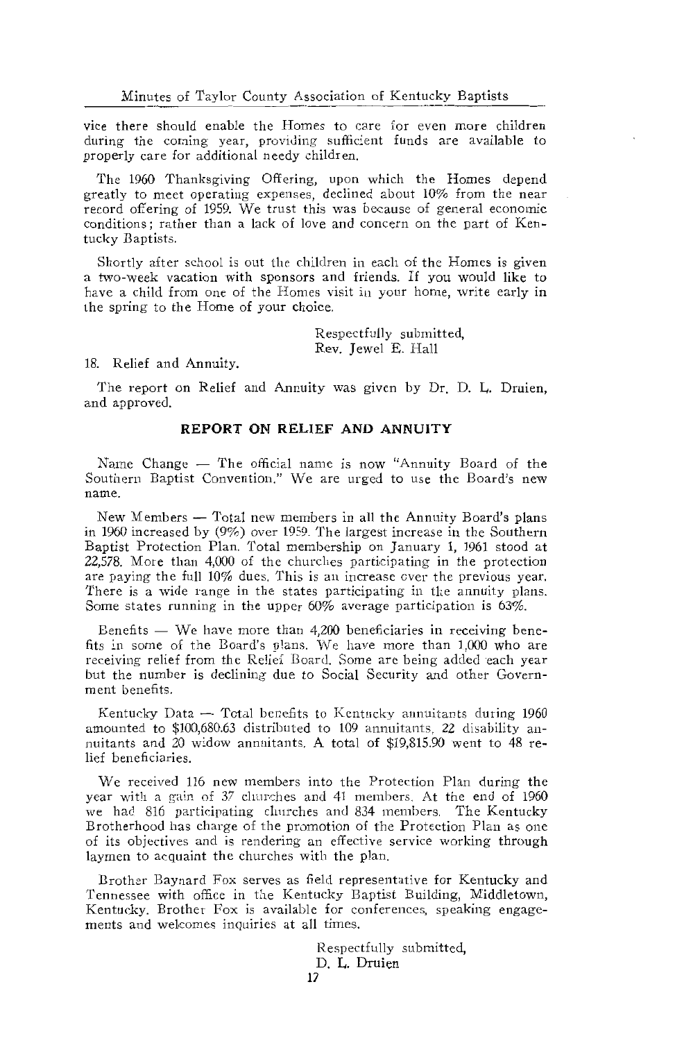vice there should enable the Homes to care for even more children during the coming year, providing sufficient funds are available to properly care for additional needy children.

The 1960 Thanksgiving Offering, upon which the Homes depend greatly to meet operating expenses, declined about 10% from the near record offering of 1959. We trust this was because of general economic conditions; rather than a lack of love and concern on the part of Kentucky Baptists.

Shortly after school is out the children in each of the Homes is given a two-week vacation with sponsors and friends. If you would like to have a child from one of the Homes visit in your home, write early in the spring to the Home of your choice.

Respectfully submitted,
Rev. Jewel E. Hall

18. Relief and Annuity.

The report on Relief and Annuity was given by Dr. D. L. Druien, and approved.

### REPORT ON RELIEF AND ANNUITY

Name Change — The official name is now "Annuity Board of the Southern Baptist Convention." We are urged to use the Board's new name.

New Members — Total new members in all the Annuity Board's plans in 1960 increased by (9%) over 1959. The largest increase in the Southern Baptist Protection Plan. Total membership on January 1, 1961 stood at 22,578. More than 4,000 of the churches participating in the protection are paying the full 10% dues. This is an increase over the previous year. There is a wide range in the states participating in the annuity plans. Some states running in the upper 60% average participation is 63%.

Benefits — We have more than 4,200 beneficiaries in receiving benefits in some of the Board's plans. We have more than 1,000 who are receiving relief from the Relief Board. Some are being added each year but the number is declining due to Social Security and other Government benefits.

Kentucky Data — Total benefits to Kentucky annuitants during 1960 amounted to $100,680.63 distributed to 109 annuitants, 22 disability annuitants and 20 widow annuitants. A total of $19,815.90 went to 48 relief beneficiaries.

We received 116 new members into the Protection Plan during the year with a gain of 37 churches and 41 members. At the end of 1960 we had 816 participating churches and 834 members. The Kentucky Brotherhood has charge of the promotion of the Protection Plan as one of its objectives and is rendering an effective service working through laymen to acquaint the churches with the plan.

Brother Baynard Fox serves as field representative for Kentucky and Tennessee with office in the Kentucky Baptist Building, Middletown, Kentucky. Brother Fox is available for conferences, speaking engagements and welcomes inquiries at all times.

Respectfully submitted,
D. L. Druien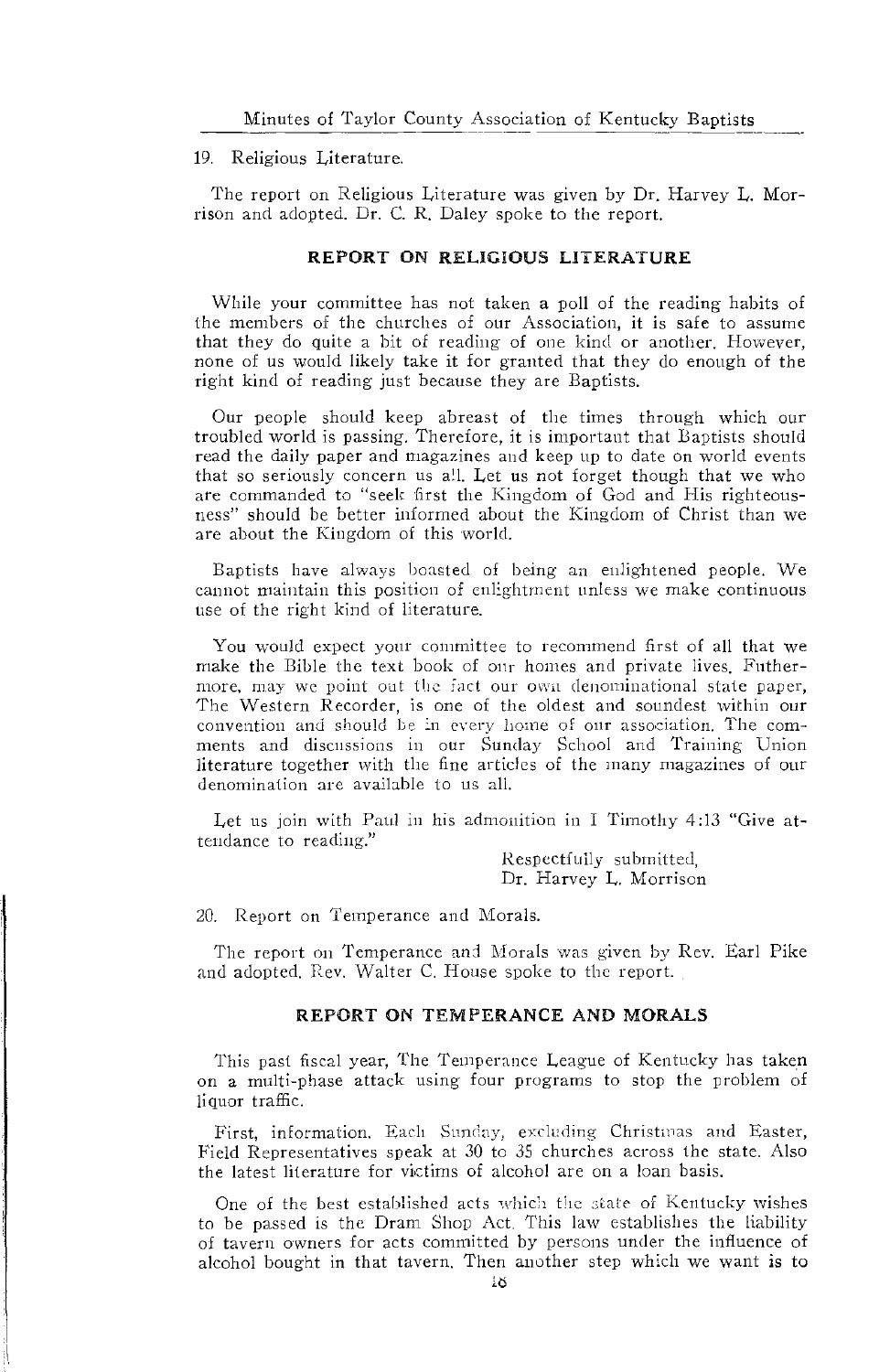19. Religious Literature.

The report on Religious Literature was given by Dr. Harvey L. Morrison and adopted. Dr. C. R. Daley spoke to the report.

### REPORT ON RELIGIOUS LITERATURE

While your committee has not taken a poll of the reading habits of the members of the churches of our Association, it is safe to assume that they do quite a bit of reading of one kind or another. However, none of us would likely take it for granted that they do enough of the right kind of reading just because they are Baptists.

Our people should keep abreast of the times through which our troubled world is passing. Therefore, it is important that Baptists should read the daily paper and magazines and keep up to date on world events that so seriously concern us all. Let us not forget though that we who are commanded to "seek first the Kingdom of God and His righteousness" should be better informed about the Kingdom of Christ than we are about the Kingdom of this world.

Baptists have always boasted of being an enlightened people. We cannot maintain this position of enlightment unless we make continuous use of the right kind of literature.

You would expect your committee to recommend first of all that we make the Bible the text book of our homes and private lives. Futhermore, may we point out the fact our own denominational state paper, The Western Recorder, is one of the oldest and soundest within our convention and should be in every home of our association. The comments and discussions in our Sunday School and Training Union literature together with the fine articles of the many magazines of our denomination are available to us all.

Let us join with Paul in his admonition in I Timothy 4:13 "Give attendance to reading."

Respectfully submitted,
Dr. Harvey L. Morrison

20. Report on Temperance and Morals.

The report on Temperance and Morals was given by Rev. Earl Pike and adopted. Rev. Walter C. House spoke to the report.

### REPORT ON TEMPERANCE AND MORALS

This past fiscal year, The Temperance League of Kentucky has taken on a multi-phase attack using four programs to stop the problem of liquor traffic.

First, information. Each Sunday, excluding Christmas and Easter, Field Representatives speak at 30 to 35 churches across the state. Also the latest literature for victims of alcohol are on a loan basis.

One of the best established acts which the state of Kentucky wishes to be passed is the Dram Shop Act. This law establishes the liability of tavern owners for acts committed by persons under the influence of alcohol bought in that tavern. Then another step which we want is to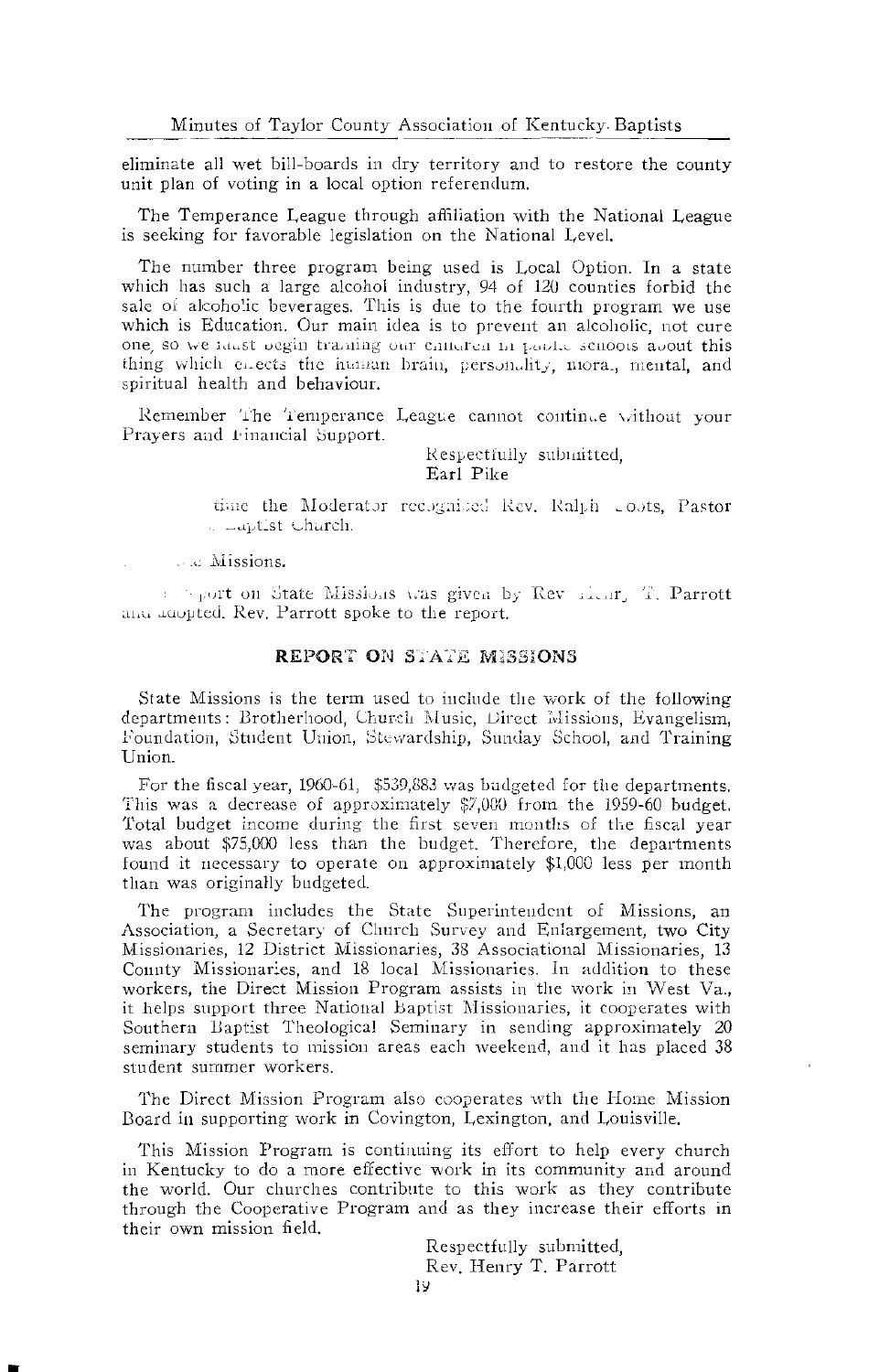eliminate all wet bill-boards in dry territory and to restore the county unit plan of voting in a local option referendum.

The Temperance League through affiliation with the National League is seeking for favorable legislation on the National Level.

The number three program being used is Local Option. In a state which has such a large alcohol industry, 94 of 120 counties forbid the sale of alcoholic beverages. This is due to the fourth program we use which is Education. Our main idea is to prevent an alcoholic, not cure one, so we must begin training our children in public schools about this thing which effects the human brain, personality, moral, mental, and spiritual health and behaviour.

Remember The Temperance League cannot continue without your Prayers and Financial Support.

Respectfully submitted,
Earl Pike

time the Moderator recognized Rev. Ralph Coots, Pastor ... Baptist Church.

... Missions.

... report on State Missions was given by Rev. Henry T. Parrott and adopted. Rev. Parrott spoke to the report.

## REPORT ON STATE MISSIONS

State Missions is the term used to include the work of the following departments: Brotherhood, Church Music, Direct Missions, Evangelism, Foundation, Student Union, Stewardship, Sunday School, and Training Union.

For the fiscal year, 1960-61, $539,883 was budgeted for the departments. This was a decrease of approximately $7,000 from the 1959-60 budget. Total budget income during the first seven months of the fiscal year was about $75,000 less than the budget. Therefore, the departments found it necessary to operate on approximately $1,000 less per month than was originally budgeted.

The program includes the State Superintendent of Missions, an Association, a Secretary of Church Survey and Enlargement, two City Missionaries, 12 District Missionaries, 38 Associational Missionaries, 13 County Missionaries, and 18 local Missionaries. In addition to these workers, the Direct Mission Program assists in the work in West Va., it helps support three National Baptist Missionaries, it cooperates with Southern Baptist Theological Seminary in sending approximately 20 seminary students to mission areas each weekend, and it has placed 38 student summer workers.

The Direct Mission Program also cooperates wth the Home Mission Board in supporting work in Covington, Lexington, and Louisville.

This Mission Program is continuing its effort to help every church in Kentucky to do a more effective work in its community and around the world. Our churches contribute to this work as they contribute through the Cooperative Program and as they increase their efforts in their own mission field.

Respectfully submitted,
Rev. Henry T. Parrott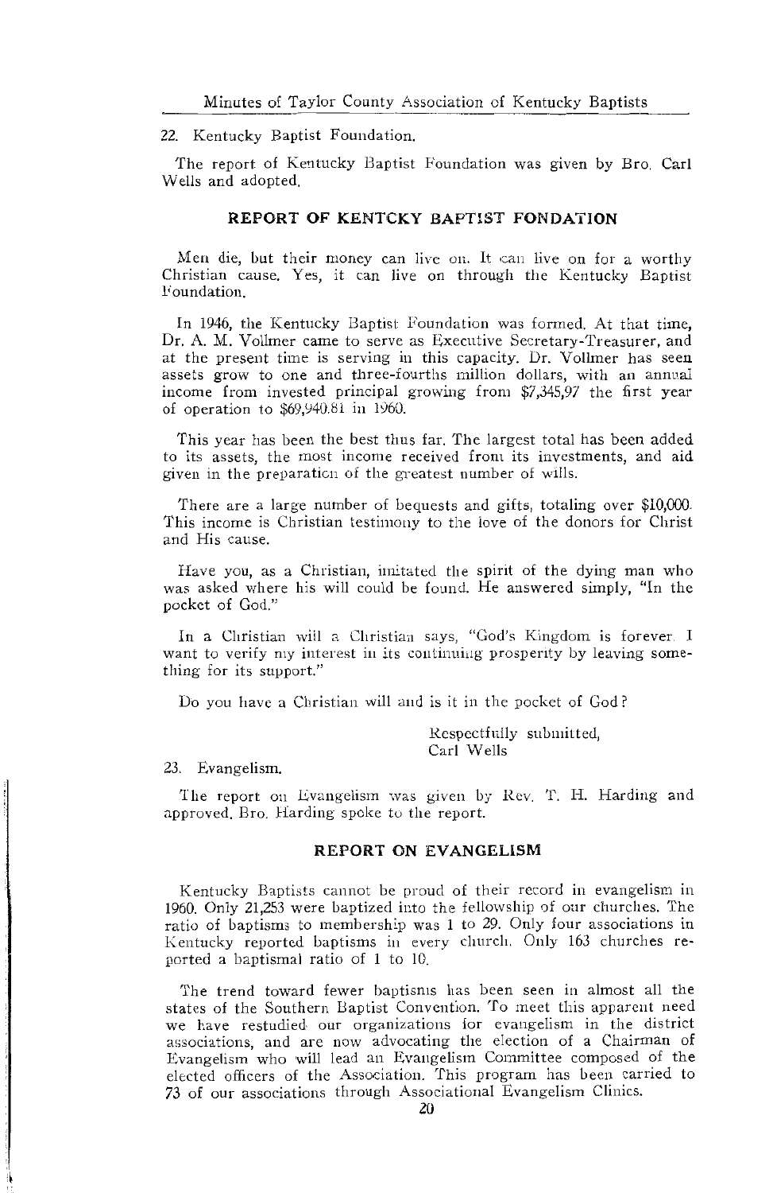22. Kentucky Baptist Foundation.

The report of Kentucky Baptist Foundation was given by Bro. Carl Wells and adopted.

### REPORT OF KENTCKY BAPTIST FONDATION

Men die, but their money can live on. It can live on for a worthy Christian cause. Yes, it can live on through the Kentucky Baptist Foundation.

In 1946, the Kentucky Baptist Foundation was formed. At that time, Dr. A. M. Vollmer came to serve as Executive Secretary-Treasurer, and at the present time is serving in this capacity. Dr. Vollmer has seen assets grow to one and three-fourths million dollars, with an annual income from invested principal growing from $7,345,97 the first year of operation to $69,940.81 in 1960.

This year has been the best thus far. The largest total has been added to its assets, the most income received from its investments, and aid given in the preparation of the greatest number of wills.

There are a large number of bequests and gifts, totaling over $10,000. This income is Christian testimony to the love of the donors for Christ and His cause.

Have you, as a Christian, imitated the spirit of the dying man who was asked where his will could be found. He answered simply, "In the pocket of God."

In a Christian will a Christian says, "God's Kingdom is forever. I want to verify my interest in its continuing prosperity by leaving something for its support."

Do you have a Christian will and is it in the pocket of God?

Respectfully submitted,
Carl Wells

23. Evangelism.

The report on Evangelism was given by Rev. T. H. Harding and approved. Bro. Harding spoke to the report.

### REPORT ON EVANGELISM

Kentucky Baptists cannot be proud of their record in evangelism in 1960. Only 21,253 were baptized into the fellowship of our churches. The ratio of baptisms to membership was 1 to 29. Only four associations in Kentucky reported baptisms in every church. Only 163 churches reported a baptismal ratio of 1 to 10.

The trend toward fewer baptisms has been seen in almost all the states of the Southern Baptist Convention. To meet this apparent need we have restudied our organizations for evangelism in the district associations, and are now advocating the election of a Chairman of Evangelism who will lead an Evangelism Committee composed of the elected officers of the Association. This program has been carried to 73 of our associations through Associational Evangelism Clinics.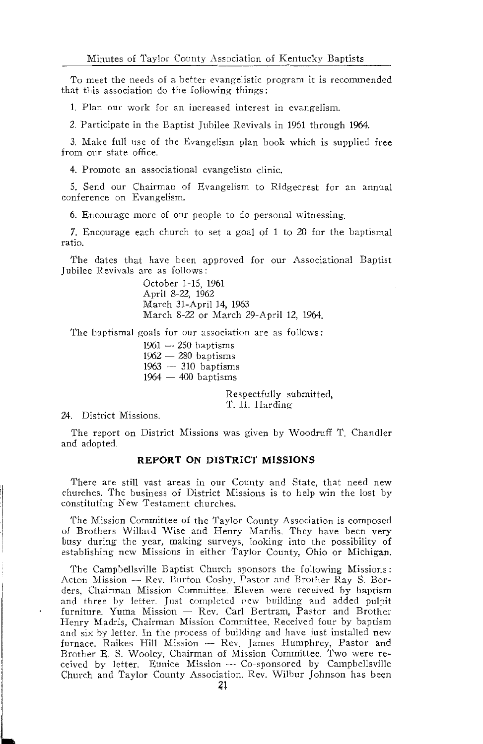To meet the needs of a better evangelistic program it is recommended that this association do the following things:

1. Plan our work for an increased interest in evangelism.

2. Participate in the Baptist Jubilee Revivals in 1961 through 1964.

3. Make full use of the Evangelism plan book which is supplied free from our state office.

4. Promote an associational evangelism clinic.

5. Send our Chairman of Evangelism to Ridgecrest for an annual conference on Evangelism.

6. Encourage more of our people to do personal witnessing.

7. Encourage each church to set a goal of 1 to 20 for the baptismal ratio.

The dates that have been approved for our Associational Baptist Jubilee Revivals are as follows:

October 1-15, 1961
April 8-22, 1962
March 31-April 14, 1963
March 8-22 or March 29-April 12, 1964.

The baptismal goals for our association are as follows:

1961 — 250 baptisms
1962 — 280 baptisms
1963 — 310 baptisms
1964 — 400 baptisms

Respectfully submitted,
T. H. Harding

24. District Missions.

The report on District Missions was given by Woodruff T. Chandler and adopted.

## REPORT ON DISTRICT MISSIONS

There are still vast areas in our County and State, that need new churches. The business of District Missions is to help win the lost by constituting New Testament churches.

The Mission Committee of the Taylor County Association is composed of Brothers Willard Wise and Henry Mardis. They have been very busy during the year, making surveys, looking into the possibility of establishing new Missions in either Taylor County, Ohio or Michigan.

The Campbellsville Baptist Church sponsors the following Missions: Acton Mission — Rev. Burton Cosby, Pastor and Brother Ray S. Borders, Chairman Mission Committee. Eleven were received by baptism and three by letter. Just completed new building and added pulpit furniture. Yuma Mission — Rev. Carl Bertram, Pastor and Brother Henry Madris, Chairman Mission Committee. Received four by baptism and six by letter. In the process of building and have just installed new furnace. Raikes Hill Mission — Rev. James Humphrey, Pastor and Brother E. S. Wooley, Chairman of Mission Committee. Two were received by letter. Eunice Mission — Co-sponsored by Campbellsville Church and Taylor County Association. Rev. Wilbur Johnson has been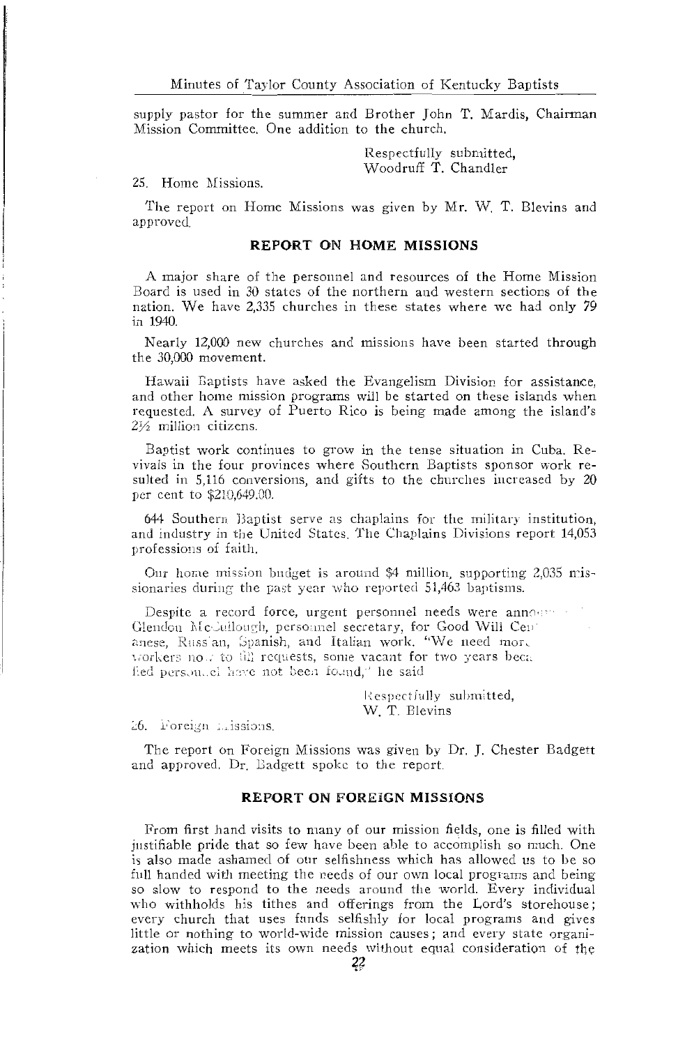supply pastor for the summer and Brother John T. Mardis, Chairman Mission Committee. One addition to the church.

Respectfully submitted,
Woodruff T. Chandler

25. Home Missions.

The report on Home Missions was given by Mr. W. T. Blevins and approved.

### REPORT ON HOME MISSIONS

A major share of the personnel and resources of the Home Mission Board is used in 30 states of the northern and western sections of the nation. We have 2,335 churches in these states where we had only 79 in 1940.

Nearly 12,000 new churches and missions have been started through the 30,000 movement.

Hawaii Baptists have asked the Evangelism Division for assistance, and other home mission programs will be started on these islands when requested. A survey of Puerto Rico is being made among the island's 2½ million citizens.

Baptist work continues to grow in the tense situation in Cuba. Revivals in the four provinces where Southern Baptists sponsor work resulted in 5,116 conversions, and gifts to the churches increased by 20 per cent to $210,649.00.

644 Southern Baptist serve as chaplains for the military institution, and industry in the United States. The Chaplains Divisions report 14,053 professions of faith.

Our home mission budget is around $4 million, supporting 2,035 missionaries during the past year who reported 51,463 baptisms.

Despite a record force, urgent personnel needs were anno... Glendon McCullough, personnel secretary, for Good Will Cen... anese, Russian, Spanish, and Italian work. "We need more workers now to fill requests, some vacant for two years beca... fied personnel have not been found," he said

Respectfully submitted,
W. T. Blevins

26. Foreign Missions.

The report on Foreign Missions was given by Dr. J. Chester Badgett and approved. Dr. Badgett spoke to the report.

### REPORT ON FOREIGN MISSIONS

From first hand visits to many of our mission fields, one is filled with justifiable pride that so few have been able to accomplish so much. One is also made ashamed of our selfishness which has allowed us to be so full handed with meeting the needs of our own local programs and being so slow to respond to the needs around the world. Every individual who withholds his tithes and offerings from the Lord's storehouse; every church that uses funds selfishly for local programs and gives little or nothing to world-wide mission causes; and every state organization which meets its own needs without equal consideration of the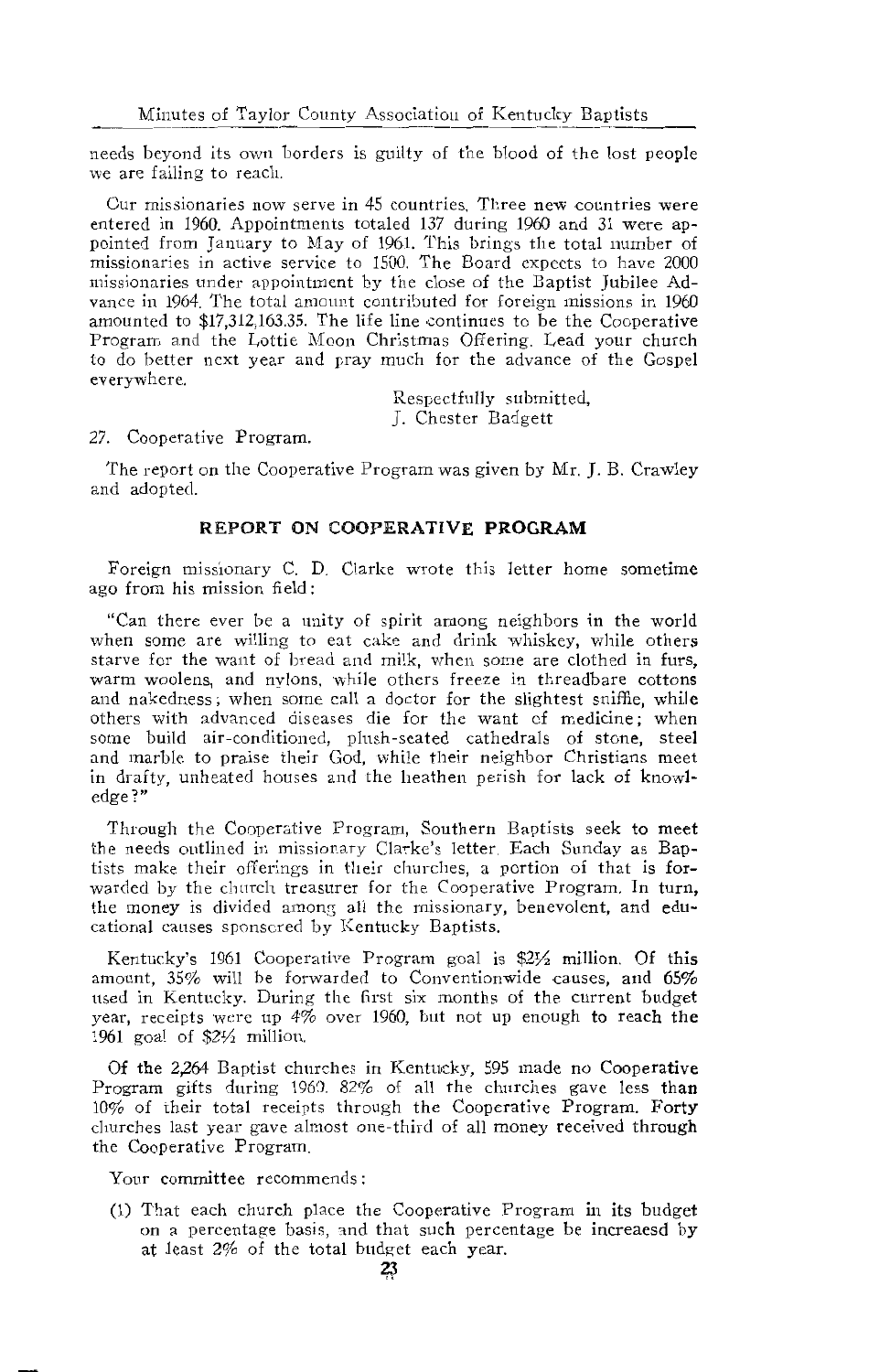needs beyond its own borders is guilty of the blood of the lost people we are failing to reach.

Our missionaries now serve in 45 countries. Three new countries were entered in 1960. Appointments totaled 137 during 1960 and 31 were appointed from January to May of 1961. This brings the total number of missionaries in active service to 1500. The Board expects to have 2000 missionaries under appointment by the close of the Baptist Jubilee Advance in 1964. The total amount contributed for foreign missions in 1960 amounted to $17,312,163.35. The life line continues to be the Cooperative Program and the Lottie Moon Christmas Offering. Lead your church to do better next year and pray much for the advance of the Gospel everywhere.

Respectfully submitted,
J. Chester Badgett

27. Cooperative Program.

The report on the Cooperative Program was given by Mr. J. B. Crawley and adopted.

## REPORT ON COOPERATIVE PROGRAM

Foreign missionary C. D. Clarke wrote this letter home sometime ago from his mission field:

"Can there ever be a unity of spirit among neighbors in the world when some are willing to eat cake and drink whiskey, while others starve for the want of bread and milk, when some are clothed in furs, warm woolens, and nylons, while others freeze in threadbare cottons and nakedness; when some call a doctor for the slightest sniffle, while others with advanced diseases die for the want of medicine; when some build air-conditioned, plush-seated cathedrals of stone, steel and marble to praise their God, while their neighbor Christians meet in drafty, unheated houses and the heathen perish for lack of knowledge?"

Through the Cooperative Program, Southern Baptists seek to meet the needs outlined in missionary Clarke's letter. Each Sunday as Baptists make their offerings in their churches, a portion of that is forwarded by the church treasurer for the Cooperative Program. In turn, the money is divided among all the missionary, benevolent, and educational causes sponsored by Kentucky Baptists.

Kentucky's 1961 Cooperative Program goal is $2½ million. Of this amount, 35% will be forwarded to Conventionwide causes, and 65% used in Kentucky. During the first six months of the current budget year, receipts were up 4% over 1960, but not up enough to reach the 1961 goal of $2½ million.

Of the 2,264 Baptist churches in Kentucky, 595 made no Cooperative Program gifts during 1960. 82% of all the churches gave less than 10% of their total receipts through the Cooperative Program. Forty churches last year gave almost one-third of all money received through the Cooperative Program.

Your committee recommends:

(1) That each church place the Cooperative Program in its budget on a percentage basis, and that such percentage be increaesd by at least 2% of the total budget each year.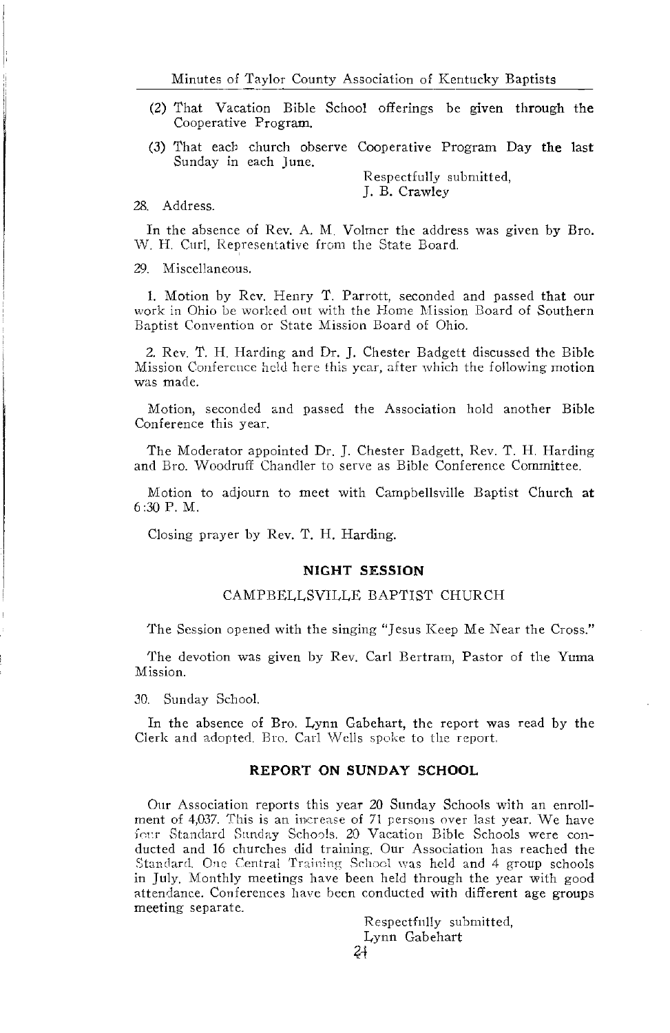(2) That Vacation Bible School offerings be given through the Cooperative Program.

(3) That each church observe Cooperative Program Day the last Sunday in each June.

Respectfully submitted,
J. B. Crawley

28. Address.

In the absence of Rev. A. M. Volmer the address was given by Bro. W. H. Curl, Representative from the State Board.

29. Miscellaneous.

1. Motion by Rev. Henry T. Parrott, seconded and passed that our work in Ohio be worked out with the Home Mission Board of Southern Baptist Convention or State Mission Board of Ohio.

2. Rev. T. H. Harding and Dr. J. Chester Badgett discussed the Bible Mission Conference held here this year, after which the following motion was made.

Motion, seconded and passed the Association hold another Bible Conference this year.

The Moderator appointed Dr. J. Chester Badgett, Rev. T. H. Harding and Bro. Woodruff Chandler to serve as Bible Conference Committee.

Motion to adjourn to meet with Campbellsville Baptist Church at 6:30 P. M.

Closing prayer by Rev. T. H. Harding.

## NIGHT SESSION

### CAMPBELLSVILLE BAPTIST CHURCH

The Session opened with the singing "Jesus Keep Me Near the Cross."

The devotion was given by Rev. Carl Bertram, Pastor of the Yuma Mission.

30. Sunday School.

In the absence of Bro. Lynn Gabehart, the report was read by the Clerk and adopted. Bro. Carl Wells spoke to the report.

## REPORT ON SUNDAY SCHOOL

Our Association reports this year 20 Sunday Schools with an enrollment of 4,037. This is an increase of 71 persons over last year. We have four Standard Sunday Schools. 20 Vacation Bible Schools were conducted and 16 churches did training. Our Association has reached the Standard. One Central Training School was held and 4 group schools in July. Monthly meetings have been held through the year with good attendance. Conferences have been conducted with different age groups meeting separate.

Respectfully submitted,
Lynn Gabehart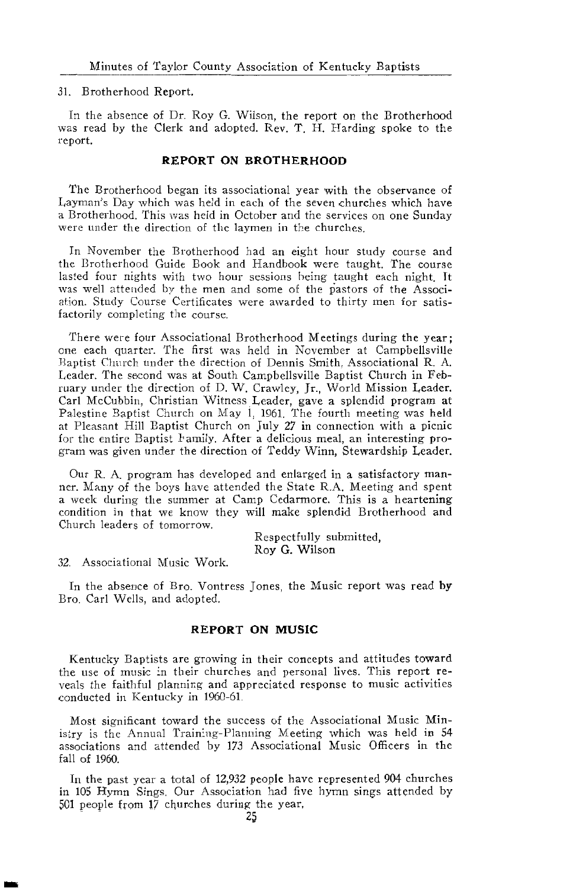31. Brotherhood Report.

In the absence of Dr. Roy G. Wilson, the report on the Brotherhood was read by the Clerk and adopted. Rev. T. H. Harding spoke to the report.

## REPORT ON BROTHERHOOD

The Brotherhood began its associational year with the observance of Layman's Day which was held in each of the seven churches which have a Brotherhood. This was held in October and the services on one Sunday were under the direction of the laymen in the churches.

In November the Brotherhood had an eight hour study course and the Brotherhood Guide Book and Handbook were taught. The course lasted four nights with two hour sessions being taught each night. It was well attended by the men and some of the pastors of the Association. Study Course Certificates were awarded to thirty men for satisfactorily completing the course.

There were four Associational Brotherhood Meetings during the year; one each quarter. The first was held in November at Campbellsville Baptist Church under the direction of Dennis Smith, Associational R. A. Leader. The second was at South Campbellsville Baptist Church in February under the direction of D. W. Crawley, Jr., World Mission Leader. Carl McCubbin, Christian Witness Leader, gave a splendid program at Palestine Baptist Church on May 1, 1961. The fourth meeting was held at Pleasant Hill Baptist Church on July 27 in connection with a picnic for the entire Baptist Family. After a delicious meal, an interesting program was given under the direction of Teddy Winn, Stewardship Leader.

Our R. A. program has developed and enlarged in a satisfactory manner. Many of the boys have attended the State R.A. Meeting and spent a week during the summer at Camp Cedarmore. This is a heartening condition in that we know they will make splendid Brotherhood and Church leaders of tomorrow.

Respectfully submitted,
Roy G. Wilson

32. Associational Music Work.

In the absence of Bro. Vontress Jones, the Music report was read by Bro. Carl Wells, and adopted.

## REPORT ON MUSIC

Kentucky Baptists are growing in their concepts and attitudes toward the use of music in their churches and personal lives. This report reveals the faithful planning and appreciated response to music activities conducted in Kentucky in 1960-61.

Most significant toward the success of the Associational Music Ministry is the Annual Training-Planning Meeting which was held in 54 associations and attended by 173 Associational Music Officers in the fall of 1960.

In the past year a total of 12,932 people have represented 904 churches in 105 Hymn Sings. Our Association had five hymn sings attended by 501 people from 17 churches during the year.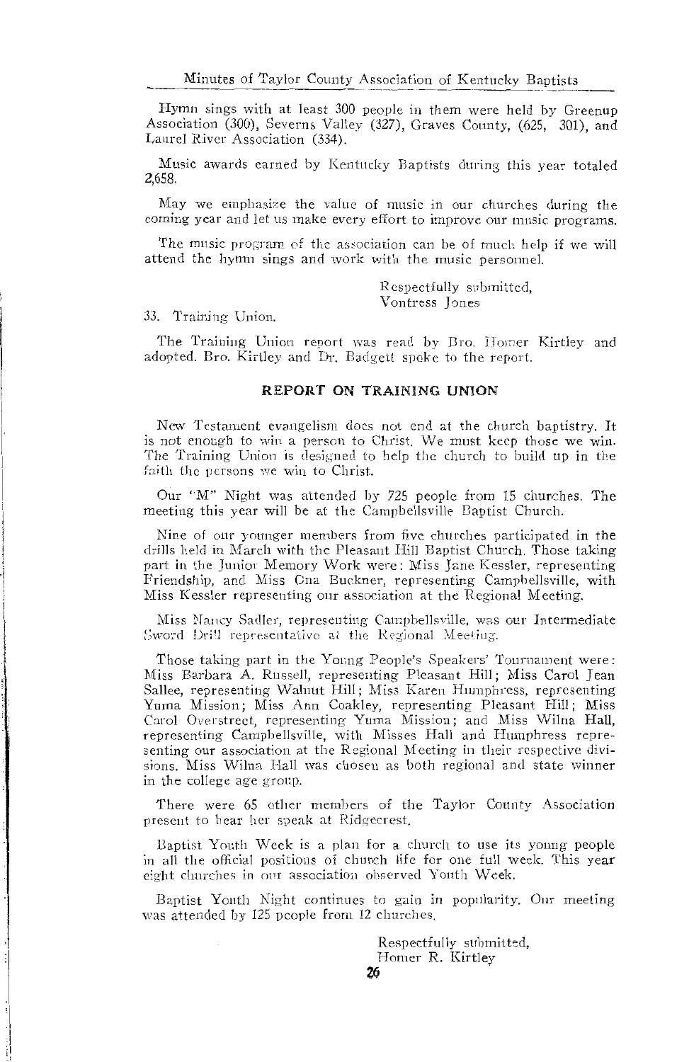Hymn sings with at least 300 people in them were held by Greenup Association (300), Severns Valley (327), Graves County, (625, 301), and Laurel River Association (334).

Music awards earned by Kentucky Baptists during this year totaled 2,658.

May we emphasize the value of music in our churches during the coming year and let us make every effort to improve our music programs.

The music program of the association can be of much help if we will attend the hymn sings and work with the music personnel.

Respectfully submitted,
Vontress Jones

33. Training Union.

The Training Union report was read by Bro. Homer Kirtley and adopted. Bro. Kirtley and Dr. Badgett spoke to the report.

## REPORT ON TRAINING UNION

New Testament evangelism does not end at the church baptistry. It is not enough to win a person to Christ. We must keep those we win. The Training Union is designed to help the church to build up in the faith the persons we win to Christ.

Our "M" Night was attended by 725 people from 15 churches. The meeting this year will be at the Campbellsville Baptist Church.

Nine of our younger members from five churches participated in the drills held in March with the Pleasant Hill Baptist Church. Those taking part in the Junior Memory Work were: Miss Jane Kessler, representing Friendship, and Miss Ona Buckner, representing Campbellsville, with Miss Kessler representing our association at the Regional Meeting.

Miss Nancy Sadler, representing Campbellsville, was our Intermediate Sword Drill representative at the Regional Meeting.

Those taking part in the Young People's Speakers' Tournament were: Miss Barbara A. Russell, representing Pleasant Hill; Miss Carol Jean Sallee, representing Walnut Hill; Miss Karen Humphress, representing Yuma Mission; Miss Ann Coakley, representing Pleasant Hill; Miss Carol Overstreet, representing Yuma Mission; and Miss Wilna Hall, representing Campbellsville, with Misses Hall and Humphress representing our association at the Regional Meeting in their respective divisions. Miss Wilna Hall was chosen as both regional and state winner in the college age group.

There were 65 other members of the Taylor County Association present to hear her speak at Ridgecrest.

Baptist Youth Week is a plan for a church to use its young people in all the official positions of church life for one full week. This year eight churches in our association observed Youth Week.

Baptist Youth Night continues to gain in popularity. Our meeting was attended by 125 people from 12 churches.

Respectfully submitted,
Homer R. Kirtley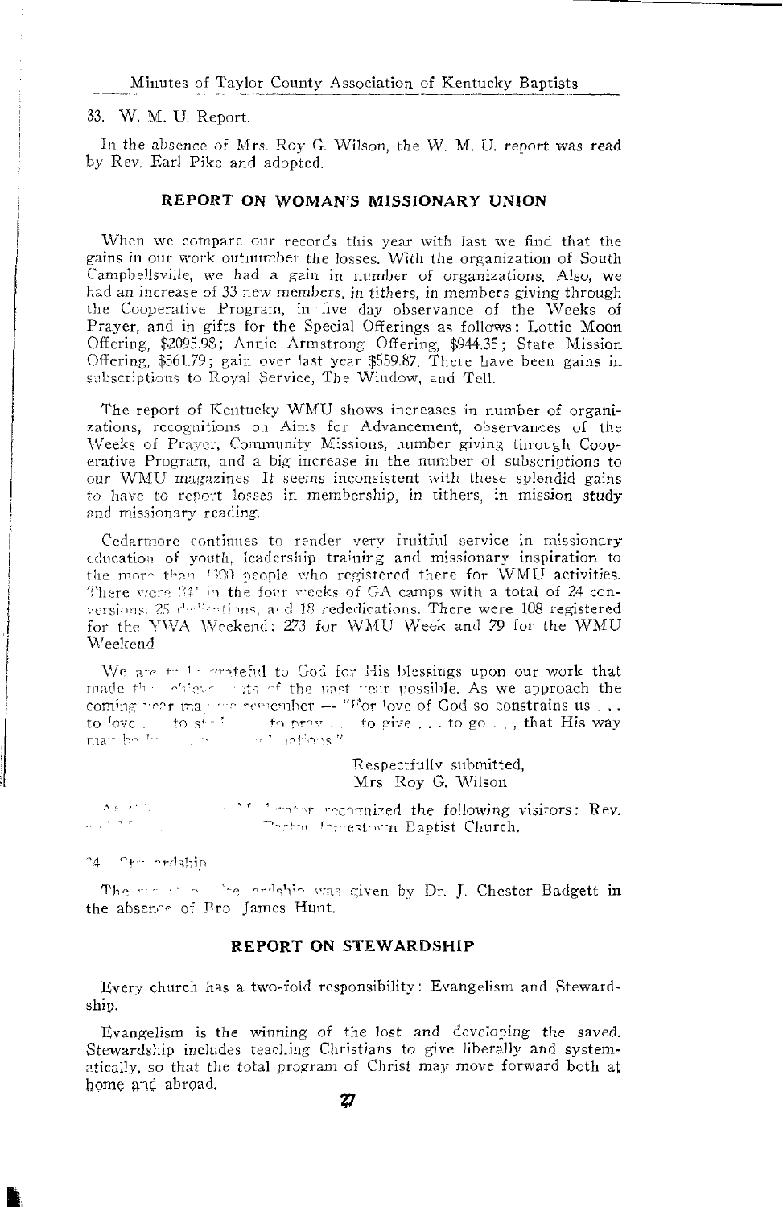33. W. M. U. Report.

In the absence of Mrs. Roy G. Wilson, the W. M. U. report was read by Rev. Earl Pike and adopted.

## REPORT ON WOMAN'S MISSIONARY UNION

When we compare our records this year with last we find that the gains in our work outnumber the losses. With the organization of South Campbellsville, we had a gain in number of organizations. Also, we had an increase of 33 new members, in tithers, in members giving through the Cooperative Program, in five day observance of the Weeks of Prayer, and in gifts for the Special Offerings as follows: Lottie Moon Offering, $2095.98; Annie Armstrong Offering, $944.35; State Mission Offering, $561.79; gain over last year $559.87. There have been gains in subscriptions to Royal Service, The Window, and Tell.

The report of Kentucky WMU shows increases in number of organizations, recognitions on Aims for Advancement, observances of the Weeks of Prayer, Community Missions, number giving through Cooperative Program, and a big increase in the number of subscriptions to our WMU magazines It seems inconsistent with these splendid gains to have to report losses in membership, in tithers, in mission study and missionary reading.

Cedarmore continues to render very fruitful service in missionary education of youth, leadership training and missionary inspiration to the more than 1300 people who registered there for WMU activities. There were 341 in the four weeks of GA camps with a total of 24 conversions, 25 dedications, and 18 rededications. There were 108 registered for the YWA Weekend; 273 for WMU Week and 79 for the WMU Weekend

We are to be grateful to God for His blessings upon our work that made the achievements of the past year possible. As we approach the coming year may we remember — "For love of God so constrains us . . . to love . . to st . . to pray . . to give . . . to go . . , that His way may be . . . all nations."

Respectfully submitted,
Mrs. Roy G. Wilson

... recognized the following visitors: Rev. ... Pastor Jamestown Baptist Church.

34. Stewardship

The ... Stewardship was given by Dr. J. Chester Badgett in the absence of Bro James Hunt.

## REPORT ON STEWARDSHIP

Every church has a two-fold responsibility: Evangelism and Stewardship.

Evangelism is the winning of the lost and developing the saved. Stewardship includes teaching Christians to give liberally and systematically, so that the total program of Christ may move forward both at home and abroad.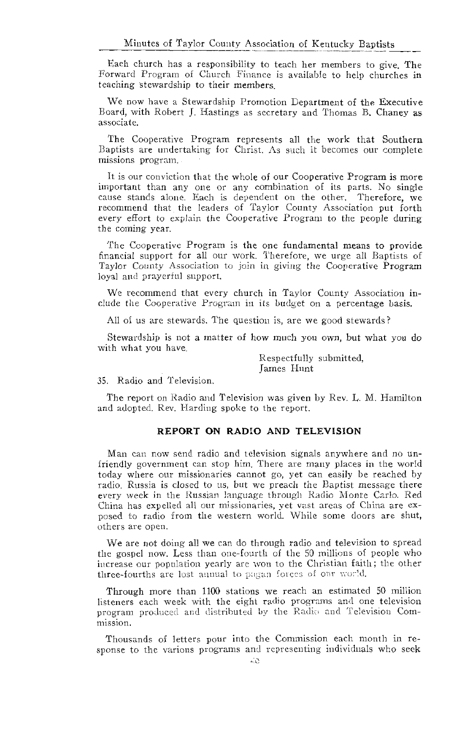Each church has a responsibility to teach her members to give. The Forward Program of Church Finance is available to help churches in teaching stewardship to their members.

We now have a Stewardship Promotion Department of the Executive Board, with Robert J. Hastings as secretary and Thomas B. Chaney as associate.

The Cooperative Program represents all the work that Southern Baptists are undertaking for Christ. As such it becomes our complete missions program.

It is our conviction that the whole of our Cooperative Program is more important than any one or any combination of its parts. No single cause stands alone. Each is dependent on the other. Therefore, we recommend that the leaders of Taylor County Association put forth every effort to explain the Cooperative Program to the people during the coming year.

The Cooperative Program is the one fundamental means to provide financial support for all our work. Therefore, we urge all Baptists of Taylor County Association to join in giving the Cooperative Program loyal and prayerful support.

We recommend that every church in Taylor County Association include the Cooperative Program in its budget on a percentage basis.

All of us are stewards. The question is, are we good stewards?

Stewardship is not a matter of how much you own, but what you do with what you have.

Respectfully submitted,
James Hunt

35. Radio and Television.

The report on Radio and Television was given by Rev. L. M. Hamilton and adopted. Rev. Harding spoke to the report.

## REPORT ON RADIO AND TELEVISION

Man can now send radio and television signals anywhere and no unfriendly government can stop him. There are many places in the world today where our missionaries cannot go, yet can easily be reached by radio. Russia is closed to us, but we preach the Baptist message there every week in the Russian language through Radio Monte Carlo. Red China has expelled all our missionaries, yet vast areas of China are exposed to radio from the western world. While some doors are shut, others are open.

We are not doing all we can do through radio and television to spread the gospel now. Less than one-fourth of the 50 millions of people who increase our population yearly are won to the Christian faith; the other three-fourths are lost annual to pagan forces of our world.

Through more than 1100 stations we reach an estimated 50 million listeners each week with the eight radio programs and one television program produced and distributed by the Radio and Television Commission.

Thousands of letters pour into the Commission each month in response to the varions programs and representing individuals who seek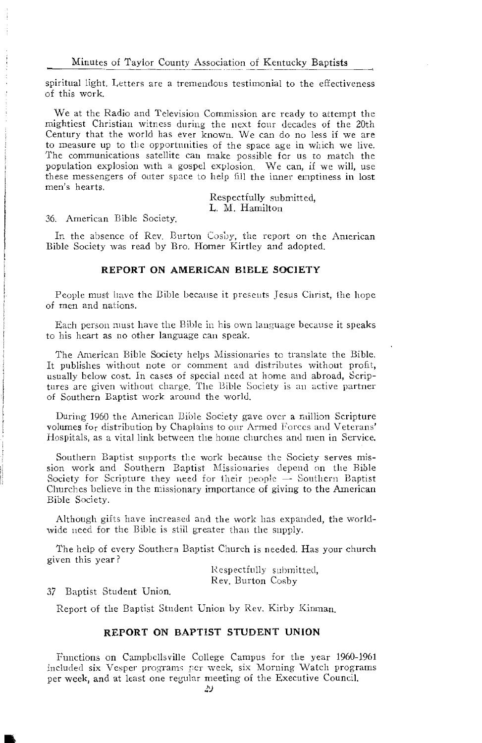spiritual light. Letters are a tremendous testimonial to the effectiveness of this work.

We at the Radio and Television Commission are ready to attempt the mightiest Christian witness during the next four decades of the 20th Century that the world has ever known. We can do no less if we are to measure up to the opportunities of the space age in which we live. The communications satellite can make possible for us to match the population explosion with a gospel explosion. We can, if we will, use these messengers of outer space to help fill the inner emptiness in lost men's hearts.

Respectfully submitted,
L. M. Hamilton

36. American Bible Society.

In the absence of Rev. Burton Cosby, the report on the American Bible Society was read by Bro. Homer Kirtley and adopted.

## REPORT ON AMERICAN BIBLE SOCIETY

People must have the Bible because it presents Jesus Christ, the hope of men and nations.

Each person must have the Bible in his own language because it speaks to his heart as no other language can speak.

The American Bible Society helps Missionaries to translate the Bible. It publishes without note or comment and distributes without profit, usually below cost. In cases of special need at home and abroad, Scriptures are given without charge. The Bible Society is an active partner of Southern Baptist work around the world.

During 1960 the American Bible Society gave over a million Scripture volumes for distribution by Chaplains to our Armed Forces and Veterans' Hospitals, as a vital link between the home churches and men in Service.

Southern Baptist supports the work because the Society serves mission work and Southern Baptist Missionaries depend on the Bible Society for Scripture they need for their people — Southern Baptist Churches believe in the missionary importance of giving to the American Bible Society.

Although gifts have increased and the work has expanded, the worldwide need for the Bible is still greater than the supply.

The help of every Southern Baptist Church is needed. Has your church given this year?

Respectfully submitted,
Rev. Burton Cosby

37 Baptist Student Union.

Report of the Baptist Student Union by Rev. Kirby Kinman.

## REPORT ON BAPTIST STUDENT UNION

Functions on Campbellsville College Campus for the year 1960-1961 included six Vesper programs per week, six Morning Watch programs per week, and at least one regular meeting of the Executive Council.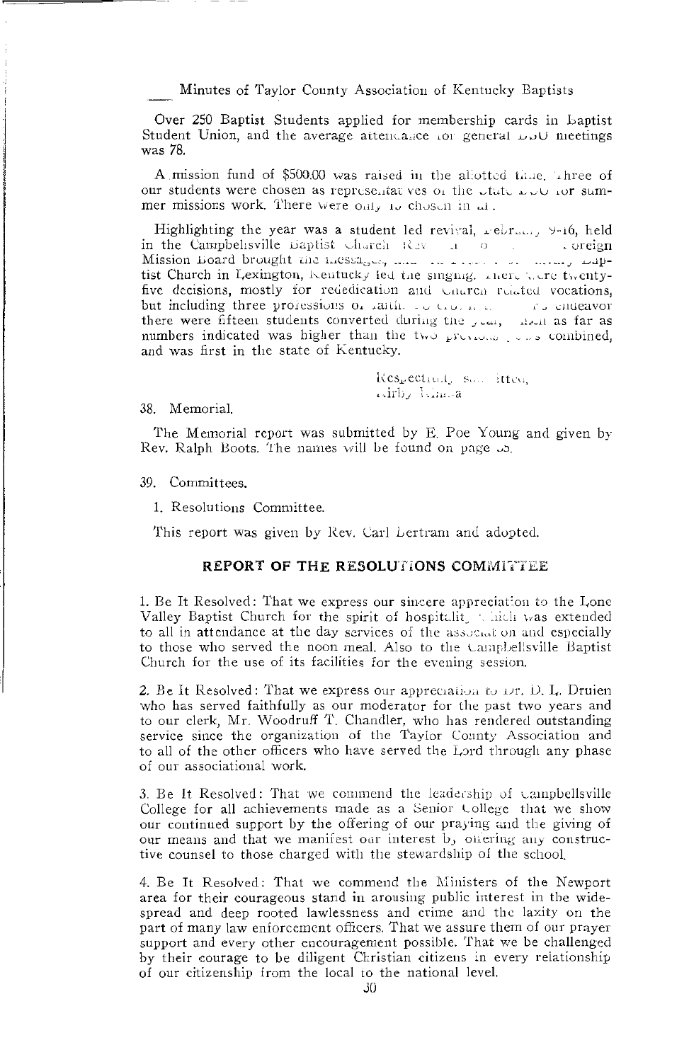Over 250 Baptist Students applied for membership cards in Baptist Student Union, and the average attendance for general BSU meetings was 78.

A mission fund of $500.00 was raised in the allotted time. Three of our students were chosen as representatives of the State BSU for summer missions work. There were only 15 chosen in all.

Highlighting the year was a student led revival, February 9-16, held in the Campbellsville Baptist Church. Rev. ... of ... Foreign Mission Board brought the messages, and ... of ... Baptist Church in Lexington, Kentucky led the singing. There were twenty-five decisions, mostly for rededication and church related vocations, but including three professions of faith. ... endeavor there were fifteen students converted during the year, which as far as numbers indicated was higher than the two previous years combined, and was first in the state of Kentucky.

Respectfully submitted,
Kirby ...

38. Memorial.

The Memorial report was submitted by E. Poe Young and given by Rev. Ralph Boots. The names will be found on page 35.

39. Committees.

1. Resolutions Committee.

This report was given by Rev. Carl Bertram and adopted.

## REPORT OF THE RESOLUTIONS COMMITTEE

1. Be It Resolved: That we express our sincere appreciation to the Lone Valley Baptist Church for the spirit of hospitality which was extended to all in attendance at the day services of the association and especially to those who served the noon meal. Also to the Campbellsville Baptist Church for the use of its facilities for the evening session.

2. Be It Resolved: That we express our appreciation to Dr. D. L. Druien who has served faithfully as our moderator for the past two years and to our clerk, Mr. Woodruff T. Chandler, who has rendered outstanding service since the organization of the Taylor County Association and to all of the other officers who have served the Lord through any phase of our associational work.

3. Be It Resolved: That we commend the leadership of Campbellsville College for all achievements made as a Senior College that we show our continued support by the offering of our praying and the giving of our means and that we manifest our interest by offering any constructive counsel to those charged with the stewardship of the school.

4. Be It Resolved: That we commend the Ministers of the Newport area for their courageous stand in arousing public interest in the widespread and deep rooted lawlessness and crime and the laxity on the part of many law enforcement officers. That we assure them of our prayer support and every other encouragement possible. That we be challenged by their courage to be diligent Christian citizens in every relationship of our citizenship from the local to the national level.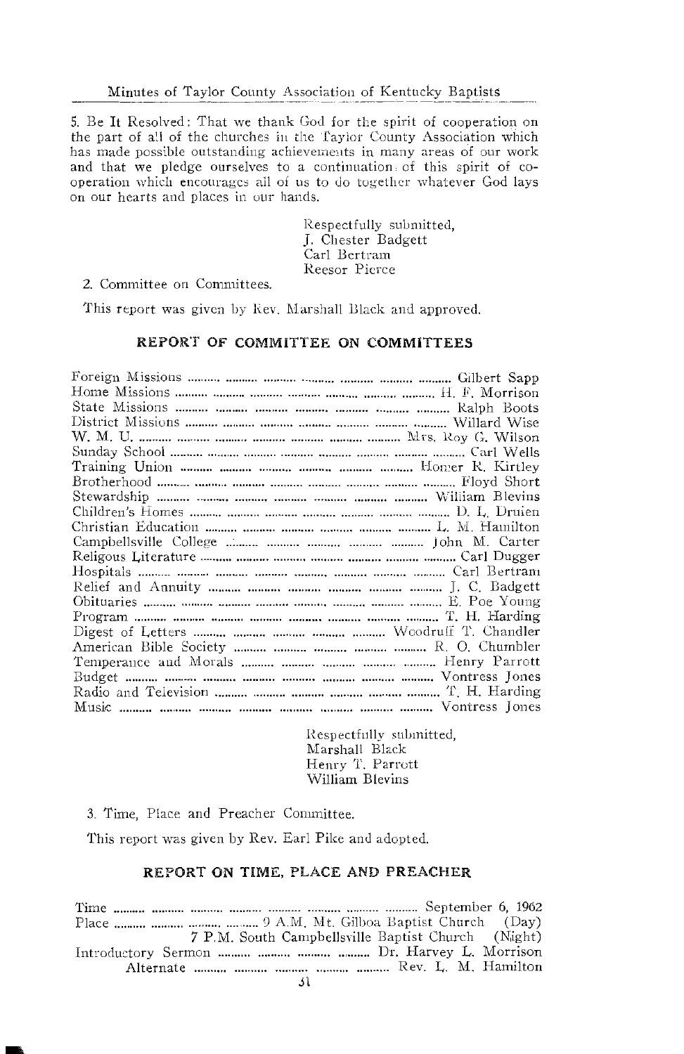5. Be It Resolved: That we thank God for the spirit of cooperation on the part of all of the churches in the Taylor County Association which has made possible outstanding achievements in many areas of our work and that we pledge ourselves to a continuation of this spirit of cooperation which encourages all of us to do together whatever God lays on our hearts and places in our hands.

Respectfully submitted,
J. Chester Badgett
Carl Bertram
Reesor Pierce

2. Committee on Committees.

This report was given by Rev. Marshall Black and approved.

## REPORT OF COMMITTEE ON COMMITTEES

| | |
|---|---|
| Foreign Missions | Gilbert Sapp |
| Home Missions | H. F. Morrison |
| State Missions | Ralph Boots |
| District Missions | Willard Wise |
| W. M. U. | Mrs. Roy G. Wilson |
| Sunday School | Carl Wells |
| Training Union | Homer R. Kirtley |
| Brotherhood | Floyd Short |
| Stewardship | William Blevins |
| Children's Homes | D. L. Druien |
| Christian Education | L. M. Hamilton |
| Campbellsville College | John M. Carter |
| Religous Literature | Carl Dugger |
| Hospitals | Carl Bertram |
| Relief and Annuity | J. C. Badgett |
| Obituaries | E. Poe Young |
| Program | T. H. Harding |
| Digest of Letters | Woodruff T. Chandler |
| American Bible Society | R. O. Chumbler |
| Temperance and Morals | Henry Parrott |
| Budget | Vontress Jones |
| Radio and Television | T. H. Harding |
| Music | Vontress Jones |

Respectfully submitted,
Marshall Black
Henry T. Parrott
William Blevins

3. Time, Place and Preacher Committee.

This report was given by Rev. Earl Pike and adopted.

## REPORT ON TIME, PLACE AND PREACHER

| | |
|---|---|
| Time | September 6, 1962 |
| Place | 9 A.M. Mt. Gilboa Baptist Church (Day) |
| | 7 P.M. South Campbellsville Baptist Church (Night) |
| Introductory Sermon | Dr. Harvey L. Morrison |
| Alternate | Rev. L. M. Hamilton |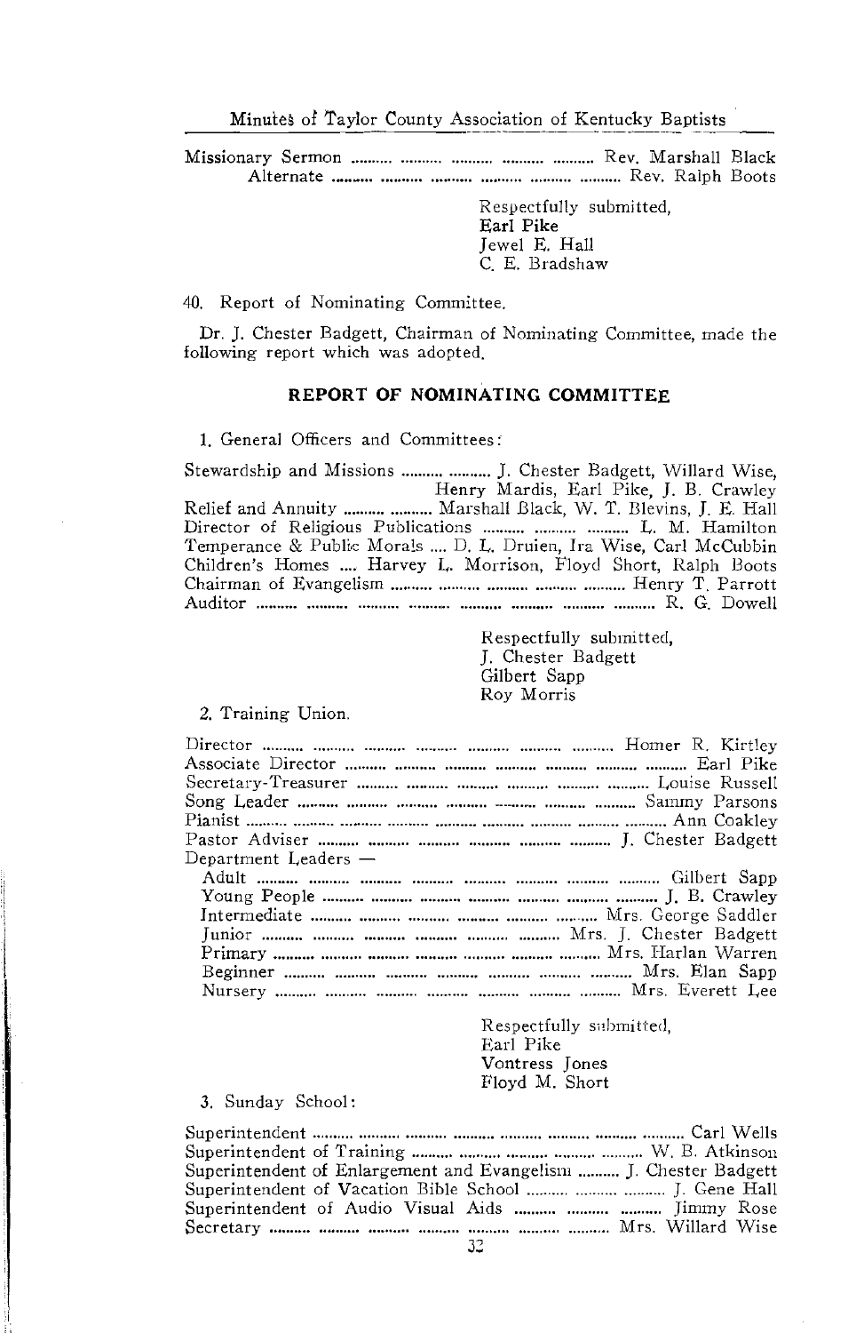Missionary Sermon .......... .......... .......... .......... .......... Rev. Marshall Black
Alternate .......... .......... .......... .......... .......... .......... Rev. Ralph Boots

Respectfully submitted,
Earl Pike
Jewel E. Hall
C. E. Bradshaw

40. Report of Nominating Committee.

Dr. J. Chester Badgett, Chairman of Nominating Committee, made the following report which was adopted.

## REPORT OF NOMINATING COMMITTEE

1. General Officers and Committees:

Stewardship and Missions .......... .......... J. Chester Badgett, Willard Wise, Henry Mardis, Earl Pike, J. B. Crawley
Relief and Annuity .......... .......... Marshall Black, W. T. Blevins, J. E. Hall
Director of Religious Publications .......... .......... .......... L. M. Hamilton
Temperance & Public Morals .... D. L. Druien, Ira Wise, Carl McCubbin
Children's Homes .... Harvey L. Morrison, Floyd Short, Ralph Boots
Chairman of Evangelism .......... .......... .......... .......... .......... Henry T. Parrott
Auditor .......... .......... .......... .......... .......... .......... .......... .......... R. G. Dowell

Respectfully submitted,
J. Chester Badgett
Gilbert Sapp
Roy Morris

2. Training Union.

Director .......... .......... .......... .......... .......... .......... .......... Homer R. Kirtley
Associate Director .......... .......... .......... .......... .......... .......... .......... Earl Pike
Secretary-Treasurer .......... .......... .......... .......... .......... .......... Louise Russell
Song Leader .......... .......... .......... .......... .......... .......... .......... Sammy Parsons
Pianist .......... .......... .......... .......... .......... .......... .......... .......... Ann Coakley
Pastor Adviser .......... .......... .......... .......... .......... .......... J. Chester Badgett
Department Leaders —
Adult .......... .......... .......... .......... .......... .......... .......... .......... Gilbert Sapp
Young People .......... .......... .......... .......... .......... .......... .......... J. B. Crawley
Intermediate .......... .......... .......... .......... .......... .......... Mrs. George Saddler
Junior .......... .......... .......... .......... .......... .......... Mrs. J. Chester Badgett
Primary .......... .......... .......... .......... .......... .......... .......... Mrs. Harlan Warren
Beginner .......... .......... .......... .......... .......... .......... .......... Mrs. Elan Sapp
Nursery .......... .......... .......... .......... .......... .......... .......... Mrs. Everett Lee

Respectfully submitted,
Earl Pike
Vontress Jones
Floyd M. Short

3. Sunday School:

Superintendent .......... .......... .......... .......... .......... .......... .......... .......... Carl Wells
Superintendent of Training .......... .......... .......... .......... .......... W. B. Atkinson
Superintendent of Enlargement and Evangelism .......... J. Chester Badgett
Superintendent of Vacation Bible School .......... .......... .......... J. Gene Hall
Superintendent of Audio Visual Aids .......... .......... .......... Jimmy Rose
Secretary .......... .......... .......... .......... .......... .......... .......... Mrs. Willard Wise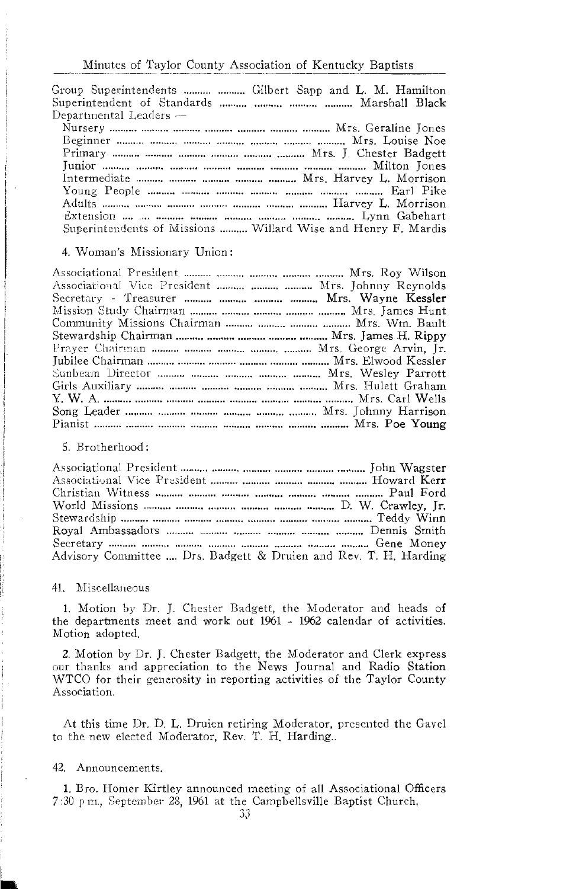Group Superintendents .......... .......... Gilbert Sapp and L. M. Hamilton
Superintendent of Standards .......... .......... .......... .......... Marshall Black
Departmental Leaders —

- Nursery .......... .......... .......... .......... .......... .......... .......... Mrs. Geraline Jones
- Beginner .......... .......... .......... .......... .......... .......... .......... Mrs. Louise Noe
- Primary .......... .......... .......... .......... .......... .......... Mrs. J. Chester Badgett
- Junior .......... .......... .......... .......... .......... .......... .......... .......... Milton Jones
- Intermediate .......... .......... .......... .......... .......... Mrs. Harvey L. Morrison
- Young People .......... .......... .......... .......... .......... .......... .......... Earl Pike
- Adults .......... .......... .......... .......... .......... .......... .......... Harvey L. Morrison
- Extension .... .... .......... .......... .......... .......... .......... .......... Lynn Gabehart
- Superintendents of Missions .......... Willard Wise and Henry F. Mardis

4. Woman's Missionary Union:

Associational President .......... .......... .......... .......... .......... Mrs. Roy Wilson
Associational Vice President .......... .......... .......... Mrs. Johnny Reynolds
Secretary - Treasurer .......... .......... .......... .......... Mrs. Wayne Kessler
Mission Study Chairman .......... .......... .......... .......... .......... Mrs. James Hunt
Community Missions Chairman .......... .......... .......... .......... Mrs. Wm. Bault
Stewardship Chairman .......... .......... .......... .......... .......... Mrs. James H. Rippy
Prayer Chairman .......... .......... .......... .......... .......... Mrs. George Arvin, Jr.
Jubilee Chairman .......... .......... .......... .......... .......... .......... Mrs. Elwood Kessler
Sunbeam Director .......... .......... .......... .......... .......... Mrs. Wesley Parrott
Girls Auxiliary .......... .......... .......... .......... .......... .......... Mrs. Hulett Graham
Y. W. A. .......... .......... .......... .......... .......... .......... .......... .......... Mrs. Carl Wells
Song Leader .......... .......... .......... .......... .......... .......... Mrs. Johnny Harrison
Pianist .......... .......... .......... .......... .......... .......... .......... .......... Mrs. Poe Young

5. Brotherhood:

Associational President .......... .......... .......... .......... .......... .......... John Wagster
Associational Vice President .......... .......... .......... .......... .......... Howard Kerr
Christian Witness .......... .......... .......... .......... .......... .......... .......... Paul Ford
World Missions .......... .......... .......... .......... .......... .......... D. W. Crawley, Jr.
Stewardship .......... .......... .......... .......... .......... .......... .......... .......... Teddy Winn
Royal Ambassadors .......... .......... .......... .......... .......... .......... Dennis Smith
Secretary .......... .......... .......... .......... .......... .......... .......... .......... Gene Money
Advisory Committee .... Drs. Badgett & Druien and Rev. T. H. Harding

41. Miscellaneous

1. Motion by Dr. J. Chester Badgett, the Moderator and heads of the departments meet and work out 1961 - 1962 calendar of activities. Motion adopted.

2. Motion by Dr. J. Chester Badgett, the Moderator and Clerk express our thanks and appreciation to the News Journal and Radio Station WTCO for their generosity in reporting activities of the Taylor County Association.

At this time Dr. D. L. Druien retiring Moderator, presented the Gavel to the new elected Moderator, Rev. T. H. Harding..

42. Announcements.

1. Bro. Homer Kirtley announced meeting of all Associational Officers 7:30 p.m., September 28, 1961 at the Campbellsville Baptist Church,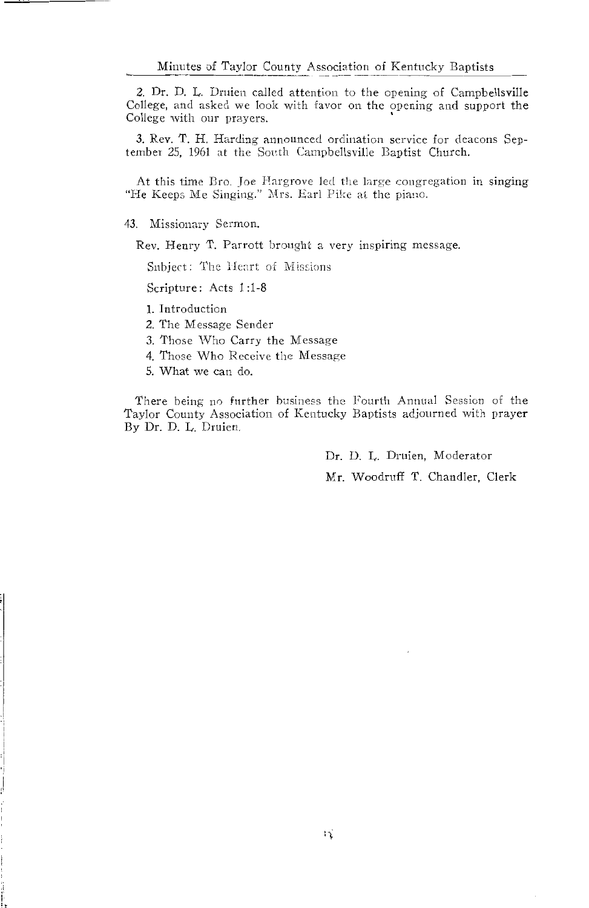2. Dr. D. L. Druien called attention to the opening of Campbellsville College, and asked we look with favor on the opening and support the College with our prayers.

3. Rev. T. H. Harding announced ordination service for deacons September 25, 1961 at the South Campbellsville Baptist Church.

At this time Bro. Joe Hargrove led the large congregation in singing "He Keeps Me Singing." Mrs. Earl Pike at the piano.

43. Missionary Sermon.

Rev. Henry T. Parrott brought a very inspiring message.

Subject: The Heart of Missions

Scripture: Acts 1:1-8

1. Introduction
2. The Message Sender
3. Those Who Carry the Message
4. Those Who Receive the Message
5. What we can do.

There being no further business the Fourth Annual Session of the Taylor County Association of Kentucky Baptists adjourned with prayer By Dr. D. L. Druien.

Dr. D. L. Druien, Moderator

Mr. Woodruff T. Chandler, Clerk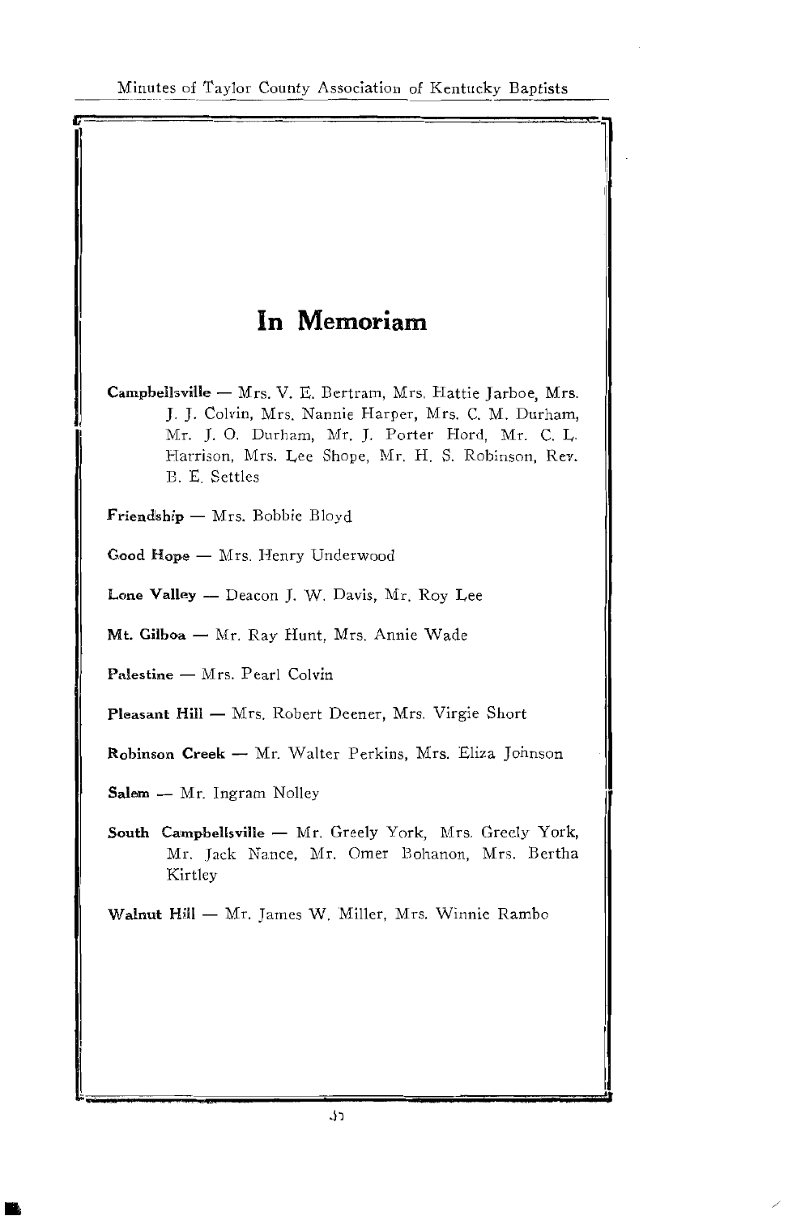# In Memoriam

**Campbellsville** — Mrs. V. E. Bertram, Mrs. Hattie Jarboe, Mrs. J. J. Colvin, Mrs. Nannie Harper, Mrs. C. M. Durham, Mr. J. O. Durham, Mr. J. Porter Hord, Mr. C. L. Harrison, Mrs. Lee Shope, Mr. H. S. Robinson, Rev. B. E. Settles

**Friendship** — Mrs. Bobbie Bloyd

**Good Hope** — Mrs. Henry Underwood

**Lone Valley** — Deacon J. W. Davis, Mr. Roy Lee

**Mt. Gilboa** — Mr. Ray Hunt, Mrs. Annie Wade

**Palestine** — Mrs. Pearl Colvin

**Pleasant Hill** — Mrs. Robert Deener, Mrs. Virgie Short

**Robinson Creek** — Mr. Walter Perkins, Mrs. Eliza Johnson

**Salem** — Mr. Ingram Nolley

**South Campbellsville** — Mr. Greely York, Mrs. Greely York, Mr. Jack Nance, Mr. Omer Bohanon, Mrs. Bertha Kirtley

**Walnut Hill** — Mr. James W. Miller, Mrs. Winnie Rambo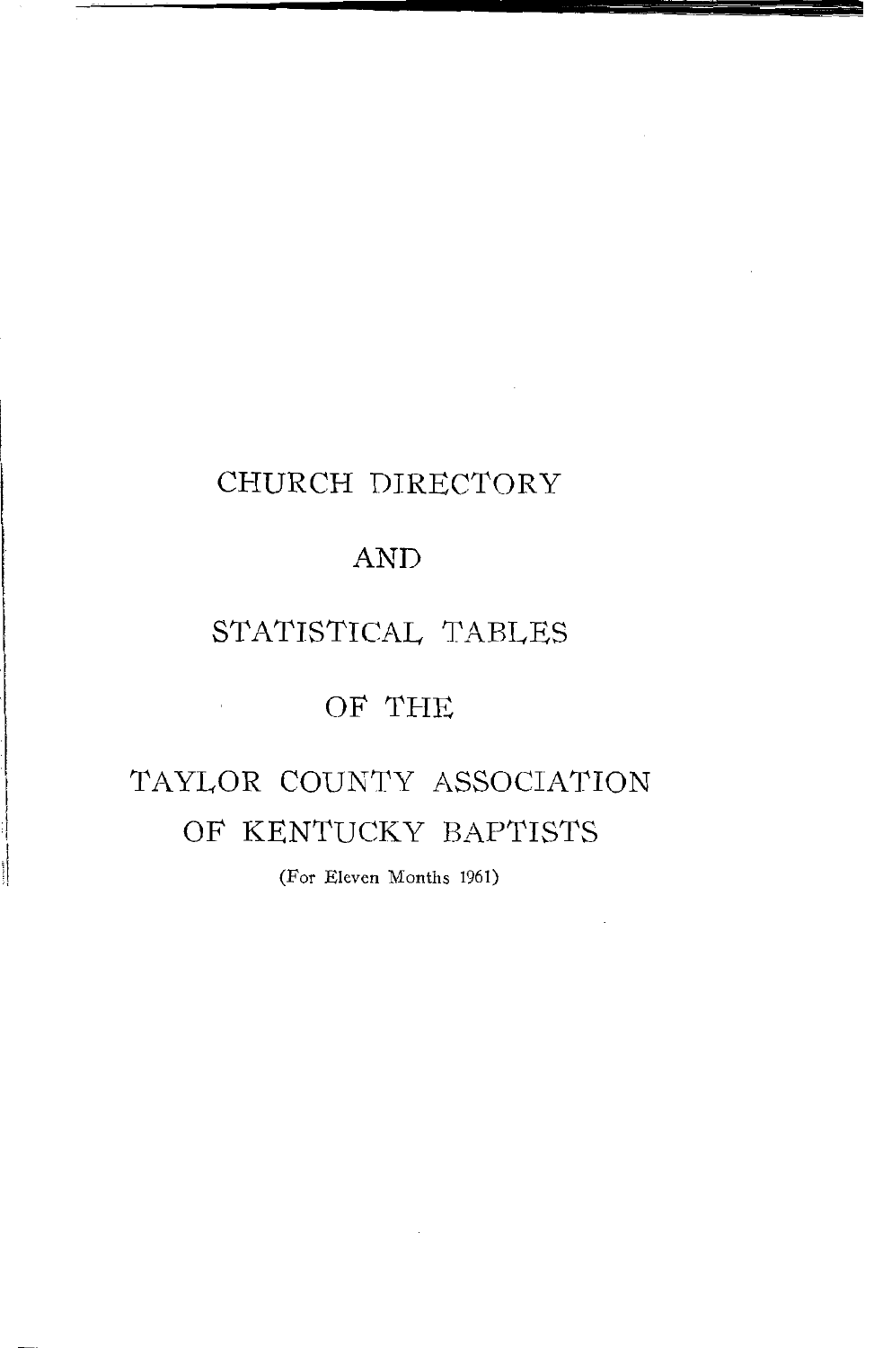# CHURCH DIRECTORY

# AND

# STATISTICAL TABLES

# OF THE

# TAYLOR COUNTY ASSOCIATION OF KENTUCKY BAPTISTS

(For Eleven Months 1961)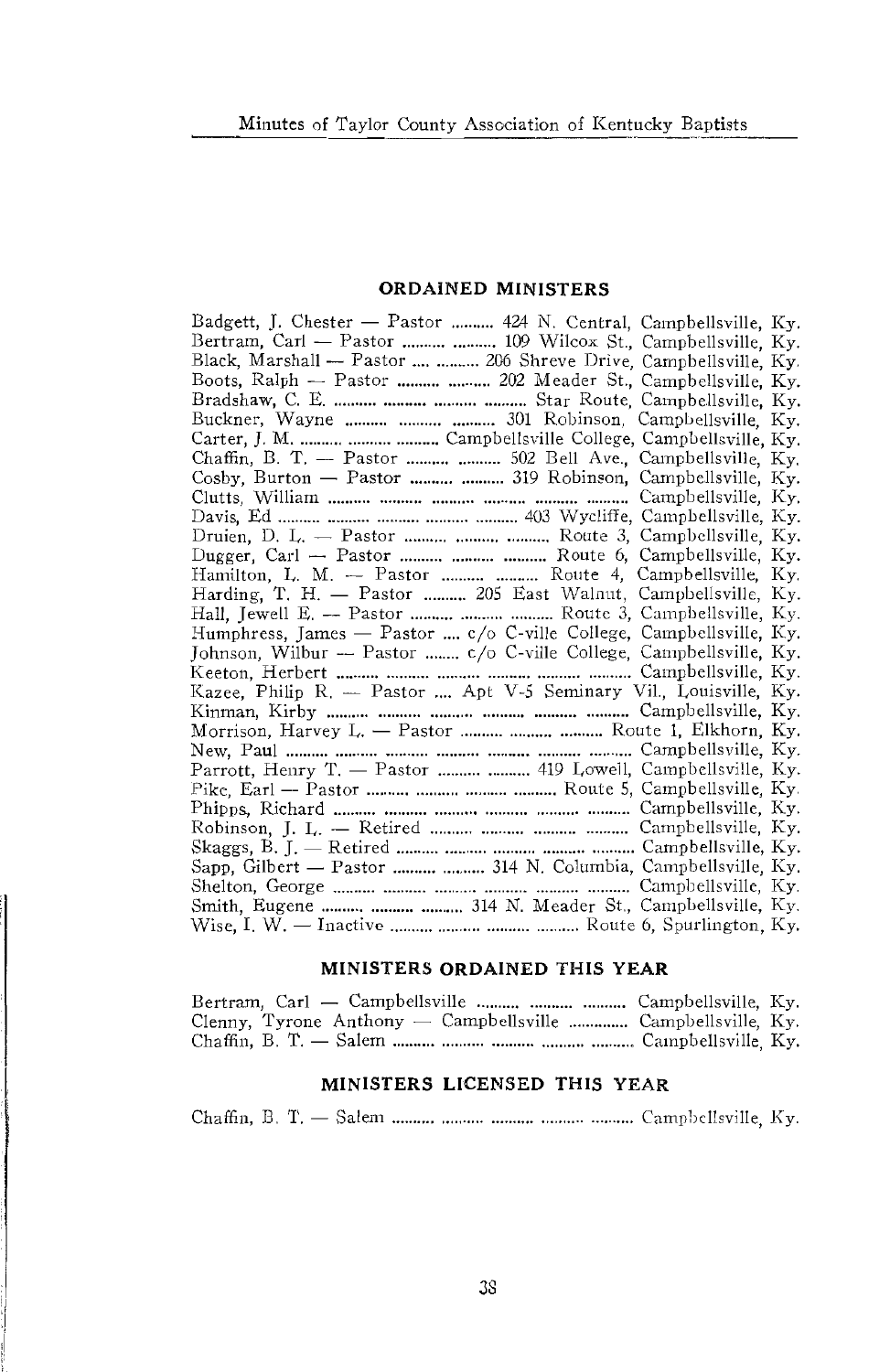## ORDAINED MINISTERS

Badgett, J. Chester — Pastor .......... 424 N. Central, Campbellsville, Ky.
Bertram, Carl — Pastor .......... .......... 109 Wilcox St., Campbellsville, Ky.
Black, Marshall — Pastor .... .......... 206 Shreve Drive, Campbellsville, Ky.
Boots, Ralph — Pastor .......... .......... 202 Meader St., Campbellsville, Ky.
Bradshaw, C. E. .......... .......... .......... .......... Star Route, Campbellsville, Ky.
Buckner, Wayne .......... .......... .......... 301 Robinson, Campbellsville, Ky.
Carter, J. M. .......... .......... .......... Campbellsville College, Campbellsville, Ky.
Chaffin, B. T. — Pastor .......... .......... 502 Bell Ave., Campbellsville, Ky.
Cosby, Burton — Pastor .......... .......... 319 Robinson, Campbellsville, Ky.
Clutts, William .......... .......... .......... .......... .......... .......... Campbellsville, Ky.
Davis, Ed .......... .......... .......... .......... .......... 403 Wycliffe, Campbellsville, Ky.
Druien, D. L. — Pastor .......... .......... .......... Route 3, Campbellsville, Ky.
Dugger, Carl — Pastor .......... .......... .......... Route 6, Campbellsville, Ky.
Hamilton, L. M. — Pastor .......... .......... Route 4, Campbellsville, Ky.
Harding, T. H. — Pastor .......... 205 East Walnut, Campbellsville, Ky.
Hall, Jewell E. — Pastor .......... .......... .......... Route 3, Campbellsville, Ky.
Humphress, James — Pastor .... c/o C-ville College, Campbellsville, Ky.
Johnson, Wilbur — Pastor ........ c/o C-ville College, Campbellsville, Ky.
Keeton, Herbert .......... .......... .......... .......... .......... .......... Campbellsville, Ky.
Kazee, Philip R. — Pastor .... Apt V-5 Seminary Vil., Louisville, Ky.
Kinman, Kirby .......... .......... .......... .......... .......... .......... Campbellsville, Ky.
Morrison, Harvey L. — Pastor .......... .......... .......... Route 1, Elkhorn, Ky.
New, Paul .......... .......... .......... .......... .......... .......... .......... Campbellsville, Ky.
Parrott, Henry T. — Pastor .......... .......... 419 Lowell, Campbellsville, Ky.
Pike, Earl — Pastor .......... .......... .......... .......... Route 5, Campbellsville, Ky.
Phipps, Richard .......... .......... .......... .......... .......... .......... Campbellsville, Ky.
Robinson, J. L. — Retired .......... .......... .......... .......... Campbellsville, Ky.
Skaggs, B. J. — Retired .......... .......... .......... .......... .......... Campbellsville, Ky.
Sapp, Gilbert — Pastor .......... .......... 314 N. Columbia, Campbellsville, Ky.
Shelton, George .......... .......... .......... .......... .......... .......... Campbellsville, Ky.
Smith, Eugene .......... .......... .......... 314 N. Meader St., Campbellsville, Ky.
Wise, I. W. — Inactive .......... .......... .......... .......... Route 6, Spurlington, Ky.

## MINISTERS ORDAINED THIS YEAR

Bertram, Carl — Campbellsville .......... .......... .......... Campbellsville, Ky.
Clenny, Tyrone Anthony — Campbellsville .............. Campbellsville, Ky.
Chaffin, B. T. — Salem .......... .......... .......... .......... .......... Campbellsville, Ky.

## MINISTERS LICENSED THIS YEAR

Chaffin, B. T. — Salem .......... .......... .......... .......... .......... Campbellsville, Ky.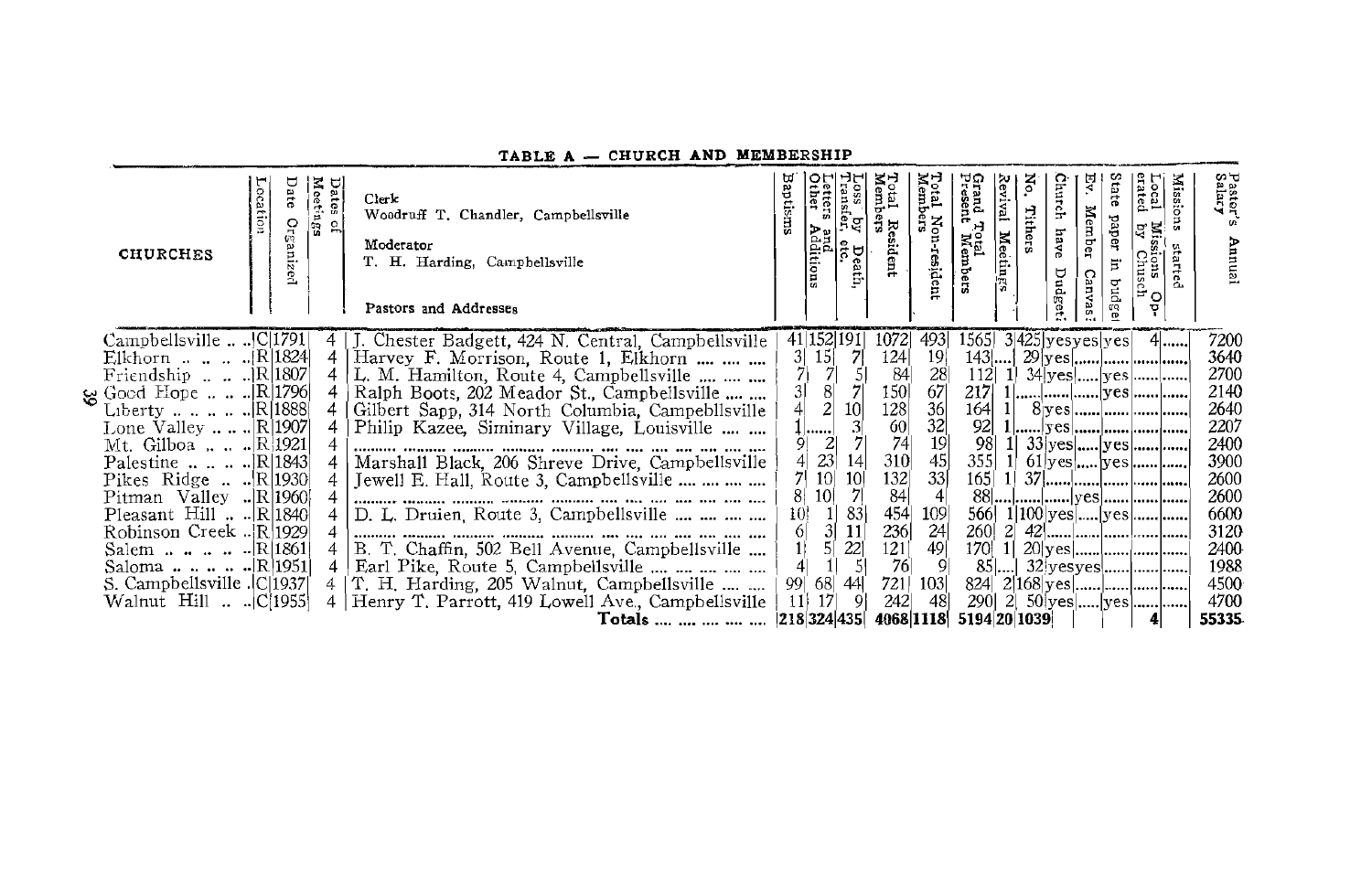**TABLE A — CHURCH AND MEMBERSHIP**

| CHURCHES | Location | Date Organized | Dates of Meetings | Clerk: Woodruff T. Chandler, Campbellsville; Moderator: T. H. Harding, Campbellsville; Pastors and Addresses | Baptisms | Letters and Other Additions | Loss by Death, Transfer, etc. | Total Resident Members | Total Non-resident Members | Grand Total Present Members | Revival Meetings | No. Tithers | Church have Budget? | Ev. Member Canvas? | State paper in budget | Local Missions Operated by Church | Missions started | Pastor's Annual Salary |
|---|---|---|---|---|---|---|---|---|---|---|---|---|---|---|---|---|---|---|
| Campbellsville | C | 1791 | 4 | J. Chester Badgett, 424 N. Central, Campbellsville | 41 | 152 | 191 | 1072 | 493 | 1565 | 3 | 425 | yes | yes | yes | 4 | ...... | 7200 |
| Elkhorn | R | 1824 | 4 | Harvey F. Morrison, Route 1, Elkhorn | 3 | 15 | 7 | 124 | 19 | 143 | .... | 29 | yes | ...... | ...... | ...... | ...... | 3640 |
| Friendship | R | 1807 | 4 | L. M. Hamilton, Route 4, Campbellsville | 7 | 7 | 5 | 84 | 28 | 112 | 1 | 34 | yes | ..... | yes | ...... | ...... | 2700 |
| Good Hope | R | 1796 | 4 | Ralph Boots, 202 Meador St., Campbellsville | 3 | 8 | 7 | 150 | 67 | 217 | 1 | ...... | ...... | ...... | yes | ...... | ...... | 2140 |
| Liberty | R | 1888 | 4 | Gilbert Sapp, 314 North Columbia, Campebllsville | 4 | 2 | 10 | 128 | 36 | 164 | 1 | 8 | yes | ...... | ...... | ...... | ...... | 2640 |
| Lone Valley | R | 1907 | 4 | Philip Kazee, Siminary Village, Louisville | 1 | ...... | 3 | 60 | 32 | 92 | 1 | ...... | yes | ...... | ...... | ...... | ...... | 2207 |
| Mt. Gilboa | R | 1921 | 4 | .......... | 9 | 2 | 7 | 74 | 19 | 98 | 1 | 33 | yes | ..... | yes | ...... | ...... | 2400 |
| Palestine | R | 1843 | 4 | Marshall Black, 206 Shreve Drive, Campbellsville | 4 | 23 | 14 | 310 | 45 | 355 | 1 | 61 | yes | ..... | yes | ...... | ...... | 3900 |
| Pikes Ridge | R | 1930 | 4 | Jewell E. Hall, Route 3, Campbellsville | 7 | 10 | 10 | 132 | 33 | 165 | 1 | 37 | ...... | ...... | ...... | ...... | ...... | 2600 |
| Pitman Valley | R | 1960 | 4 | .......... | 8 | 10 | 7 | 84 | 4 | 88 | ... | ...... | ...... | ...... | yes | ...... | ...... | 2600 |
| Pleasant Hill | R | 1840 | 4 | D. L. Druien, Route 3, Campbellsville | 10 | 1 | 83 | 454 | 109 | 566 | 1 | 100 | yes | ..... | yes | ...... | ...... | 6600 |
| Robinson Creek | R | 1929 | 4 | .......... | 6 | 3 | 11 | 236 | 24 | 260 | 2 | 42 | ...... | ...... | ...... | ...... | ...... | 3120 |
| Salem | R | 1861 | 4 | B. T. Chaffin, 502 Bell Avenue, Campbellsville | 1 | 5 | 22 | 121 | 49 | 170 | 1 | 20 | yes | ...... | ...... | ...... | ...... | 2400 |
| Saloma | R | 1951 | 4 | Earl Pike, Route 5, Campbellsville | 4 | 1 | 5 | 76 | 9 | 85 | ... | 32 | yes | yes | ...... | ...... | ...... | 1988 |
| S. Campbellsville | C | 1937 | 4 | T. H. Harding, 205 Walnut, Campbellsville | 99 | 68 | 44 | 721 | 103 | 824 | 2 | 168 | yes | ...... | ...... | ...... | ...... | 4500 |
| Walnut Hill | C | 1955 | 4 | Henry T. Parrott, 419 Lowell Ave., Campbellsville | 11 | 17 | 9 | 242 | 48 | 290 | 2 | 50 | yes | ..... | yes | ...... | ...... | 4700 |
| | | | | **Totals** | 218 | 324 | 435 | 4068 | 1118 | 5194 | 20 | 1039 | | | | 4 | | 55335 |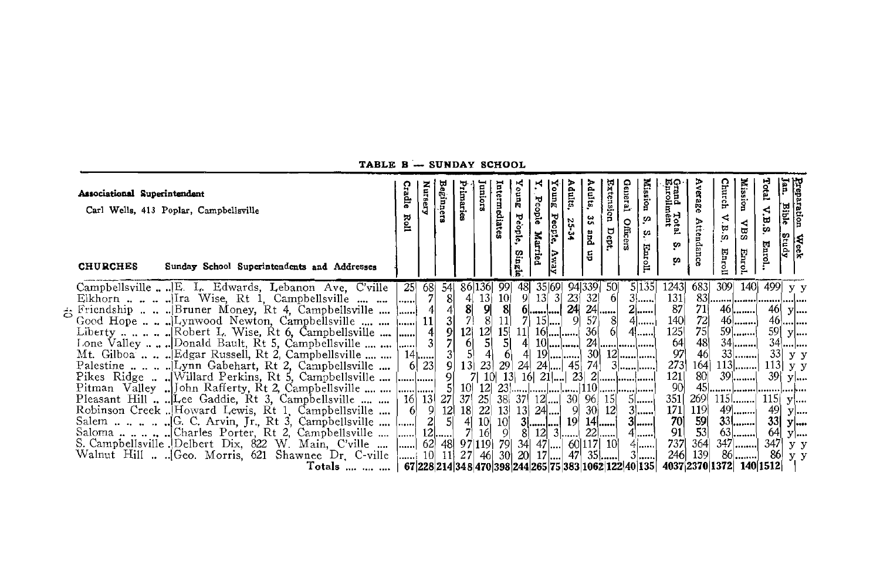## TABLE B — SUNDAY SCHOOL

**Associational Superintendent**
Carl Wells, 413 Poplar, Campbellsville

| CHURCHES | Sunday School Superintendents and Addresses | Cradle Roll | Nursery | Beginners | Primaries | Juniors | Intermediates | Young People, Single | Y. People Married | Young People, Away | Adults, 25-34 | Adults, 35 and up | Extension Dept. | General Officers | Mission S. S. Enroll. | Grand Total S. S. Enrollment | Average Attendance | Church V.B.S. Enroll | Mission VBS Enrol. | Total V.B.S. Enrol. | Jan. Bible Study | Preparation Week |
|---|---|---|---|---|---|---|---|---|---|---|---|---|---|---|---|---|---|---|---|---|---|---|
| Campbellsville | E. L. Edwards, Lebanon Ave, C'ville | 25 | 68 | 54 | 86 | 136 | 99 | 48 | 35 | 69 | 94 | 339 | 50 | 5 | 135 | 1243 | 683 | 309 | 140 | 499 | y | y |
| Elkhorn | Ira Wise, Rt 1, Campbellsville | | 7 | 8 | 4 | 13 | 10 | 9 | 13 | 3 | 23 | 32 | 6 | 3 | | 131 | 83 | | | | | |
| Friendship | Bruner Money, Rt 4, Campbellsville | | 4 | 4 | 8 | 9 | 8 | 6 | | | 24 | 24 | | 2 | | 87 | 71 | 46 | | 46 | y | |
| Good Hope | Lynwood Newton, Campbellsville | | 11 | 3 | 7 | 8 | 11 | 7 | 15 | | 9 | 57 | 8 | 4 | | 140 | 72 | 46 | | 46 | | |
| Liberty | Robert L. Wise, Rt 6, Campbellsville | | 4 | 9 | 12 | 12 | 15 | 11 | 16 | | | 36 | 6 | 4 | | 125 | 75 | 59 | | 59 | y | |
| Lone Valley | Donald Bault, Rt 5, Campbellsville | | 3 | 7 | 6 | 5 | 5 | 4 | 10 | | | 24 | | | | 64 | 48 | 34 | | 34 | | |
| Mt. Gilboa | Edgar Russell, Rt 2, Campbellsville | 14 | | 3 | 5 | 4 | 6 | 4 | 19 | | | 30 | 12 | | | 97 | 46 | 33 | | 33 | y | y |
| Palestine | Lynn Gabehart, Rt 2, Campbellsville | 6 | 23 | 9 | 13 | 23 | 29 | 24 | 24 | | 45 | 74 | 3 | | | 273 | 164 | 113 | | 113 | y | y |
| Pikes Ridge | Willard Perkins, Rt 5, Campbellsville | | | 9 | 7 | 10 | 13 | 16 | 21 | | 23 | 2 | | | | 121 | 80 | 39 | | 39 | y | |
| Pitman Valley | John Rafferty, Rt 2, Campbellsville | | | 5 | 10 | 12 | 23 | | | | | 110 | | | | 90 | 45 | | | | | |
| Pleasant Hill | Lee Gaddie, Rt 3, Campbellsville | 16 | 13 | 27 | 37 | 25 | 38 | 37 | 12 | | 30 | 96 | 15 | 5 | | 351 | 269 | 115 | | 115 | y | |
| Robinson Creek | Howard Lewis, Rt 1, Campbellsville | 6 | 9 | 12 | 18 | 22 | 13 | 13 | 24 | | 9 | 30 | 12 | 3 | | 171 | 119 | 49 | | 49 | y | |
| Salem | G. C. Arvin, Jr., Rt 3, Campbellsville | | 2 | 5 | 4 | 10 | 10 | 3 | | | 19 | 14 | | 3 | | 70 | 59 | 33 | | 33 | y | |
| Saloma | Charles Porter, Rt 2, Campbellsville | | 12 | | 7 | 16 | 9 | 8 | 12 | 3 | | 22 | | 4 | | 91 | 53 | 63 | | 64 | y | |
| S. Campbellsville | Delbert Dix, 822 W. Main, C'ville | | 62 | 48 | 97 | 119 | 79 | 34 | 47 | | 60 | 117 | 10 | 4 | | 737 | 364 | 347 | | 347 | y | y |
| Walnut Hill | Geo. Morris, 621 Shawnee Dr, C-ville | | 10 | 11 | 27 | 46 | 30 | 20 | 17 | | 47 | 35 | | 3 | | 246 | 139 | 86 | | 86 | y | y |
| | Totals | 67 | 228 | 214 | 348 | 470 | 398 | 244 | 265 | 75 | 383 | 1062 | 122 | 40 | 135 | 4037 | 2370 | 1372 | 140 | 1512 | | |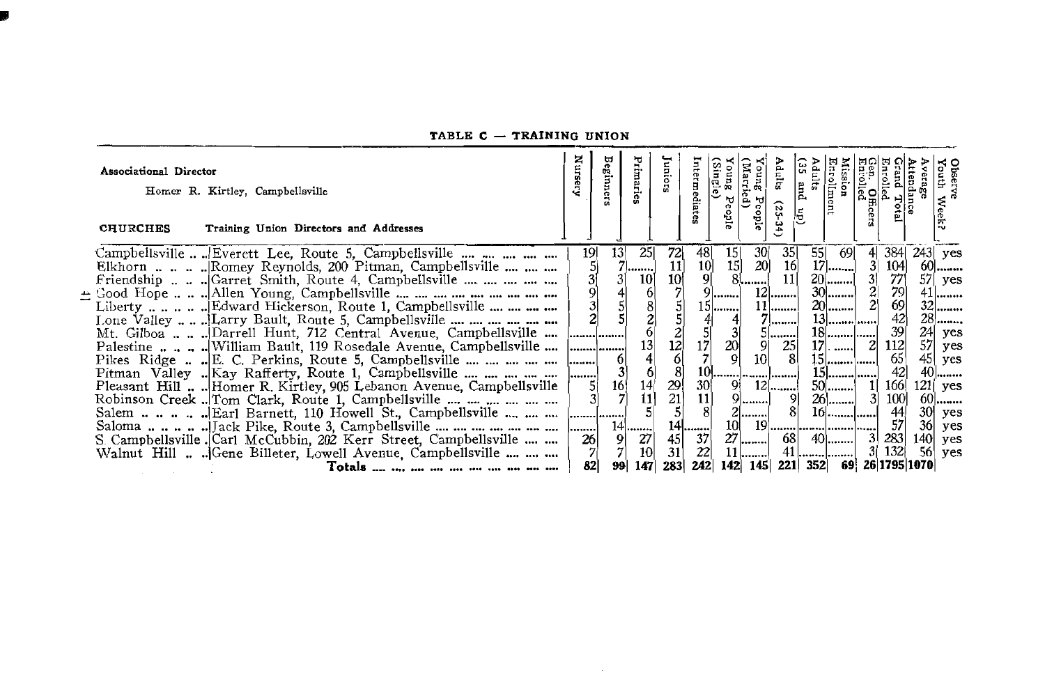## TABLE C — TRAINING UNION

Associational Director
Homer R. Kirtley, Campbellsville

| CHURCHES | Training Union Directors and Addresses | Nursery | Beginners | Primaries | Juniors | Intermediates | Young People (Single) | Young People (Married) | Adults (25-34) | Adults (35 and up) | Mission Enrollment | Gen. Officers Enrolled | Grand Total Enrolled | Average Attendance | Observe Youth Week? |
|---|---|---|---|---|---|---|---|---|---|---|---|---|---|---|---|
| Campbellsville | Everett Lee, Route 5, Campbellsville | 19 | 13 | 25 | 72 | 48 | 15 | 30 | 35 | 55 | 69 | 4 | 384 | 243 | yes |
| Elkhorn | Romey Reynolds, 200 Pitman, Campbellsville | 5 | 7 | ........ | 11 | 10 | 15 | 20 | 16 | 17 | ........ | 3 | 104 | 60 | ........ |
| Friendship | Garret Smith, Route 4, Campbellsville | 3 | 3 | 10 | 10 | 9 | 8 | ........ | 11 | 20 | ........ | 3 | 77 | 57 | yes |
| Good Hope | Allen Young, Campbellsville | 9 | 4 | 6 | 7 | 9 | ........ | 12 | ........ | 30 | ........ | 2 | 79 | 41 | ........ |
| Liberty | Edward Hickerson, Route 1, Campbellsville | 3 | 5 | 8 | 5 | 15 | ........ | 11 | ........ | 20 | ........ | 2 | 69 | 32 | ........ |
| Lone Valley | Larry Bault, Route 5, Campbellsville | 2 | 5 | 2 | 5 | 4 | 4 | 7 | ........ | 13 | ........ | ........ | 42 | 28 | ........ |
| Mt. Gilboa | Darrell Hunt, 712 Central Avenue, Campbellsville | ........ | ........ | 6 | 2 | 5 | 3 | 5 | ........ | 18 | ........ | ........ | 39 | 24 | yes |
| Palestine | William Bault, 119 Rosedale Avenue, Campbellsville | ........ | ........ | 13 | 12 | 17 | 20 | 9 | 25 | 17 | ........ | 2 | 112 | 57 | yes |
| Pikes Ridge | E. C. Perkins, Route 5, Campbellsville | ........ | 6 | 4 | 6 | 7 | 9 | 10 | 8 | 15 | ........ | ........ | 65 | 45 | yes |
| Pitman Valley | Kay Rafferty, Route 1, Campbellsville | ........ | 3 | 6 | 8 | 10 | ........ | ........ | ........ | 15 | ........ | ........ | 42 | 40 | ........ |
| Pleasant Hill | Homer R. Kirtley, 905 Lebanon Avenue, Campbellsville | 5 | 16 | 14 | 29 | 30 | 9 | 12 | ........ | 50 | ........ | 1 | 166 | 121 | yes |
| Robinson Creek | Tom Clark, Route 1, Campbellsville | 3 | 7 | 11 | 21 | 11 | 9 | ........ | 9 | 26 | ........ | 3 | 100 | 60 | ........ |
| Salem | Earl Barnett, 110 Howell St., Campbellsville | ........ | ........ | 5 | 5 | 8 | 2 | ........ | 8 | 16 | ........ | ........ | 44 | 30 | yes |
| Saloma | Jack Pike, Route 3, Campbellsville | ........ | 14 | ........ | 14 | ........ | 10 | 19 | ........ | ........ | ........ | ........ | 57 | 36 | yes |
| S. Campbellsville | Carl McCubbin, 202 Kerr Street, Campbellsville | 26 | 9 | 27 | 45 | 37 | 27 | ........ | 68 | 40 | ........ | 3 | 283 | 140 | yes |
| Walnut Hill | Gene Billeter, Lowell Avenue, Campbellsville | 7 | 7 | 10 | 31 | 22 | 11 | ........ | 41 | ........ | ........ | 3 | 132 | 56 | yes |
| | **Totals** | 82 | 99 | 147 | 283 | 242 | 142 | 145 | 221 | 352 | 69 | 26 | 1795 | 1070 | |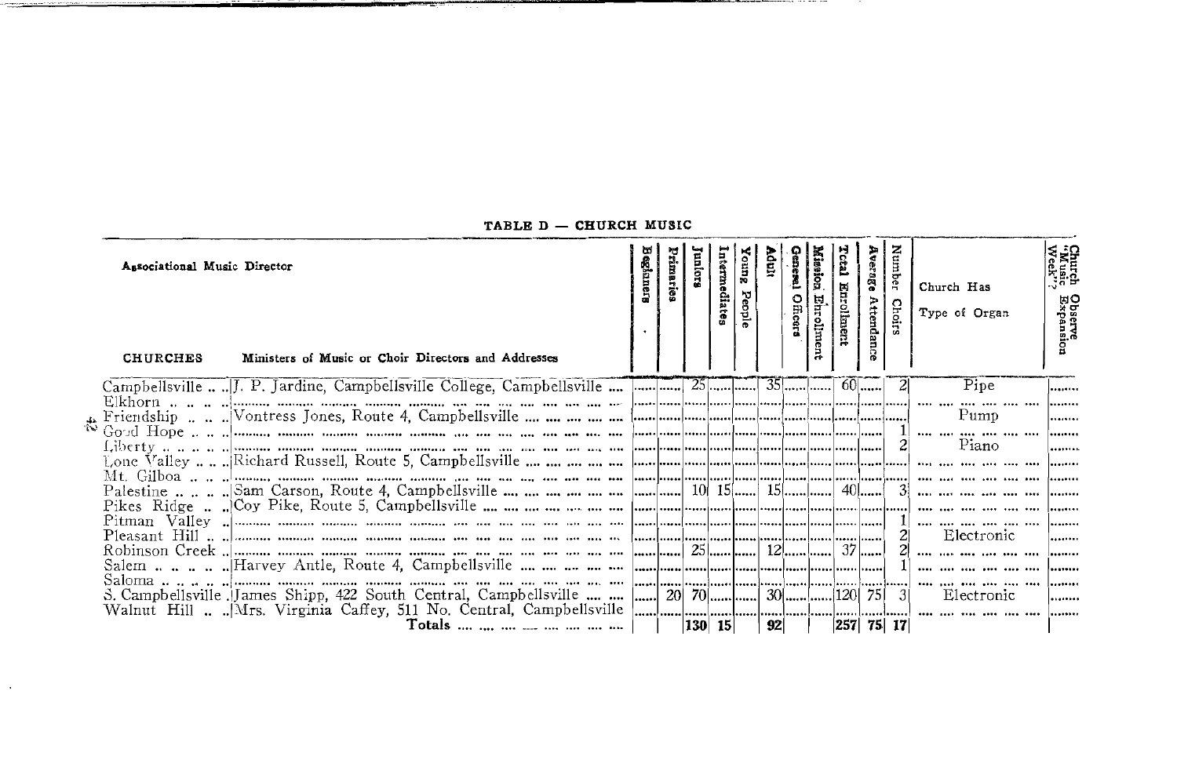## TABLE D — CHURCH MUSIC

Associational Music Director

| CHURCHES | Ministers of Music or Choir Directors and Addresses | Beginners | Primaries | Juniors | Intermediates | Young People | Adult | General Officers | Mission Enrollment | Total Enrollment | Average Attendance | Number Choirs | Church Has Type of Organ | Church Observe "Music Expansion Week"? |
|---|---|---|---|---|---|---|---|---|---|---|---|---|---|---|
| Campbellsville | J. P. Jardine, Campbellsville College, Campbellsville | | | 25 | | | 35 | | | 60 | | 2 | Pipe | |
| Elkhorn | | | | | | | | | | | | | | |
| Friendship | Vontress Jones, Route 4, Campbellsville | | | | | | | | | | | | Pump | |
| Good Hope | | | | | | | | | | | | 1 | | |
| Liberty | | | | | | | | | | | | 2 | Piano | |
| Lone Valley | Richard Russell, Route 5, Campbellsville | | | | | | | | | | | | | |
| Mt. Gilboa | | | | | | | | | | | | | | |
| Palestine | Sam Carson, Route 4, Campbellsville | | | 10 | 15 | | 15 | | | 40 | | 3 | | |
| Pikes Ridge | Coy Pike, Route 5, Campbellsville | | | | | | | | | | | | | |
| Pitman Valley | | | | | | | | | | | | 1 | | |
| Pleasant Hill | | | | | | | | | | | | 2 | Electronic | |
| Robinson Creek | | | | 25 | | | 12 | | | 37 | | 2 | | |
| Salem | Harvey Antle, Route 4, Campbellsville | | | | | | | | | | | 1 | | |
| Saloma | | | | | | | | | | | | | | |
| S. Campbellsville | James Shipp, 422 South Central, Campbellsville | | 20 | 70 | | | 30 | | | 120 | 75 | 3 | Electronic | |
| Walnut Hill | Mrs. Virginia Caffey, 511 No. Central, Campbellsville | | | | | | | | | | | | | |
| | Totals | | | 130 | 15 | | 92 | | | 257 | 75 | 17 | | |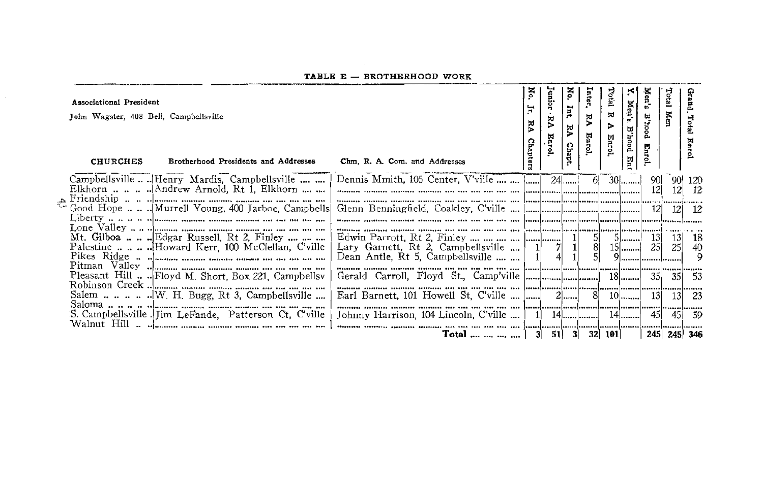## TABLE E — BROTHERHOOD WORK

Associational President

John Wagster, 408 Bell, Campbellsville

| CHURCHES | Brotherhood Presidents and Addresses | Chm. R. A. Com. and Addresses | No. Jr. RA Chapters | Junior RA Enrol. | No. Int. RA Chapt. | Inter. RA Enrol. | Total R A Enrol. | Y. Men's B'hood Enr | Men's B'hood Enrol. | Total Men | Grand Total Enrol |
|---|---|---|---|---|---|---|---|---|---|---|---|
| Campbellsville | Henry Mardis, Campbellsville | Dennis Mmith, 105 Center, V'ville | | 24 | | 6 | 30 | | 90 | 90 | 120 |
| Elkhorn | Andrew Arnold, Rt 1, Elkhorn | | | | | | | | 12 | 12 | 12 |
| Friendship | | | | | | | | | | | |
| Good Hope | Murrell Young, 400 Jarboe, Campbells | Glenn Benningfield, Coakley, C'ville | | | | | | | 12 | 12 | 12 |
| Liberty | | | | | | | | | | | |
| Lone Valley | | | | | | | | | | | |
| Mt. Gilboa | Edgar Russell, Rt 2, Finley | Edwin Parrott, Rt 2, Finley | | | 1 | 5 | 5 | | 13 | 13 | 18 |
| Palestine | Howard Kerr, 100 McClellan, C'ville | Lary Garnett, Rt 2, Campbellsville | 1 | 7 | 1 | 8 | 15 | | 25 | 25 | 40 |
| Pikes Ridge | | Dean Antle, Rt 5, Campbellsville | 1 | 4 | 1 | 5 | 9 | | | | 9 |
| Pitman Valley | | | | | | | | | | | |
| Pleasant Hill | Floyd M. Short, Box 221, Campbellsv | Gerald Carroll, Floyd St., Camp'ville | | | | | 18 | | 35 | 35 | 53 |
| Robinson Creek | | | | | | | | | | | |
| Salem | W. H. Bugg, Rt 3, Campbellsville | Earl Barnett, 101 Howell St, C'ville | | 2 | | 8 | 10 | | 13 | 13 | 23 |
| Saloma | | | | | | | | | | | |
| S. Campbellsville | Jim LeFande, Patterson Ct, C'ville | Johnny Harrison, 104 Lincoln, C'ville | 1 | 14 | | | 14 | | 45 | 45 | 59 |
| Walnut Hill | | | | | | | | | | | |
| | | **Total** | 3 | 51 | 3 | 32 | 101 | | 245 | 245 | 346 |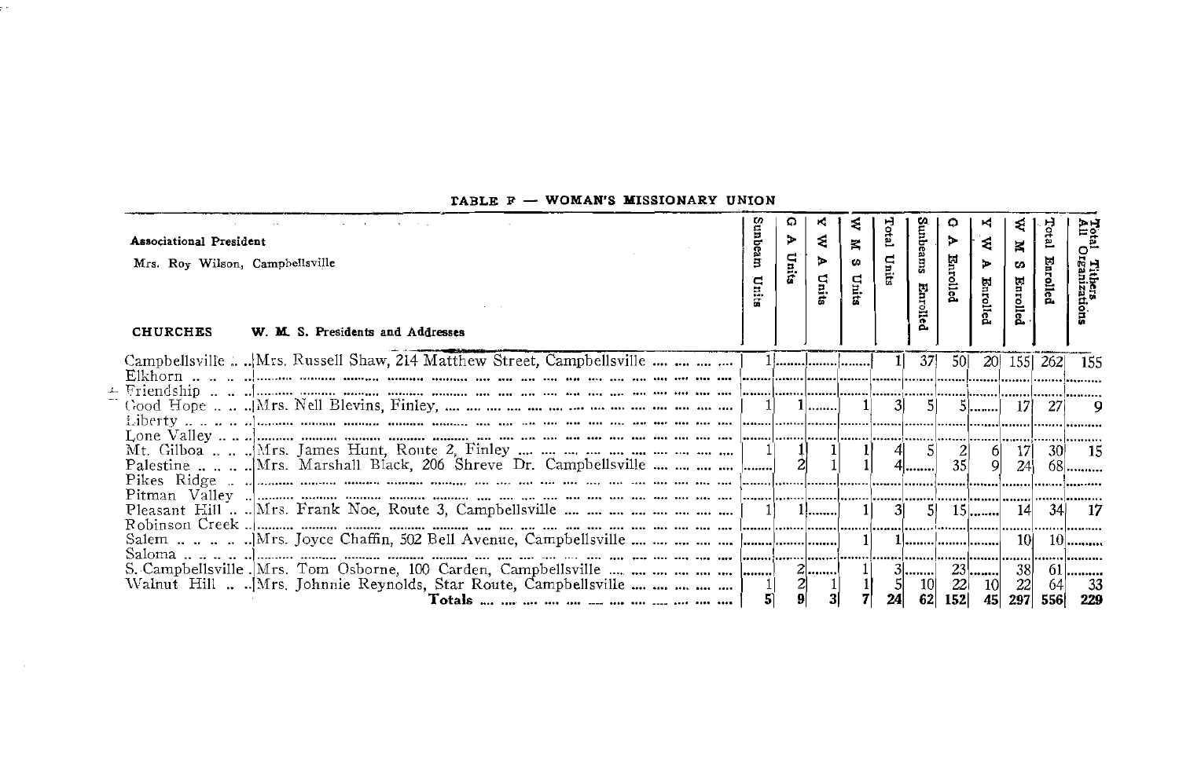**TABLE F — WOMAN'S MISSIONARY UNION**

Associational President

Mrs. Roy Wilson, Campbellsville

| CHURCHES | W. M. S. Presidents and Addresses | Sunbeam Units | G A Units | Y W A Units | W M S Units | Total Units | Sunbeams Enrolled | G A Enrolled | Y W A Enrolled | W M S Enrolled | Total Enrolled | Total Tithers All Organizations |
|---|---|---|---|---|---|---|---|---|---|---|---|---|
| Campbellsville | Mrs. Russell Shaw, 214 Matthew Street, Campbellsville | 1 | | | | 1 | 37 | 50 | 20 | 155 | 262 | 155 |
| Elkhorn | | | | | | | | | | | | |
| Friendship | | | | | | | | | | | | |
| Good Hope | Mrs. Nell Blevins, Finley | 1 | 1 | | 1 | 3 | 5 | 5 | | 17 | 27 | 9 |
| Liberty | | | | | | | | | | | | |
| Lone Valley | | | | | | | | | | | | |
| Mt. Gilboa | Mrs. James Hunt, Route 2, Finley | 1 | 1 | 1 | 1 | 4 | 5 | 2 | 6 | 17 | 30 | 15 |
| Palestine | Mrs. Marshall Black, 206 Shreve Dr. Campbellsville | | 2 | 1 | 1 | 4 | | 35 | 9 | 24 | 68 | |
| Pikes Ridge | | | | | | | | | | | | |
| Pitman Valley | | | | | | | | | | | | |
| Pleasant Hill | Mrs. Frank Noe, Route 3, Campbellsville | 1 | 1 | | 1 | 3 | 5 | 15 | | 14 | 34 | 17 |
| Robinson Creek | | | | | | | | | | | | |
| Salem | Mrs. Joyce Chaffin, 502 Bell Avenue, Campbellsville | | | | 1 | 1 | | | | 10 | 10 | |
| Saloma | | | | | | | | | | | | |
| S. Campbellsville | Mrs. Tom Osborne, 100 Carden, Campbellsville | | 2 | | 1 | 3 | | 23 | | 38 | 61 | |
| Walnut Hill | Mrs. Johnnie Reynolds, Star Route, Campbellsville | 1 | 2 | 1 | 1 | 5 | 10 | 22 | 10 | 22 | 64 | 33 |
| | **Totals** | 5 | 9 | 3 | 7 | 24 | 62 | 152 | 45 | 297 | 556 | 229 |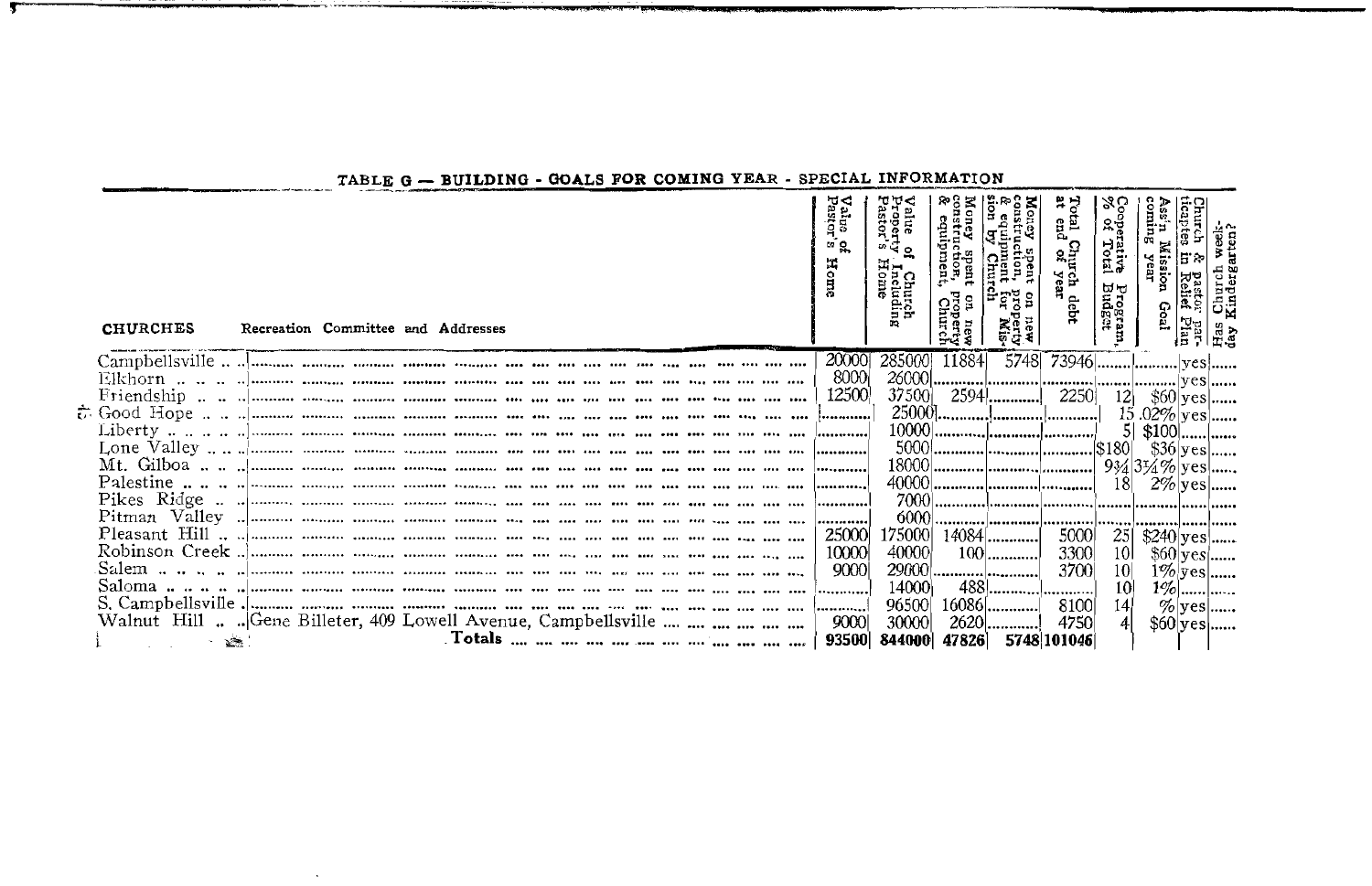## TABLE G — BUILDING - GOALS FOR COMING YEAR - SPECIAL INFORMATION

| CHURCHES | Recreation Committee and Addresses | Value of Pastor's Home | Value of Church Property Including Pastor's Home | Money spent on new construction, property & equipment, Church | Money spent on new construction, property & equipment for Mission by Church | Total Church debt at end of year | Cooperative Program, % of Total Budget | Ass'n Mission Goal coming year | Church & pastor participates in Relief Plan | Has Church week-day Kindergarten? |
|---|---|---|---|---|---|---|---|---|---|---|
| Campbellsville | | 20000 | 285000 | 11884 | 5748 | 73946 | | | yes | |
| Elkhorn | | 8000 | 26000 | | | | | | yes | |
| Friendship | | 12500 | 37500 | 2594 | | 2250 | 12 | $60 | yes | |
| Good Hope | | | 25000 | | | | 15 | .02% | yes | |
| Liberty | | | 10000 | | | | 5 | $100 | | |
| Lone Valley | | | 5000 | | | | $180 | $36 | yes | |
| Mt. Gilboa | | | 18000 | | | | 9¾ | 3¼% | yes | |
| Palestine | | | 40000 | | | | 18 | 2% | yes | |
| Pikes Ridge | | | 7000 | | | | | | | |
| Pitman Valley | | | 6000 | | | | | | | |
| Pleasant Hill | | 25000 | 175000 | 14084 | | 5000 | 25 | $240 | yes | |
| Robinson Creek | | 10000 | 40000 | 100 | | 3300 | 10 | $60 | yes | |
| Salem | | 9000 | 29000 | | | 3700 | 10 | 1% | yes | |
| Saloma | | | 14000 | 488 | | | 10 | 1% | | |
| S. Campbellsville | | | 96500 | 16086 | | 8100 | 14 | % | yes | |
| Walnut Hill | Gene Billeter, 409 Lowell Avenue, Campbellsville | 9000 | 30000 | 2620 | | 4750 | 4 | $60 | yes | |
| | **Totals** | 93500 | 844000 | 47826 | 5748 | 101046 | | | | |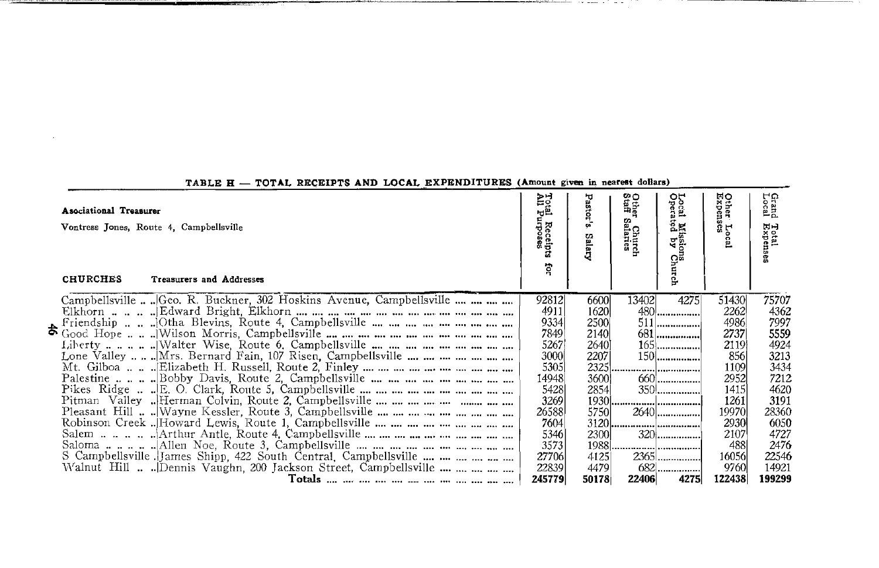## TABLE H — TOTAL RECEIPTS AND LOCAL EXPENDITURES (Amount given in nearest dollars)

**Associational Treasurer**

Vontress Jones, Route 4, Campbellsville

| CHURCHES | Treasurers and Addresses | Total Receipts for All Purposes | Pastor's Salary | Other Church Staff Salaries | Local Missions Operated by Church | Other Local Expenses | Grand Total Local Expenses |
|---|---|---|---|---|---|---|---|
| Campbellsville | Geo. R. Buckner, 302 Hoskins Avenue, Campbellsville | 92812 | 6600 | 13402 | 4275 | 51430 | 75707 |
| Elkhorn | Edward Bright, Elkhorn | 4911 | 1620 | 480 | | 2262 | 4362 |
| Friendship | Otha Blevins, Route 4, Campbellsville | 9334 | 2500 | 511 | | 4986 | 7997 |
| Good Hope | Wilson Morris, Campbellsville | 7849 | 2140 | 681 | | 2737 | 5559 |
| Liberty | Walter Wise, Route 6, Campbellsville | 5267 | 2640 | 165 | | 2119 | 4924 |
| Lone Valley | Mrs. Bernard Fain, 107 Risen, Campbellsville | 3000 | 2207 | 150 | | 856 | 3213 |
| Mt. Gilboa | Elizabeth H. Russell, Route 2, Finley | 5305 | 2325 | | | 1109 | 3434 |
| Palestine | Bobby Davis, Route 2, Campbellsville | 14948 | 3600 | 660 | | 2952 | 7212 |
| Pikes Ridge | E. O. Clark, Route 5, Campbellsville | 5428 | 2854 | 350 | | 1415 | 4620 |
| Pitman Valley | Herman Colvin, Route 2, Campbellsville | 3269 | 1930 | | | 1261 | 3191 |
| Pleasant Hill | Wayne Kessler, Route 3, Campbellsville | 26588 | 5750 | 2640 | | 19970 | 28360 |
| Robinson Creek | Howard Lewis, Route 1, Campbellsville | 7604 | 3120 | | | 2930 | 6050 |
| Salem | Arthur Antle, Route 4, Campbellsville | 5346 | 2300 | 320 | | 2107 | 4727 |
| Saloma | Allen Noe, Route 3, Campbellsville | 3573 | 1988 | | | 488 | 2476 |
| S Campbellsville | James Shipp, 422 South Central, Campbellsville | 27706 | 4125 | 2365 | | 16056 | 22546 |
| Walnut Hill | Dennis Vaughn, 200 Jackson Street, Campbellsville | 22839 | 4479 | 682 | | 9760 | 14921 |
| | **Totals** | **245779** | **50178** | **22406** | **4275** | **122438** | **199299** |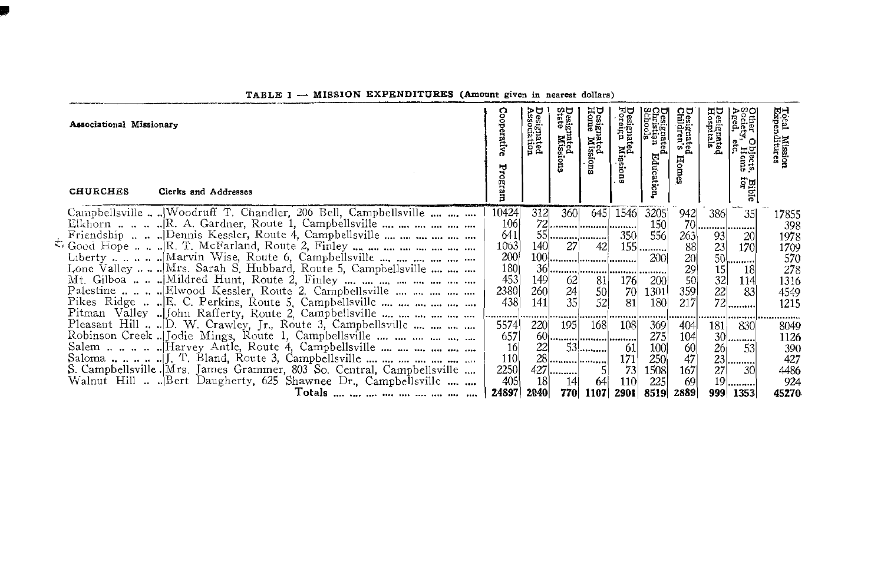**TABLE I — MISSION EXPENDITURES (Amount given in nearest dollars)**

| Associational Missionary<br><br>CHURCHES | Clerks and Addresses | Cooperative Program | Designated Association | Designated State Missions | Designated Home Missions | Designated Foreign Missions | Designated Christian Education, Schools | Designated Children's Homes | Designated Hospitals | Other Objects, Bible Society, Home for Aged, etc. | Total Mission Expenditures |
|---|---|---|---|---|---|---|---|---|---|---|---|
| Campbellsville | Woodruff T. Chandler, 206 Bell, Campbellsville | 10424 | 312 | 360 | 645 | 1546 | 3205 | 942 | 386 | 35 | 17855 |
| Elkhorn | R. A. Gardner, Route 1, Campbellsville | 106 | 72 | | | | 150 | 70 | | | 398 |
| Friendship | Dennis Kessler, Route 4, Campbellsville | 641 | 55 | | | 350 | 556 | 263 | 93 | 20 | 1978 |
| Good Hope | R. T. McFarland, Route 2, Finley | 1063 | 140 | 27 | 42 | 155 | | 88 | 23 | 170 | 1709 |
| Liberty | Marvin Wise, Route 6, Campbellsville | 200 | 100 | | | | 200 | 20 | 50 | | 570 |
| Lone Valley | Mrs. Sarah S. Hubbard, Route 5, Campbellsville | 180 | 36 | | | | | 29 | 15 | 18 | 278 |
| Mt. Gilboa | Mildred Hunt, Route 2, Finley | 453 | 149 | 62 | 81 | 176 | 200 | 50 | 32 | 114 | 1316 |
| Palestine | Elwood Kessler, Route 2, Campbellsville | 2380 | 260 | 24 | 50 | 70 | 1301 | 359 | 22 | 83 | 4549 |
| Pikes Ridge | E. C. Perkins, Route 5, Campbellsville | 438 | 141 | 35 | 52 | 81 | 180 | 217 | 72 | | 1215 |
| Pitman Valley | John Rafferty, Route 2, Campbellsville | | | | | | | | | | |
| Pleasant Hill | D. W. Crawley, Jr., Route 3, Campbellsville | 5574 | 220 | 195 | 168 | 108 | 369 | 404 | 181 | 830 | 8049 |
| Robinson Creek | Jodie Mings, Route 1, Campbellsville | 657 | 60 | | | | 275 | 104 | 30 | | 1126 |
| Salem | Harvey Antle, Route 4, Campbellsville | 16 | 22 | 53 | | 61 | 100 | 60 | 26 | 53 | 390 |
| Saloma | J. T. Bland, Route 3, Campbellsville | 110 | 28 | | | 171 | 250 | 47 | 23 | | 427 |
| S. Campbellsville | Mrs. James Grammer, 803 So. Central, Campbellsville | 2250 | 427 | | 5 | 73 | 1508 | 167 | 27 | 30 | 4486 |
| Walnut Hill | Bert Daugherty, 625 Shawnee Dr., Campbellsville | 405 | 18 | 14 | 64 | 110 | 225 | 69 | 19 | | 924 |
| | **Totals** | **24897** | **2040** | **770** | **1107** | **2901** | **8519** | **2889** | **999** | **1353** | **45270** |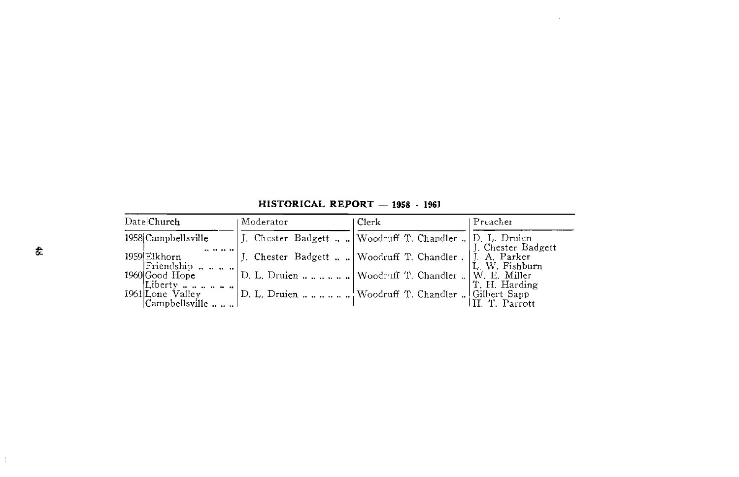## HISTORICAL REPORT — 1958 - 1961

| Date | Church | Moderator | Clerk | Preacher |
|---|---|---|---|---|
| 1958 | Campbellsville | J. Chester Badgett | Woodruff T. Chandler | D. L. Druien |
| | | | | J. Chester Badgett |
| 1959 | Elkhorn | J. Chester Badgett | Woodruff T. Chandler | J. A. Parker |
| | Friendship | | | L. W. Fishburn |
| 1960 | Good Hope | D. L. Druien | Woodruff T. Chandler | W. E. Miller |
| | Liberty | | | T. H. Harding |
| 1961 | Lone Valley | D. L. Druien | Woodruff T. Chandler | Gilbert Sapp |
| | Campbellsville | | | H. T. Parrott |